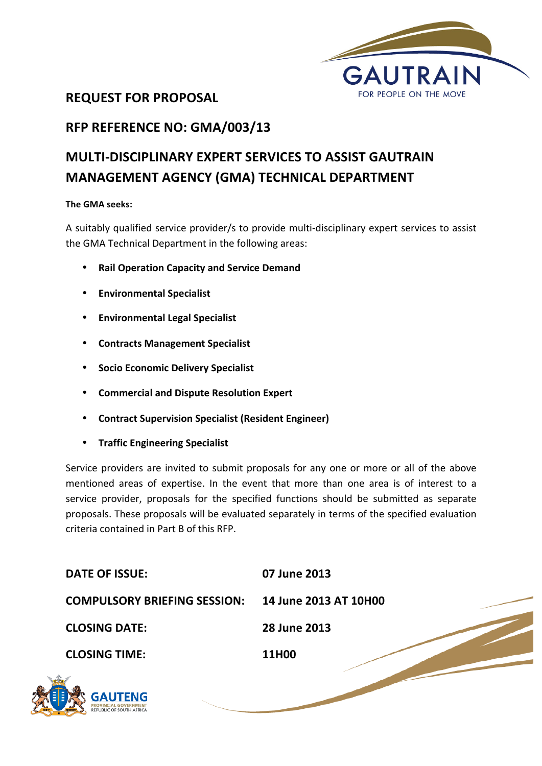# REQUEST FOR PROPOSAL

## RFP REFERENCE NO: GMA/003/13

## MULTI-DISCIPLINARY EXPERT SERVICES TO ASSIST GAUTRAIN MANAGEMENT AGENCY (GMA) TECHNICAL DEPARTMENT

**The GMA seeks:**

A suitably qualified service provider/s to provide multi-disciplinary expert services to assist the GMA Technical Department in the following areas:

- **Rail Operation Capacity and Service Demand**
- **Environmental Specialist**
- **Environmental Legal Specialist**
- **Contracts Management Specialist**
- **Socio Economic Delivery Specialist**
- **Commercial and Dispute Resolution Expert**
- **Contract Supervision Specialist (Resident Engineer)**
- **Traffic Engineering Specialist**

Service providers are invited to submit proposals for any one or more or all of the above mentioned areas of expertise. In the event that more than one area is of interest to a service provider, proposals for the specified functions should be submitted as separate proposals. These proposals will be evaluated separately in terms of the specified evaluation criteria contained in Part B of this RFP.

| | |
|---|---|
| **DATE OF ISSUE:** | **07 June 2013** |
| **COMPULSORY BRIEFING SESSION:** | **14 June 2013 AT 10H00** |
| **CLOSING DATE:** | **28 June 2013** |
| **CLOSING TIME:** | **11H00** |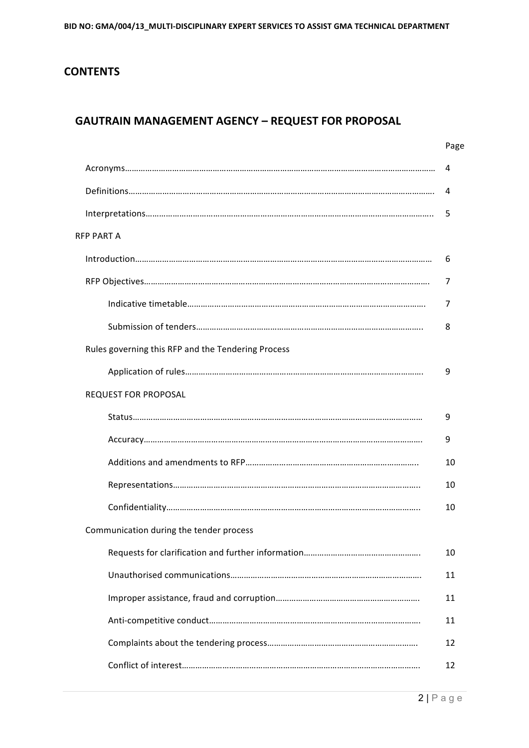# CONTENTS

## GAUTRAIN MANAGEMENT AGENCY – REQUEST FOR PROPOSAL

| | Page |
|---|---|
| Acronyms | 4 |
| Definitions | 4 |
| Interpretations | 5 |
| RFP PART A | |
| Introduction | 6 |
| RFP Objectives | 7 |
| Indicative timetable | 7 |
| Submission of tenders | 8 |
| Rules governing this RFP and the Tendering Process | |
| Application of rules | 9 |
| REQUEST FOR PROPOSAL | |
| Status | 9 |
| Accuracy | 9 |
| Additions and amendments to RFP | 10 |
| Representations | 10 |
| Confidentiality | 10 |
| Communication during the tender process | |
| Requests for clarification and further information | 10 |
| Unauthorised communications | 11 |
| Improper assistance, fraud and corruption | 11 |
| Anti-competitive conduct | 11 |
| Complaints about the tendering process | 12 |
| Conflict of interest | 12 |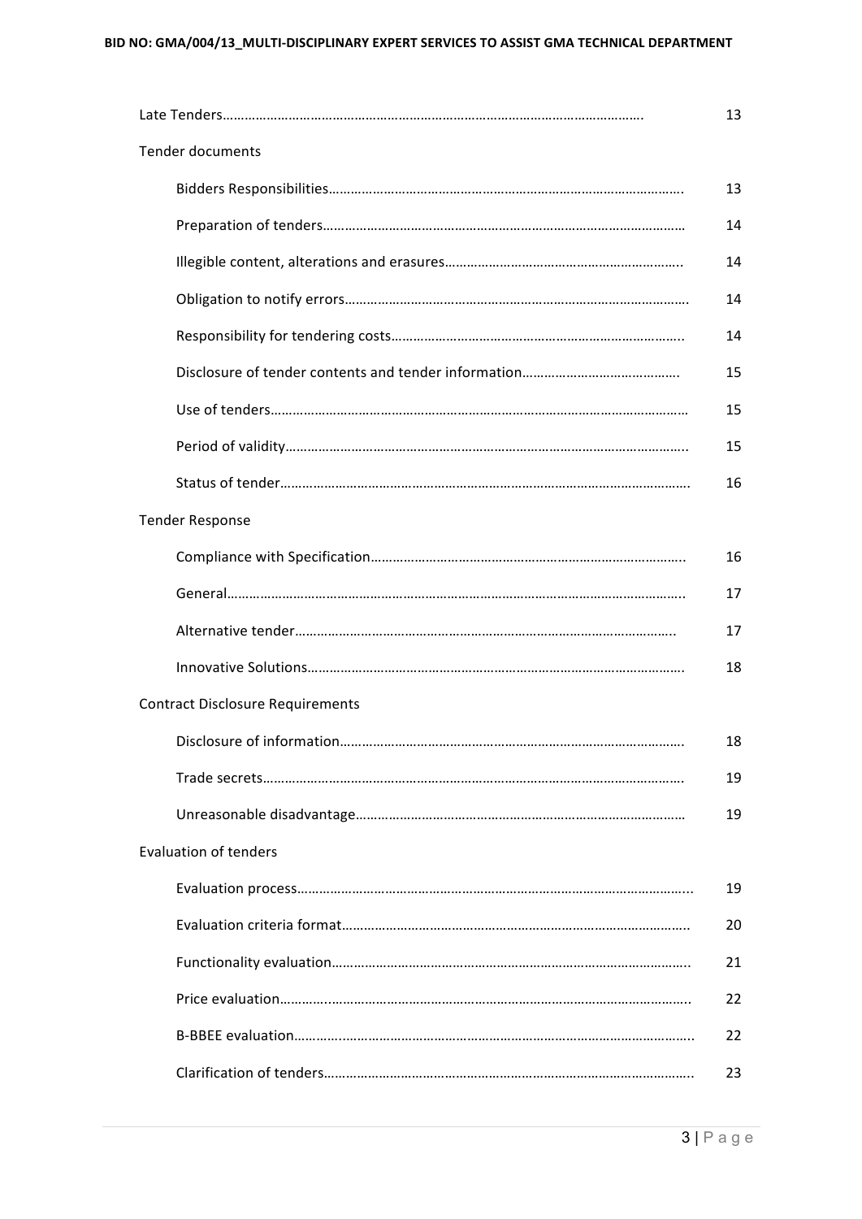| | |
|---|---|
| Late Tenders………………………………………………………………………………………………… | 13 |
| Tender documents | |
| Bidders Responsibilities……………………………………………………………………………… | 13 |
| Preparation of tenders………………………………………………………………………………… | 14 |
| Illegible content, alterations and erasures……………………………………………………….. | 14 |
| Obligation to notify errors…………………………………………………………………………… | 14 |
| Responsibility for tendering costs………………………………………………………………….. | 14 |
| Disclosure of tender contents and tender information……………………………………. | 15 |
| Use of tenders……………………………………………………………………………………………… | 15 |
| Period of validity………………………………………………………………………………………….. | 15 |
| Status of tender……………………………………………………………………………………………. | 16 |
| Tender Response | |
| Compliance with Specification………………………………………………………………………….. | 16 |
| General…………………………………………………………………………………………………………….. | 17 |
| Alternative tender……………………………………………………………………………………….. | 17 |
| Innovative Solutions……………………………………………………………………………………… | 18 |
| Contract Disclosure Requirements | |
| Disclosure of information……………………………………………………………………………. | 18 |
| Trade secrets……………………………………………………………………………………………………. | 19 |
| Unreasonable disadvantage……………………………………………………………………………… | 19 |
| Evaluation of tenders | |
| Evaluation process……………………………………………………………………………………………... | 19 |
| Evaluation criteria format………………………………………………………………………………….. | 20 |
| Functionality evaluation…………………………………………………………………………………….. | 21 |
| Price evaluation………….……………………………………………………………………………………... | 22 |
| B-BBEE evaluation……….……………………………………………………………………………………….. | 22 |
| Clarification of tenders……………………………………………………………………………………….. | 23 |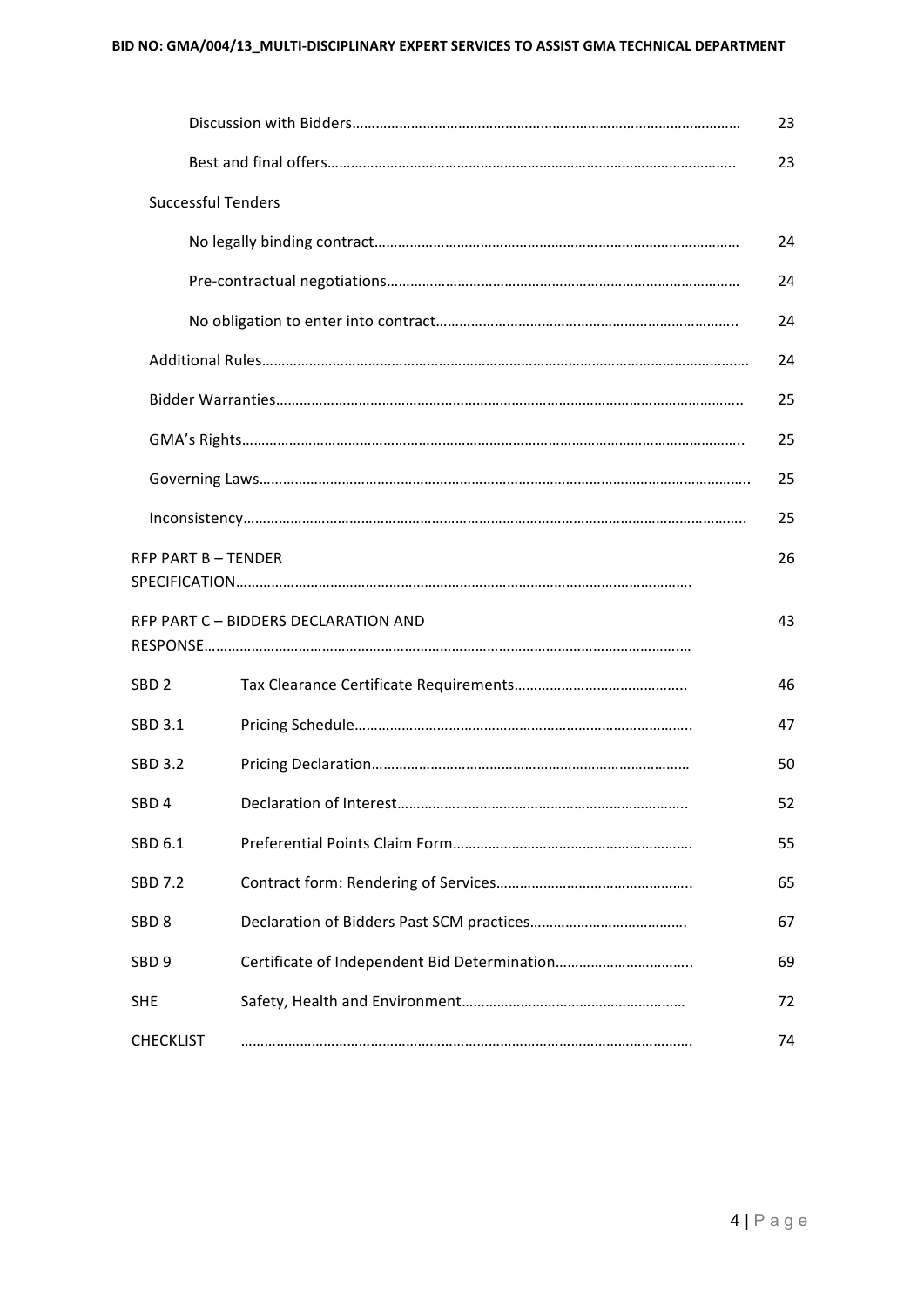| | | |
|---|---|---|
| Discussion with Bidders………………………………………………………………………………… | | 23 |
| Best and final offers……………………………………………………………………………………….. | | 23 |
| Successful Tenders | | |
| No legally binding contract………………………………………………………………………………… | | 24 |
| Pre-contractual negotiations……………………………………………………………………………… | | 24 |
| No obligation to enter into contract………………………………………………………………….. | | 24 |
| Additional Rules………………………………………………………………………………………………………… | | 24 |
| Bidder Warranties…………………………………………………………………………………………………….. | | 25 |
| GMA's Rights…………………………………………………………………………………………………………….. | | 25 |
| Governing Laws………………………………………………………………………………………………………….. | | 25 |
| Inconsistency……………………………………………………………………………………………………………... | | 25 |
| RFP PART B – TENDER SPECIFICATION……………………………………………………………………………………………………. | | 26 |
| RFP PART C – BIDDERS DECLARATION AND RESPONSE……………………………………………………………………………………………………… | | 43 |
| SBD 2 | Tax Clearance Certificate Requirements…………………………………….. | 46 |
| SBD 3.1 | Pricing Schedule………………………………………………………………………….. | 47 |
| SBD 3.2 | Pricing Declaration……………………………………………………………………… | 50 |
| SBD 4 | Declaration of Interest……………………………………………………………….. | 52 |
| SBD 6.1 | Preferential Points Claim Form……………………………………………………. | 55 |
| SBD 7.2 | Contract form: Rendering of Services………………………………………….. | 65 |
| SBD 8 | Declaration of Bidders Past SCM practices………………………………… | 67 |
| SBD 9 | Certificate of Independent Bid Determination…………………………….. | 69 |
| SHE | Safety, Health and Environment………………………………………………… | 72 |
| CHECKLIST | …………………………………………………………………………………………………. | 74 |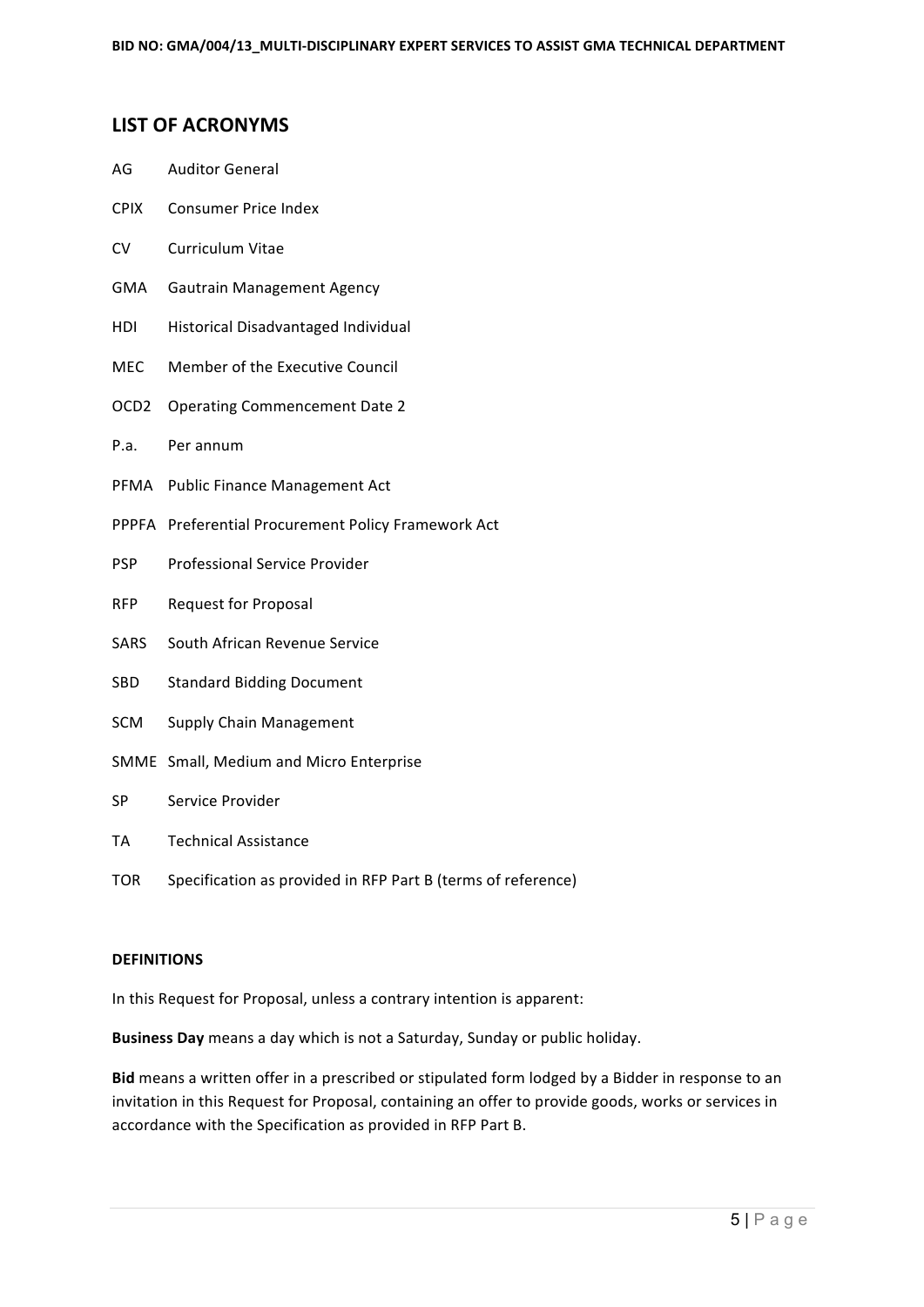## LIST OF ACRONYMS

| | |
|---|---|
| AG | Auditor General |
| CPIX | Consumer Price Index |
| CV | Curriculum Vitae |
| GMA | Gautrain Management Agency |
| HDI | Historical Disadvantaged Individual |
| MEC | Member of the Executive Council |
| OCD2 | Operating Commencement Date 2 |
| P.a. | Per annum |
| PFMA | Public Finance Management Act |
| PPPFA | Preferential Procurement Policy Framework Act |
| PSP | Professional Service Provider |
| RFP | Request for Proposal |
| SARS | South African Revenue Service |
| SBD | Standard Bidding Document |
| SCM | Supply Chain Management |
| SMME | Small, Medium and Micro Enterprise |
| SP | Service Provider |
| TA | Technical Assistance |
| TOR | Specification as provided in RFP Part B (terms of reference) |

**DEFINITIONS**

In this Request for Proposal, unless a contrary intention is apparent:

**Business Day** means a day which is not a Saturday, Sunday or public holiday.

**Bid** means a written offer in a prescribed or stipulated form lodged by a Bidder in response to an invitation in this Request for Proposal, containing an offer to provide goods, works or services in accordance with the Specification as provided in RFP Part B.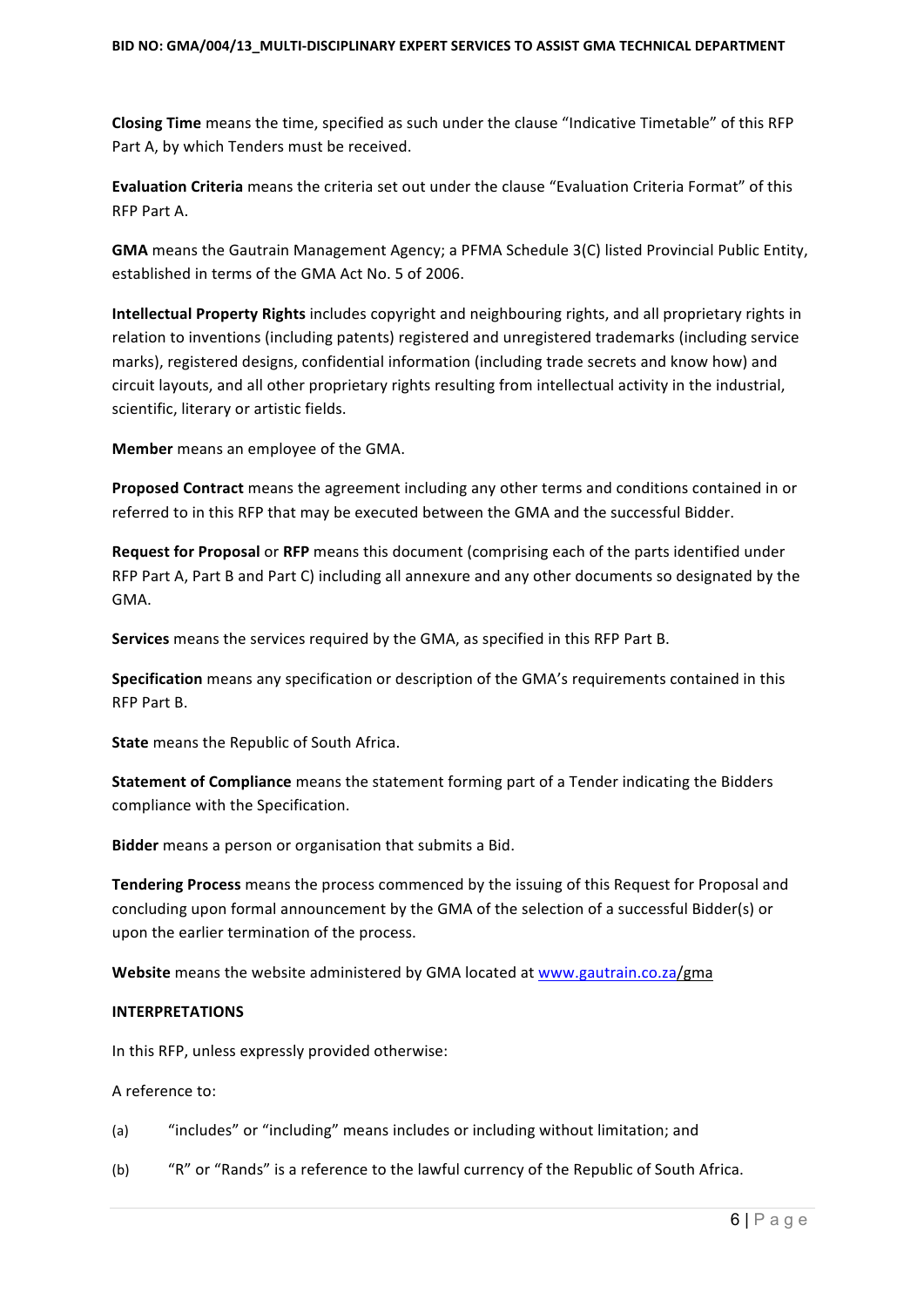**Closing Time** means the time, specified as such under the clause "Indicative Timetable" of this RFP Part A, by which Tenders must be received.

**Evaluation Criteria** means the criteria set out under the clause "Evaluation Criteria Format" of this RFP Part A.

**GMA** means the Gautrain Management Agency; a PFMA Schedule 3(C) listed Provincial Public Entity, established in terms of the GMA Act No. 5 of 2006.

**Intellectual Property Rights** includes copyright and neighbouring rights, and all proprietary rights in relation to inventions (including patents) registered and unregistered trademarks (including service marks), registered designs, confidential information (including trade secrets and know how) and circuit layouts, and all other proprietary rights resulting from intellectual activity in the industrial, scientific, literary or artistic fields.

**Member** means an employee of the GMA.

**Proposed Contract** means the agreement including any other terms and conditions contained in or referred to in this RFP that may be executed between the GMA and the successful Bidder.

**Request for Proposal** or **RFP** means this document (comprising each of the parts identified under RFP Part A, Part B and Part C) including all annexure and any other documents so designated by the GMA.

**Services** means the services required by the GMA, as specified in this RFP Part B.

**Specification** means any specification or description of the GMA's requirements contained in this RFP Part B.

**State** means the Republic of South Africa.

**Statement of Compliance** means the statement forming part of a Tender indicating the Bidders compliance with the Specification.

**Bidder** means a person or organisation that submits a Bid.

**Tendering Process** means the process commenced by the issuing of this Request for Proposal and concluding upon formal announcement by the GMA of the selection of a successful Bidder(s) or upon the earlier termination of the process.

**Website** means the website administered by GMA located at www.gautrain.co.za/gma

**INTERPRETATIONS**

In this RFP, unless expressly provided otherwise:

A reference to:

(a) "includes" or "including" means includes or including without limitation; and

(b) "R" or "Rands" is a reference to the lawful currency of the Republic of South Africa.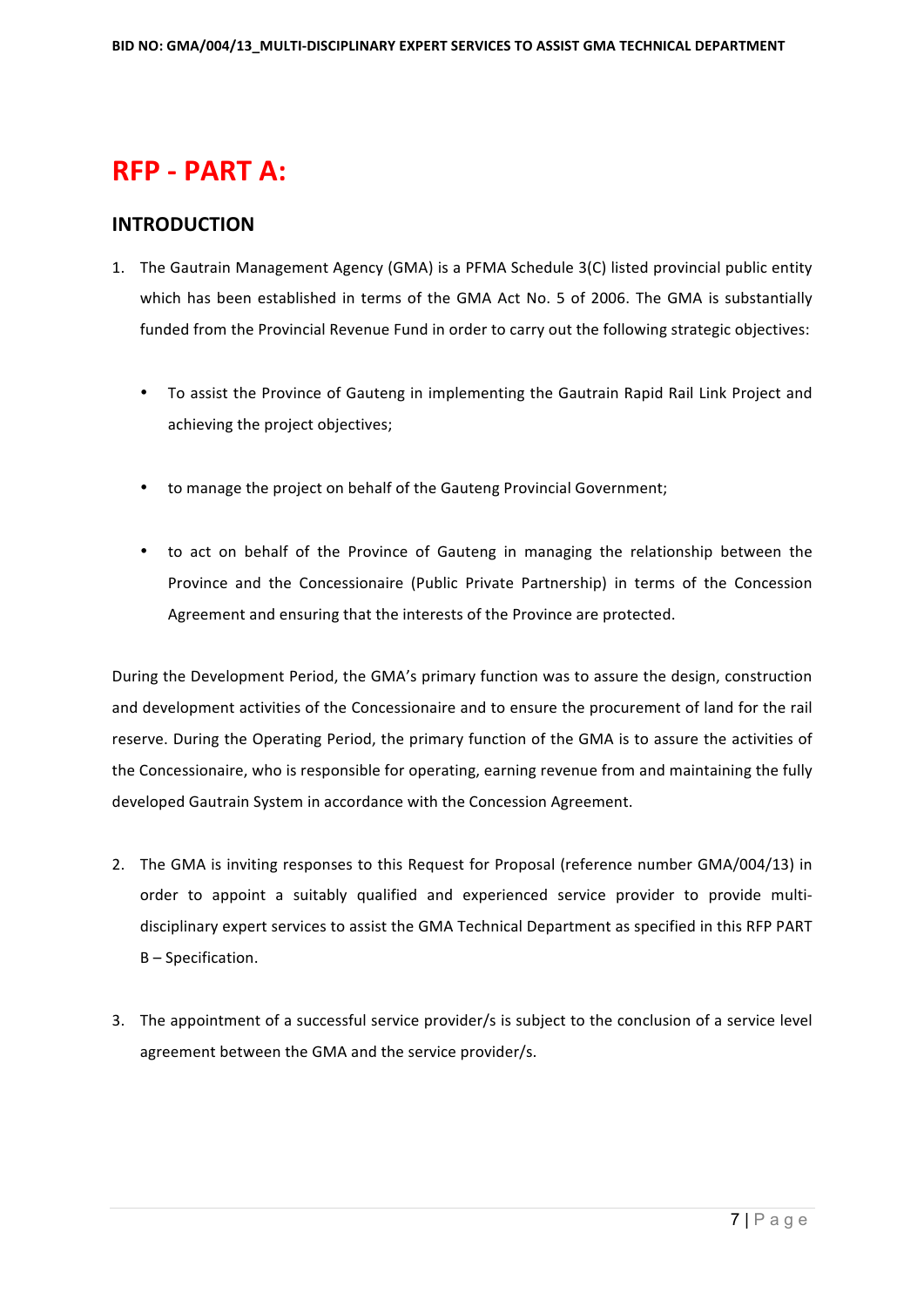# RFP - PART A:

## INTRODUCTION

1. The Gautrain Management Agency (GMA) is a PFMA Schedule 3(C) listed provincial public entity which has been established in terms of the GMA Act No. 5 of 2006. The GMA is substantially funded from the Provincial Revenue Fund in order to carry out the following strategic objectives:

   - To assist the Province of Gauteng in implementing the Gautrain Rapid Rail Link Project and achieving the project objectives;
   - to manage the project on behalf of the Gauteng Provincial Government;
   - to act on behalf of the Province of Gauteng in managing the relationship between the Province and the Concessionaire (Public Private Partnership) in terms of the Concession Agreement and ensuring that the interests of the Province are protected.

During the Development Period, the GMA's primary function was to assure the design, construction and development activities of the Concessionaire and to ensure the procurement of land for the rail reserve. During the Operating Period, the primary function of the GMA is to assure the activities of the Concessionaire, who is responsible for operating, earning revenue from and maintaining the fully developed Gautrain System in accordance with the Concession Agreement.

2. The GMA is inviting responses to this Request for Proposal (reference number GMA/004/13) in order to appoint a suitably qualified and experienced service provider to provide multi-disciplinary expert services to assist the GMA Technical Department as specified in this RFP PART B – Specification.

3. The appointment of a successful service provider/s is subject to the conclusion of a service level agreement between the GMA and the service provider/s.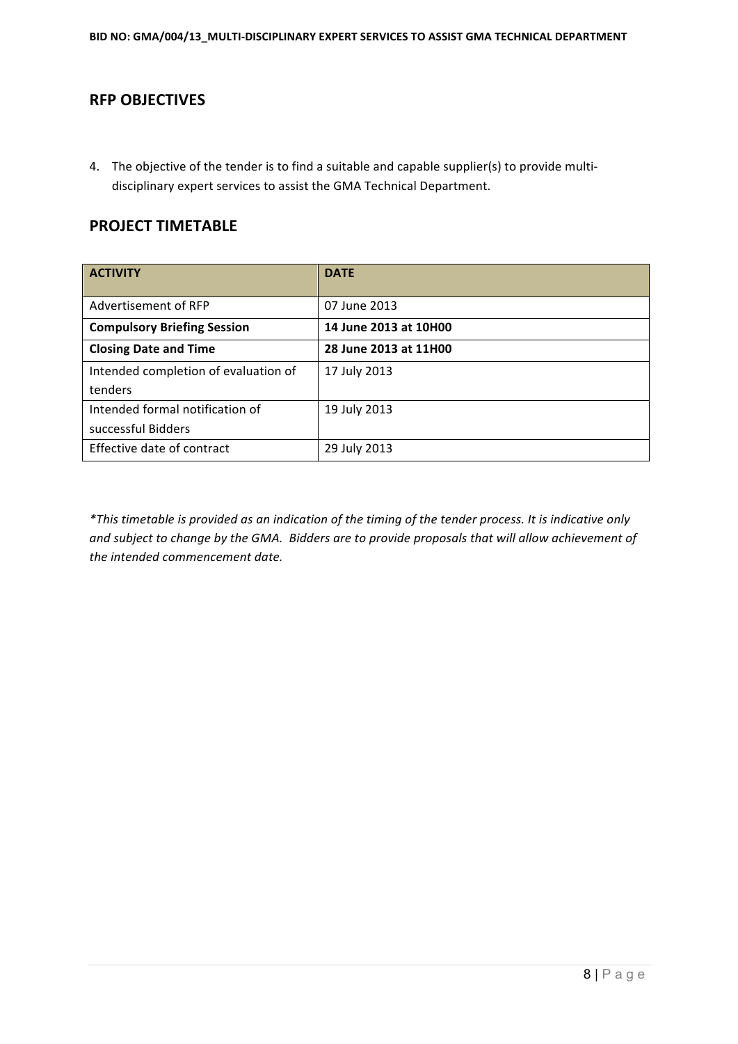## RFP OBJECTIVES

4. The objective of the tender is to find a suitable and capable supplier(s) to provide multi-disciplinary expert services to assist the GMA Technical Department.

## PROJECT TIMETABLE

| ACTIVITY | DATE |
|---|---|
| Advertisement of RFP | 07 June 2013 |
| **Compulsory Briefing Session** | **14 June 2013 at 10H00** |
| **Closing Date and Time** | **28 June 2013 at 11H00** |
| Intended completion of evaluation of tenders | 17 July 2013 |
| Intended formal notification of successful Bidders | 19 July 2013 |
| Effective date of contract | 29 July 2013 |

*\*This timetable is provided as an indication of the timing of the tender process. It is indicative only and subject to change by the GMA. Bidders are to provide proposals that will allow achievement of the intended commencement date.*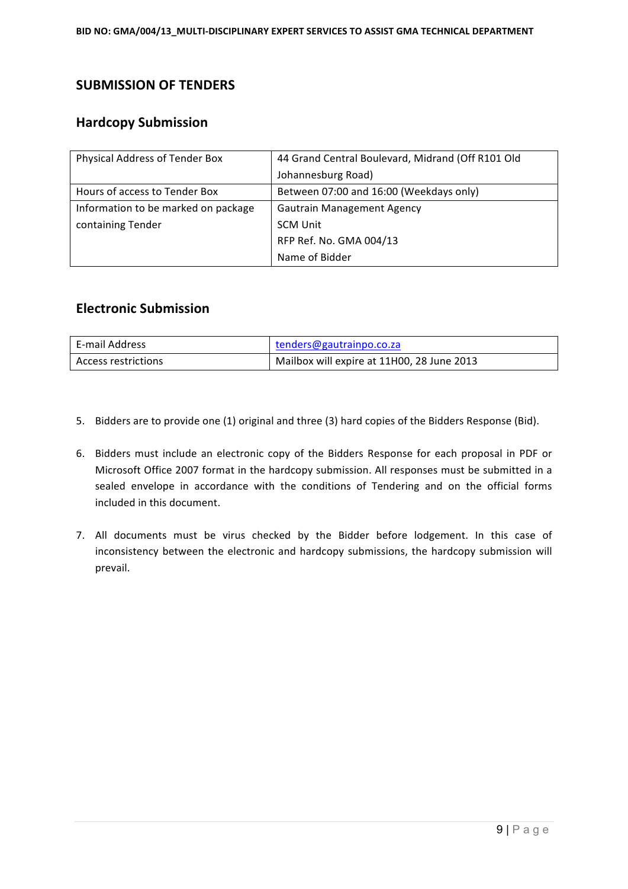## SUBMISSION OF TENDERS

### Hardcopy Submission

| | |
|---|---|
| Physical Address of Tender Box | 44 Grand Central Boulevard, Midrand (Off R101 Old Johannesburg Road) |
| Hours of access to Tender Box | Between 07:00 and 16:00 (Weekdays only) |
| Information to be marked on package containing Tender | Gautrain Management Agency<br>SCM Unit<br>RFP Ref. No. GMA 004/13<br>Name of Bidder |

### Electronic Submission

| | |
|---|---|
| E-mail Address | tenders@gautrainpo.co.za |
| Access restrictions | Mailbox will expire at 11H00, 28 June 2013 |

5. Bidders are to provide one (1) original and three (3) hard copies of the Bidders Response (Bid).

6. Bidders must include an electronic copy of the Bidders Response for each proposal in PDF or Microsoft Office 2007 format in the hardcopy submission. All responses must be submitted in a sealed envelope in accordance with the conditions of Tendering and on the official forms included in this document.

7. All documents must be virus checked by the Bidder before lodgement. In this case of inconsistency between the electronic and hardcopy submissions, the hardcopy submission will prevail.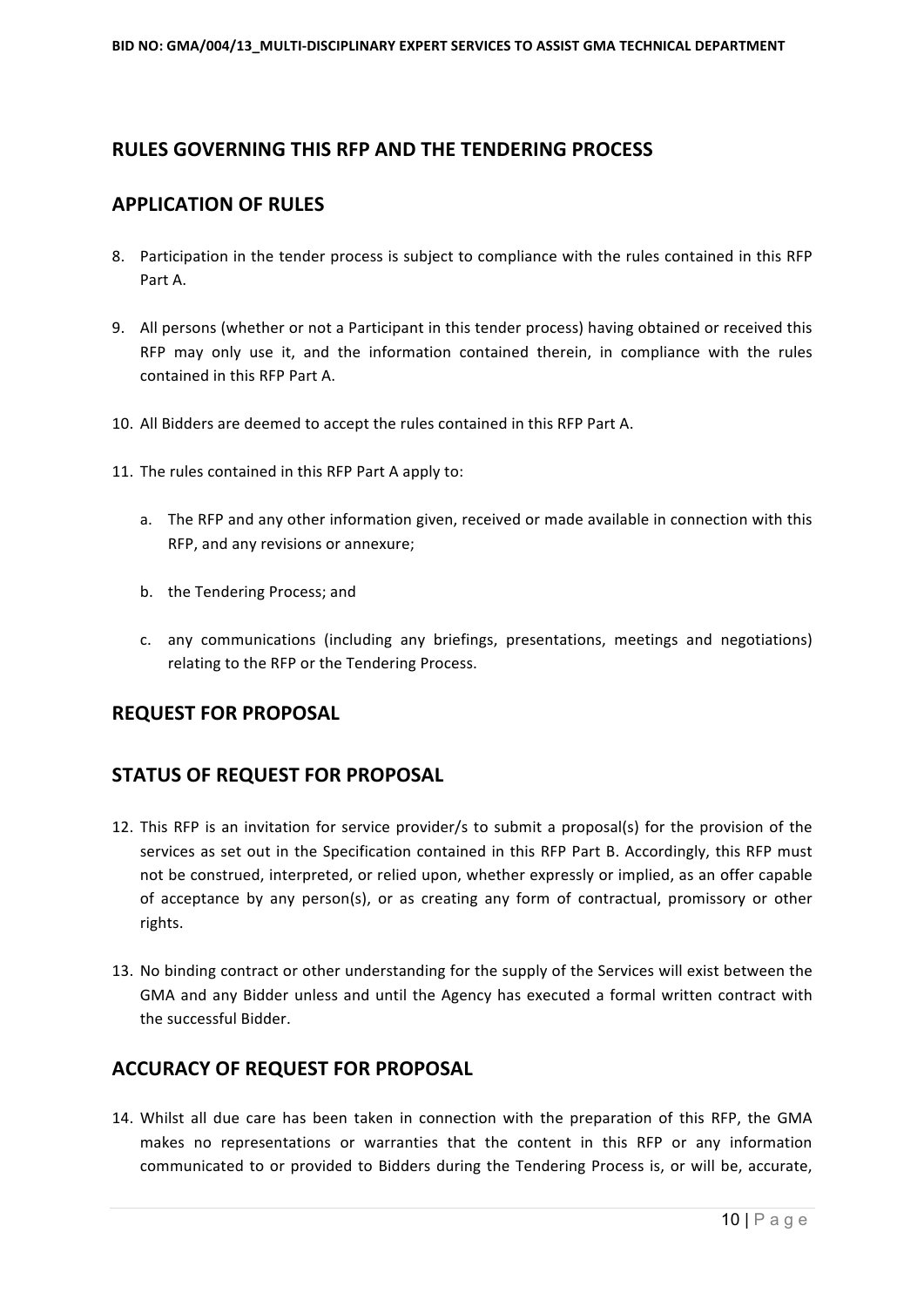## RULES GOVERNING THIS RFP AND THE TENDERING PROCESS

## APPLICATION OF RULES

8. Participation in the tender process is subject to compliance with the rules contained in this RFP Part A.

9. All persons (whether or not a Participant in this tender process) having obtained or received this RFP may only use it, and the information contained therein, in compliance with the rules contained in this RFP Part A.

10. All Bidders are deemed to accept the rules contained in this RFP Part A.

11. The rules contained in this RFP Part A apply to:

    a. The RFP and any other information given, received or made available in connection with this RFP, and any revisions or annexure;

    b. the Tendering Process; and

    c. any communications (including any briefings, presentations, meetings and negotiations) relating to the RFP or the Tendering Process.

## REQUEST FOR PROPOSAL

## STATUS OF REQUEST FOR PROPOSAL

12. This RFP is an invitation for service provider/s to submit a proposal(s) for the provision of the services as set out in the Specification contained in this RFP Part B. Accordingly, this RFP must not be construed, interpreted, or relied upon, whether expressly or implied, as an offer capable of acceptance by any person(s), or as creating any form of contractual, promissory or other rights.

13. No binding contract or other understanding for the supply of the Services will exist between the GMA and any Bidder unless and until the Agency has executed a formal written contract with the successful Bidder.

## ACCURACY OF REQUEST FOR PROPOSAL

14. Whilst all due care has been taken in connection with the preparation of this RFP, the GMA makes no representations or warranties that the content in this RFP or any information communicated to or provided to Bidders during the Tendering Process is, or will be, accurate,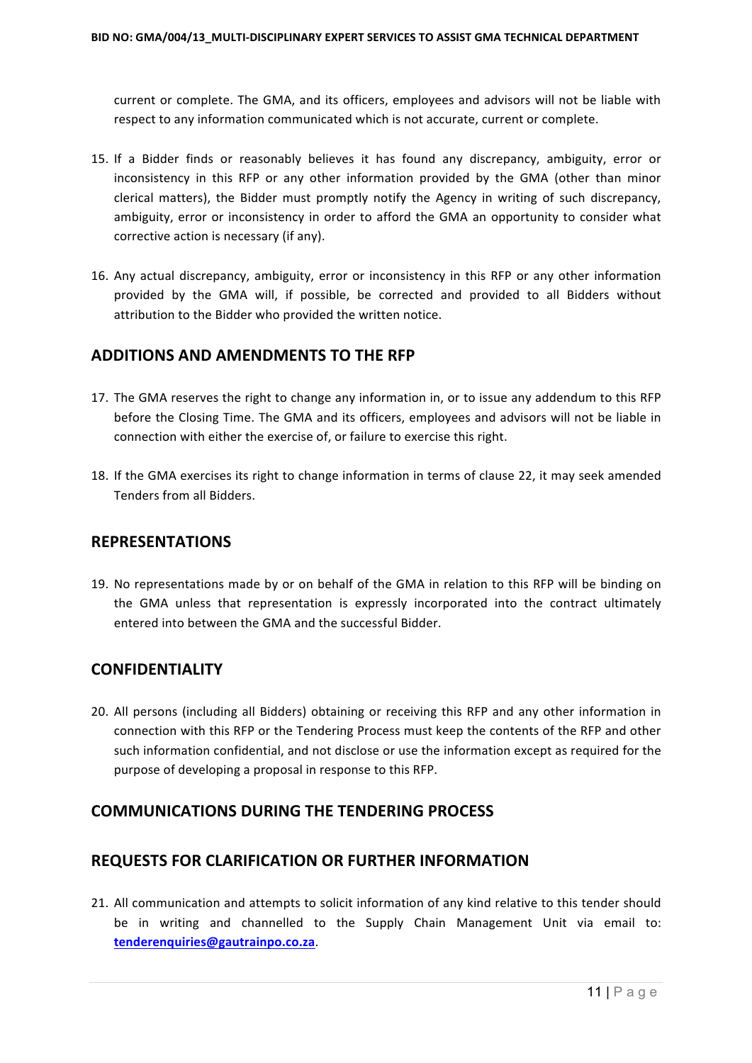current or complete. The GMA, and its officers, employees and advisors will not be liable with respect to any information communicated which is not accurate, current or complete.

15. If a Bidder finds or reasonably believes it has found any discrepancy, ambiguity, error or inconsistency in this RFP or any other information provided by the GMA (other than minor clerical matters), the Bidder must promptly notify the Agency in writing of such discrepancy, ambiguity, error or inconsistency in order to afford the GMA an opportunity to consider what corrective action is necessary (if any).

16. Any actual discrepancy, ambiguity, error or inconsistency in this RFP or any other information provided by the GMA will, if possible, be corrected and provided to all Bidders without attribution to the Bidder who provided the written notice.

## ADDITIONS AND AMENDMENTS TO THE RFP

17. The GMA reserves the right to change any information in, or to issue any addendum to this RFP before the Closing Time. The GMA and its officers, employees and advisors will not be liable in connection with either the exercise of, or failure to exercise this right.

18. If the GMA exercises its right to change information in terms of clause 22, it may seek amended Tenders from all Bidders.

## REPRESENTATIONS

19. No representations made by or on behalf of the GMA in relation to this RFP will be binding on the GMA unless that representation is expressly incorporated into the contract ultimately entered into between the GMA and the successful Bidder.

## CONFIDENTIALITY

20. All persons (including all Bidders) obtaining or receiving this RFP and any other information in connection with this RFP or the Tendering Process must keep the contents of the RFP and other such information confidential, and not disclose or use the information except as required for the purpose of developing a proposal in response to this RFP.

## COMMUNICATIONS DURING THE TENDERING PROCESS

## REQUESTS FOR CLARIFICATION OR FURTHER INFORMATION

21. All communication and attempts to solicit information of any kind relative to this tender should be in writing and channelled to the Supply Chain Management Unit via email to: **tenderenquiries@gautrainpo.co.za**.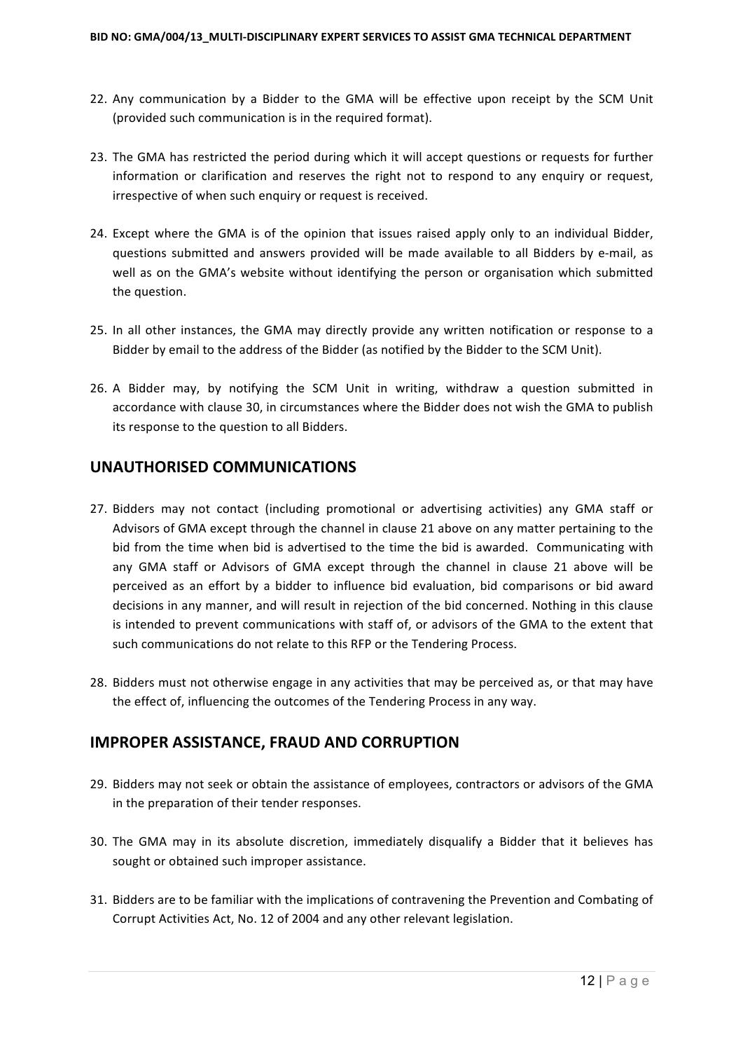22. Any communication by a Bidder to the GMA will be effective upon receipt by the SCM Unit (provided such communication is in the required format).

23. The GMA has restricted the period during which it will accept questions or requests for further information or clarification and reserves the right not to respond to any enquiry or request, irrespective of when such enquiry or request is received.

24. Except where the GMA is of the opinion that issues raised apply only to an individual Bidder, questions submitted and answers provided will be made available to all Bidders by e-mail, as well as on the GMA's website without identifying the person or organisation which submitted the question.

25. In all other instances, the GMA may directly provide any written notification or response to a Bidder by email to the address of the Bidder (as notified by the Bidder to the SCM Unit).

26. A Bidder may, by notifying the SCM Unit in writing, withdraw a question submitted in accordance with clause 30, in circumstances where the Bidder does not wish the GMA to publish its response to the question to all Bidders.

## UNAUTHORISED COMMUNICATIONS

27. Bidders may not contact (including promotional or advertising activities) any GMA staff or Advisors of GMA except through the channel in clause 21 above on any matter pertaining to the bid from the time when bid is advertised to the time the bid is awarded. Communicating with any GMA staff or Advisors of GMA except through the channel in clause 21 above will be perceived as an effort by a bidder to influence bid evaluation, bid comparisons or bid award decisions in any manner, and will result in rejection of the bid concerned. Nothing in this clause is intended to prevent communications with staff of, or advisors of the GMA to the extent that such communications do not relate to this RFP or the Tendering Process.

28. Bidders must not otherwise engage in any activities that may be perceived as, or that may have the effect of, influencing the outcomes of the Tendering Process in any way.

## IMPROPER ASSISTANCE, FRAUD AND CORRUPTION

29. Bidders may not seek or obtain the assistance of employees, contractors or advisors of the GMA in the preparation of their tender responses.

30. The GMA may in its absolute discretion, immediately disqualify a Bidder that it believes has sought or obtained such improper assistance.

31. Bidders are to be familiar with the implications of contravening the Prevention and Combating of Corrupt Activities Act, No. 12 of 2004 and any other relevant legislation.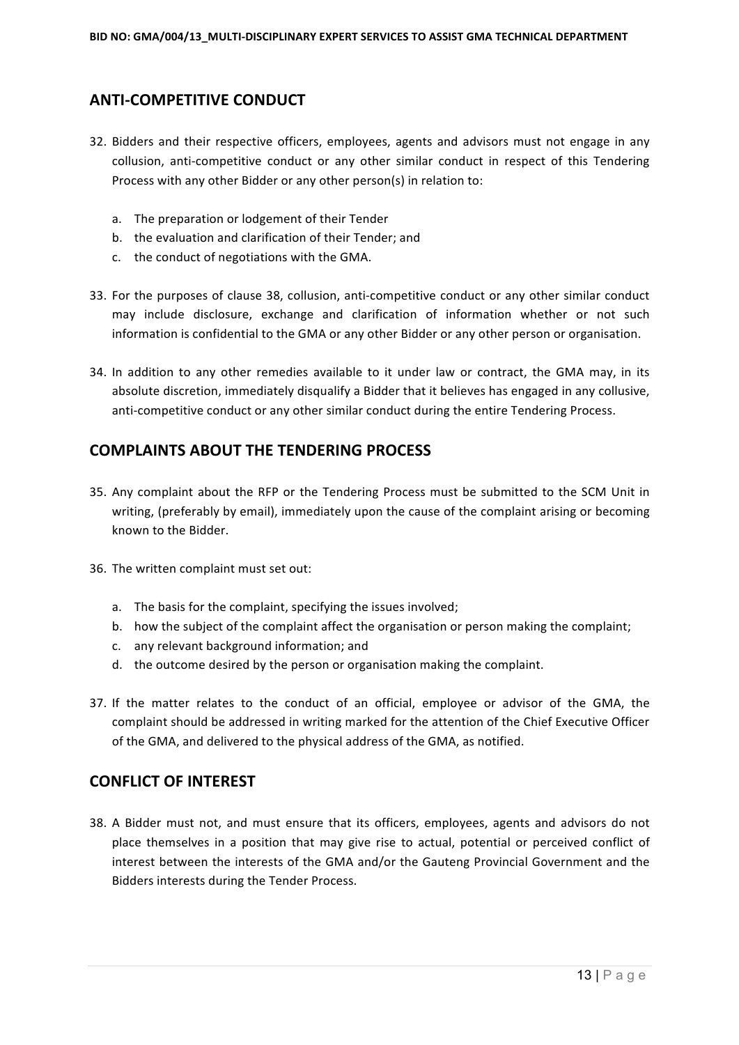## ANTI-COMPETITIVE CONDUCT

32. Bidders and their respective officers, employees, agents and advisors must not engage in any collusion, anti-competitive conduct or any other similar conduct in respect of this Tendering Process with any other Bidder or any other person(s) in relation to:

    a. The preparation or lodgement of their Tender
    b. the evaluation and clarification of their Tender; and
    c. the conduct of negotiations with the GMA.

33. For the purposes of clause 38, collusion, anti-competitive conduct or any other similar conduct may include disclosure, exchange and clarification of information whether or not such information is confidential to the GMA or any other Bidder or any other person or organisation.

34. In addition to any other remedies available to it under law or contract, the GMA may, in its absolute discretion, immediately disqualify a Bidder that it believes has engaged in any collusive, anti-competitive conduct or any other similar conduct during the entire Tendering Process.

## COMPLAINTS ABOUT THE TENDERING PROCESS

35. Any complaint about the RFP or the Tendering Process must be submitted to the SCM Unit in writing, (preferably by email), immediately upon the cause of the complaint arising or becoming known to the Bidder.

36. The written complaint must set out:

    a. The basis for the complaint, specifying the issues involved;
    b. how the subject of the complaint affect the organisation or person making the complaint;
    c. any relevant background information; and
    d. the outcome desired by the person or organisation making the complaint.

37. If the matter relates to the conduct of an official, employee or advisor of the GMA, the complaint should be addressed in writing marked for the attention of the Chief Executive Officer of the GMA, and delivered to the physical address of the GMA, as notified.

## CONFLICT OF INTEREST

38. A Bidder must not, and must ensure that its officers, employees, agents and advisors do not place themselves in a position that may give rise to actual, potential or perceived conflict of interest between the interests of the GMA and/or the Gauteng Provincial Government and the Bidders interests during the Tender Process.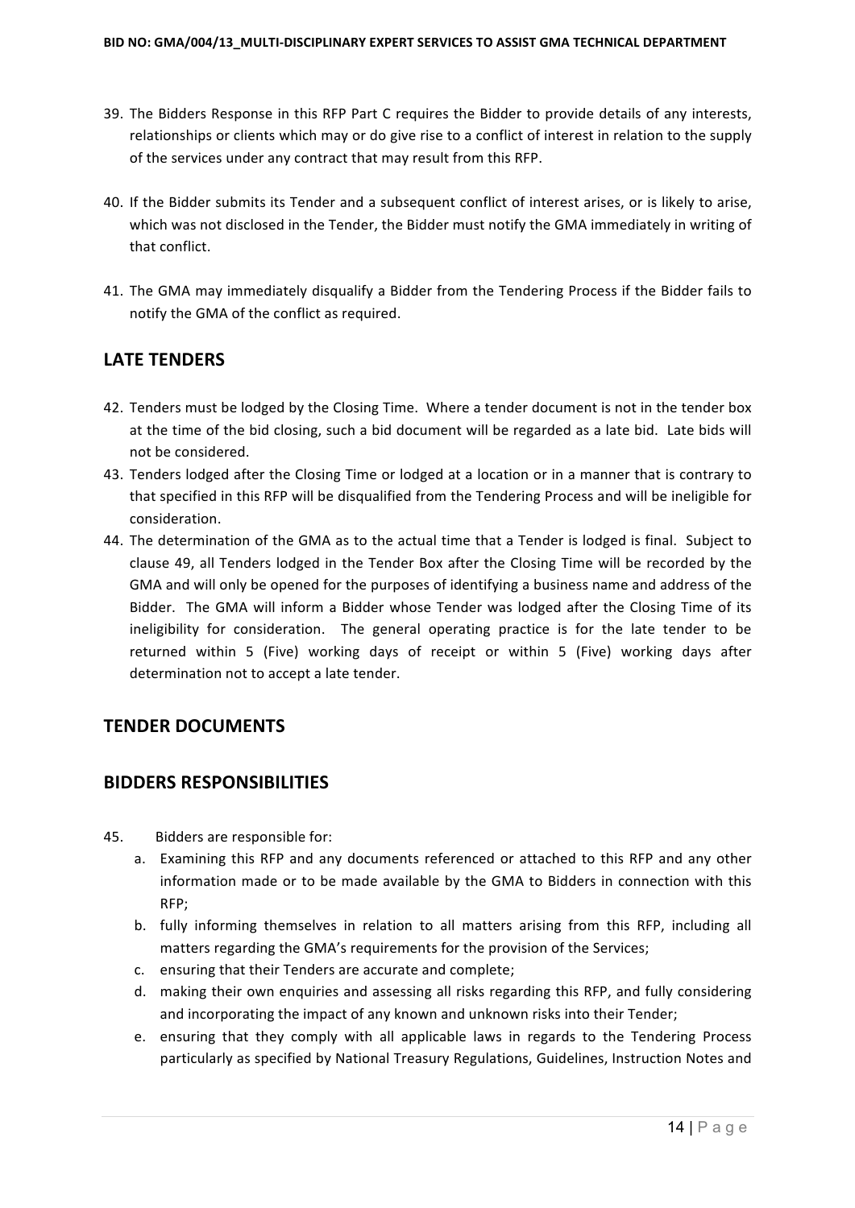39. The Bidders Response in this RFP Part C requires the Bidder to provide details of any interests, relationships or clients which may or do give rise to a conflict of interest in relation to the supply of the services under any contract that may result from this RFP.

40. If the Bidder submits its Tender and a subsequent conflict of interest arises, or is likely to arise, which was not disclosed in the Tender, the Bidder must notify the GMA immediately in writing of that conflict.

41. The GMA may immediately disqualify a Bidder from the Tendering Process if the Bidder fails to notify the GMA of the conflict as required.

## LATE TENDERS

42. Tenders must be lodged by the Closing Time. Where a tender document is not in the tender box at the time of the bid closing, such a bid document will be regarded as a late bid. Late bids will not be considered.
43. Tenders lodged after the Closing Time or lodged at a location or in a manner that is contrary to that specified in this RFP will be disqualified from the Tendering Process and will be ineligible for consideration.
44. The determination of the GMA as to the actual time that a Tender is lodged is final. Subject to clause 49, all Tenders lodged in the Tender Box after the Closing Time will be recorded by the GMA and will only be opened for the purposes of identifying a business name and address of the Bidder. The GMA will inform a Bidder whose Tender was lodged after the Closing Time of its ineligibility for consideration. The general operating practice is for the late tender to be returned within 5 (Five) working days of receipt or within 5 (Five) working days after determination not to accept a late tender.

## TENDER DOCUMENTS

## BIDDERS RESPONSIBILITIES

45. Bidders are responsible for:
    a. Examining this RFP and any documents referenced or attached to this RFP and any other information made or to be made available by the GMA to Bidders in connection with this RFP;
    b. fully informing themselves in relation to all matters arising from this RFP, including all matters regarding the GMA's requirements for the provision of the Services;
    c. ensuring that their Tenders are accurate and complete;
    d. making their own enquiries and assessing all risks regarding this RFP, and fully considering and incorporating the impact of any known and unknown risks into their Tender;
    e. ensuring that they comply with all applicable laws in regards to the Tendering Process particularly as specified by National Treasury Regulations, Guidelines, Instruction Notes and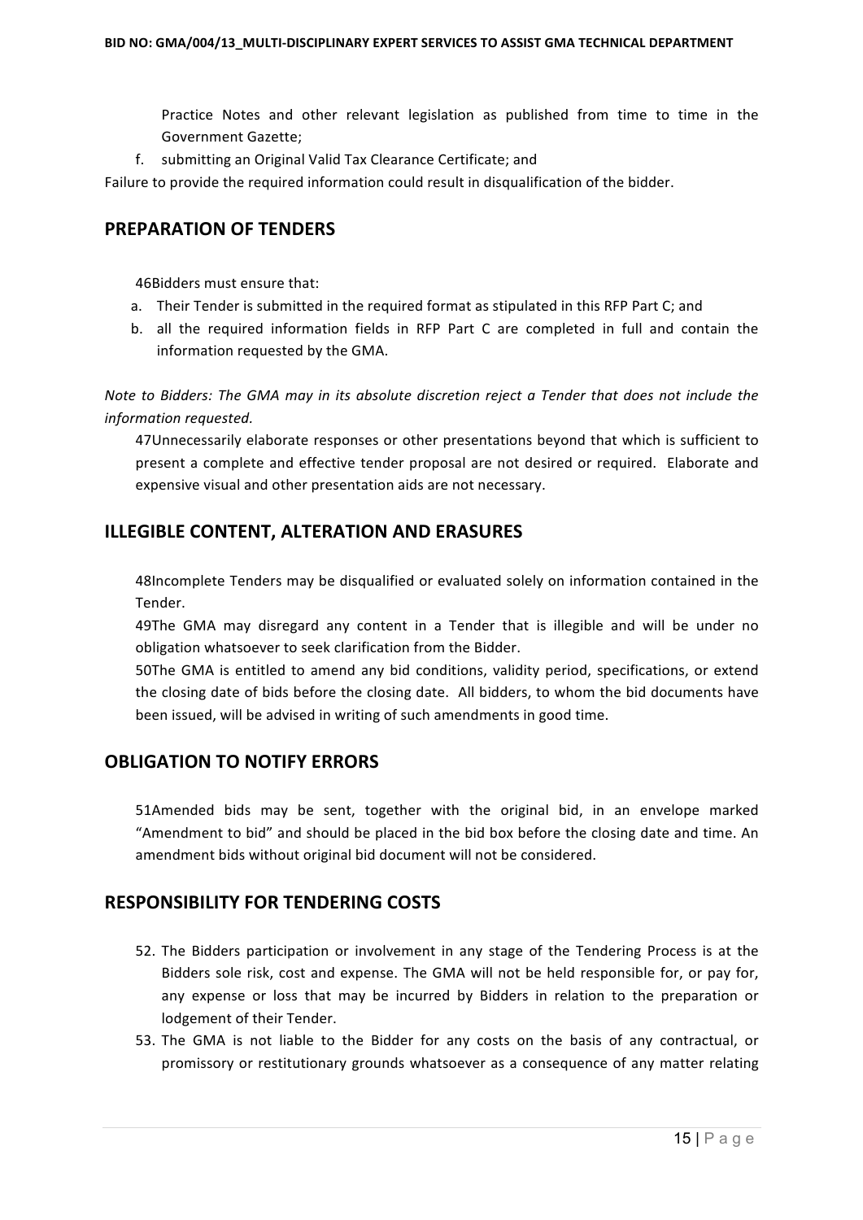Practice Notes and other relevant legislation as published from time to time in the Government Gazette;

f. submitting an Original Valid Tax Clearance Certificate; and

Failure to provide the required information could result in disqualification of the bidder.

## PREPARATION OF TENDERS

46Bidders must ensure that:

a. Their Tender is submitted in the required format as stipulated in this RFP Part C; and
b. all the required information fields in RFP Part C are completed in full and contain the information requested by the GMA.

*Note to Bidders: The GMA may in its absolute discretion reject a Tender that does not include the information requested.*

47Unnecessarily elaborate responses or other presentations beyond that which is sufficient to present a complete and effective tender proposal are not desired or required. Elaborate and expensive visual and other presentation aids are not necessary.

## ILLEGIBLE CONTENT, ALTERATION AND ERASURES

48Incomplete Tenders may be disqualified or evaluated solely on information contained in the Tender.

49The GMA may disregard any content in a Tender that is illegible and will be under no obligation whatsoever to seek clarification from the Bidder.

50The GMA is entitled to amend any bid conditions, validity period, specifications, or extend the closing date of bids before the closing date. All bidders, to whom the bid documents have been issued, will be advised in writing of such amendments in good time.

## OBLIGATION TO NOTIFY ERRORS

51Amended bids may be sent, together with the original bid, in an envelope marked "Amendment to bid" and should be placed in the bid box before the closing date and time. An amendment bids without original bid document will not be considered.

## RESPONSIBILITY FOR TENDERING COSTS

52. The Bidders participation or involvement in any stage of the Tendering Process is at the Bidders sole risk, cost and expense. The GMA will not be held responsible for, or pay for, any expense or loss that may be incurred by Bidders in relation to the preparation or lodgement of their Tender.
53. The GMA is not liable to the Bidder for any costs on the basis of any contractual, or promissory or restitutionary grounds whatsoever as a consequence of any matter relating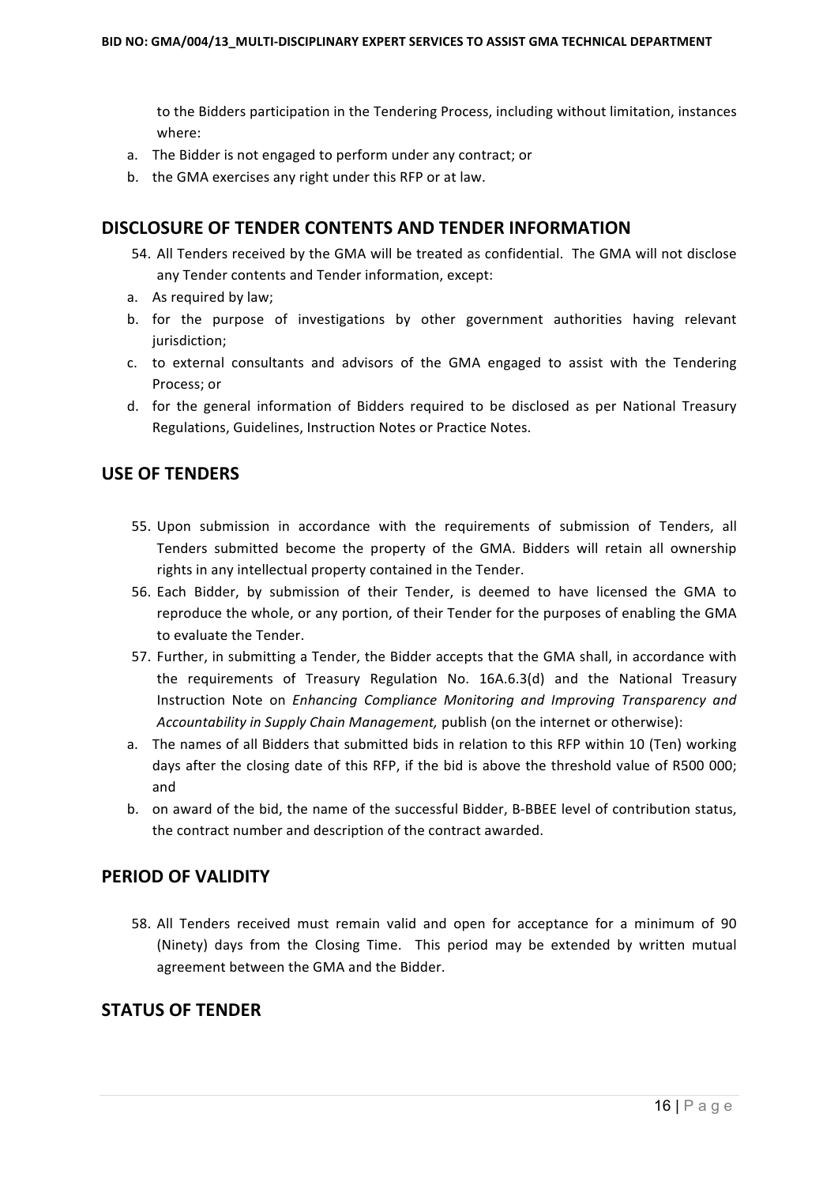to the Bidders participation in the Tendering Process, including without limitation, instances where:

a. The Bidder is not engaged to perform under any contract; or
b. the GMA exercises any right under this RFP or at law.

## DISCLOSURE OF TENDER CONTENTS AND TENDER INFORMATION

54. All Tenders received by the GMA will be treated as confidential. The GMA will not disclose any Tender contents and Tender information, except:

a. As required by law;
b. for the purpose of investigations by other government authorities having relevant jurisdiction;
c. to external consultants and advisors of the GMA engaged to assist with the Tendering Process; or
d. for the general information of Bidders required to be disclosed as per National Treasury Regulations, Guidelines, Instruction Notes or Practice Notes.

## USE OF TENDERS

55. Upon submission in accordance with the requirements of submission of Tenders, all Tenders submitted become the property of the GMA. Bidders will retain all ownership rights in any intellectual property contained in the Tender.
56. Each Bidder, by submission of their Tender, is deemed to have licensed the GMA to reproduce the whole, or any portion, of their Tender for the purposes of enabling the GMA to evaluate the Tender.
57. Further, in submitting a Tender, the Bidder accepts that the GMA shall, in accordance with the requirements of Treasury Regulation No. 16A.6.3(d) and the National Treasury Instruction Note on *Enhancing Compliance Monitoring and Improving Transparency and Accountability in Supply Chain Management,* publish (on the internet or otherwise):

a. The names of all Bidders that submitted bids in relation to this RFP within 10 (Ten) working days after the closing date of this RFP, if the bid is above the threshold value of R500 000; and
b. on award of the bid, the name of the successful Bidder, B-BBEE level of contribution status, the contract number and description of the contract awarded.

## PERIOD OF VALIDITY

58. All Tenders received must remain valid and open for acceptance for a minimum of 90 (Ninety) days from the Closing Time. This period may be extended by written mutual agreement between the GMA and the Bidder.

## STATUS OF TENDER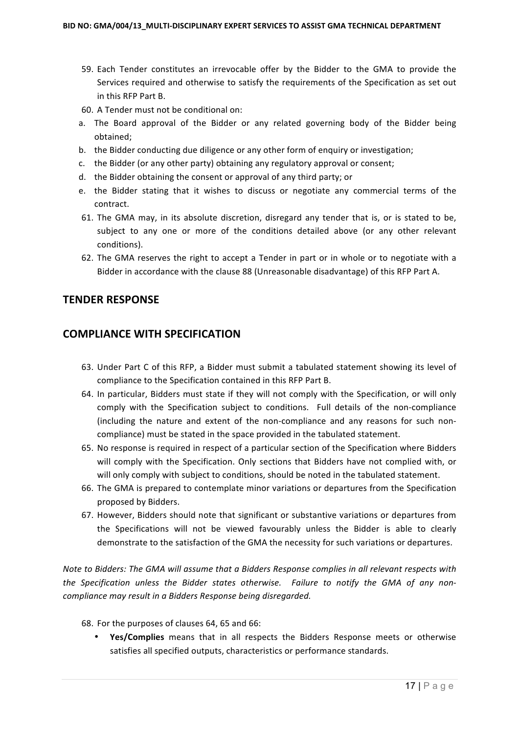59. Each Tender constitutes an irrevocable offer by the Bidder to the GMA to provide the Services required and otherwise to satisfy the requirements of the Specification as set out in this RFP Part B.

60. A Tender must not be conditional on:

a. The Board approval of the Bidder or any related governing body of the Bidder being obtained;

b. the Bidder conducting due diligence or any other form of enquiry or investigation;

c. the Bidder (or any other party) obtaining any regulatory approval or consent;

d. the Bidder obtaining the consent or approval of any third party; or

e. the Bidder stating that it wishes to discuss or negotiate any commercial terms of the contract.

61. The GMA may, in its absolute discretion, disregard any tender that is, or is stated to be, subject to any one or more of the conditions detailed above (or any other relevant conditions).

62. The GMA reserves the right to accept a Tender in part or in whole or to negotiate with a Bidder in accordance with the clause 88 (Unreasonable disadvantage) of this RFP Part A.

## TENDER RESPONSE

## COMPLIANCE WITH SPECIFICATION

63. Under Part C of this RFP, a Bidder must submit a tabulated statement showing its level of compliance to the Specification contained in this RFP Part B.

64. In particular, Bidders must state if they will not comply with the Specification, or will only comply with the Specification subject to conditions. Full details of the non-compliance (including the nature and extent of the non-compliance and any reasons for such non-compliance) must be stated in the space provided in the tabulated statement.

65. No response is required in respect of a particular section of the Specification where Bidders will comply with the Specification. Only sections that Bidders have not complied with, or will only comply with subject to conditions, should be noted in the tabulated statement.

66. The GMA is prepared to contemplate minor variations or departures from the Specification proposed by Bidders.

67. However, Bidders should note that significant or substantive variations or departures from the Specifications will not be viewed favourably unless the Bidder is able to clearly demonstrate to the satisfaction of the GMA the necessity for such variations or departures.

*Note to Bidders: The GMA will assume that a Bidders Response complies in all relevant respects with the Specification unless the Bidder states otherwise. Failure to notify the GMA of any non-compliance may result in a Bidders Response being disregarded.*

68. For the purposes of clauses 64, 65 and 66:

- **Yes/Complies** means that in all respects the Bidders Response meets or otherwise satisfies all specified outputs, characteristics or performance standards.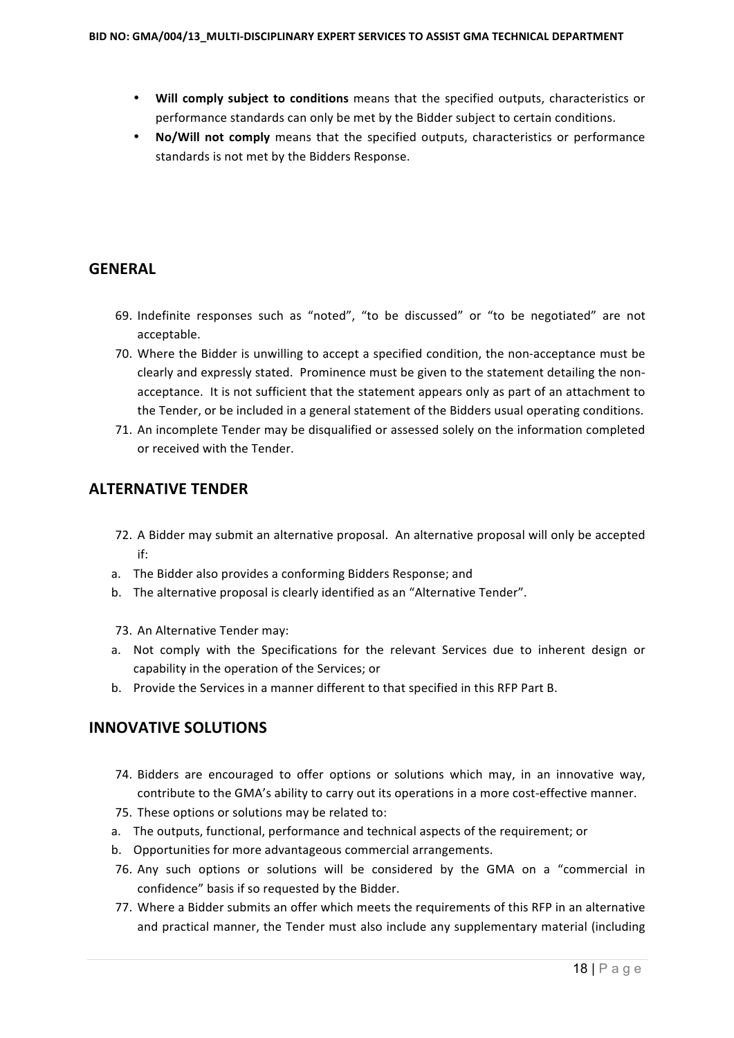- **Will comply subject to conditions** means that the specified outputs, characteristics or performance standards can only be met by the Bidder subject to certain conditions.
- **No/Will not comply** means that the specified outputs, characteristics or performance standards is not met by the Bidders Response.

## GENERAL

69. Indefinite responses such as "noted", "to be discussed" or "to be negotiated" are not acceptable.
70. Where the Bidder is unwilling to accept a specified condition, the non-acceptance must be clearly and expressly stated. Prominence must be given to the statement detailing the non-acceptance. It is not sufficient that the statement appears only as part of an attachment to the Tender, or be included in a general statement of the Bidders usual operating conditions.
71. An incomplete Tender may be disqualified or assessed solely on the information completed or received with the Tender.

## ALTERNATIVE TENDER

72. A Bidder may submit an alternative proposal. An alternative proposal will only be accepted if:

a. The Bidder also provides a conforming Bidders Response; and
b. The alternative proposal is clearly identified as an "Alternative Tender".

73. An Alternative Tender may:

a. Not comply with the Specifications for the relevant Services due to inherent design or capability in the operation of the Services; or
b. Provide the Services in a manner different to that specified in this RFP Part B.

## INNOVATIVE SOLUTIONS

74. Bidders are encouraged to offer options or solutions which may, in an innovative way, contribute to the GMA's ability to carry out its operations in a more cost-effective manner.
75. These options or solutions may be related to:

a. The outputs, functional, performance and technical aspects of the requirement; or
b. Opportunities for more advantageous commercial arrangements.

76. Any such options or solutions will be considered by the GMA on a "commercial in confidence" basis if so requested by the Bidder.
77. Where a Bidder submits an offer which meets the requirements of this RFP in an alternative and practical manner, the Tender must also include any supplementary material (including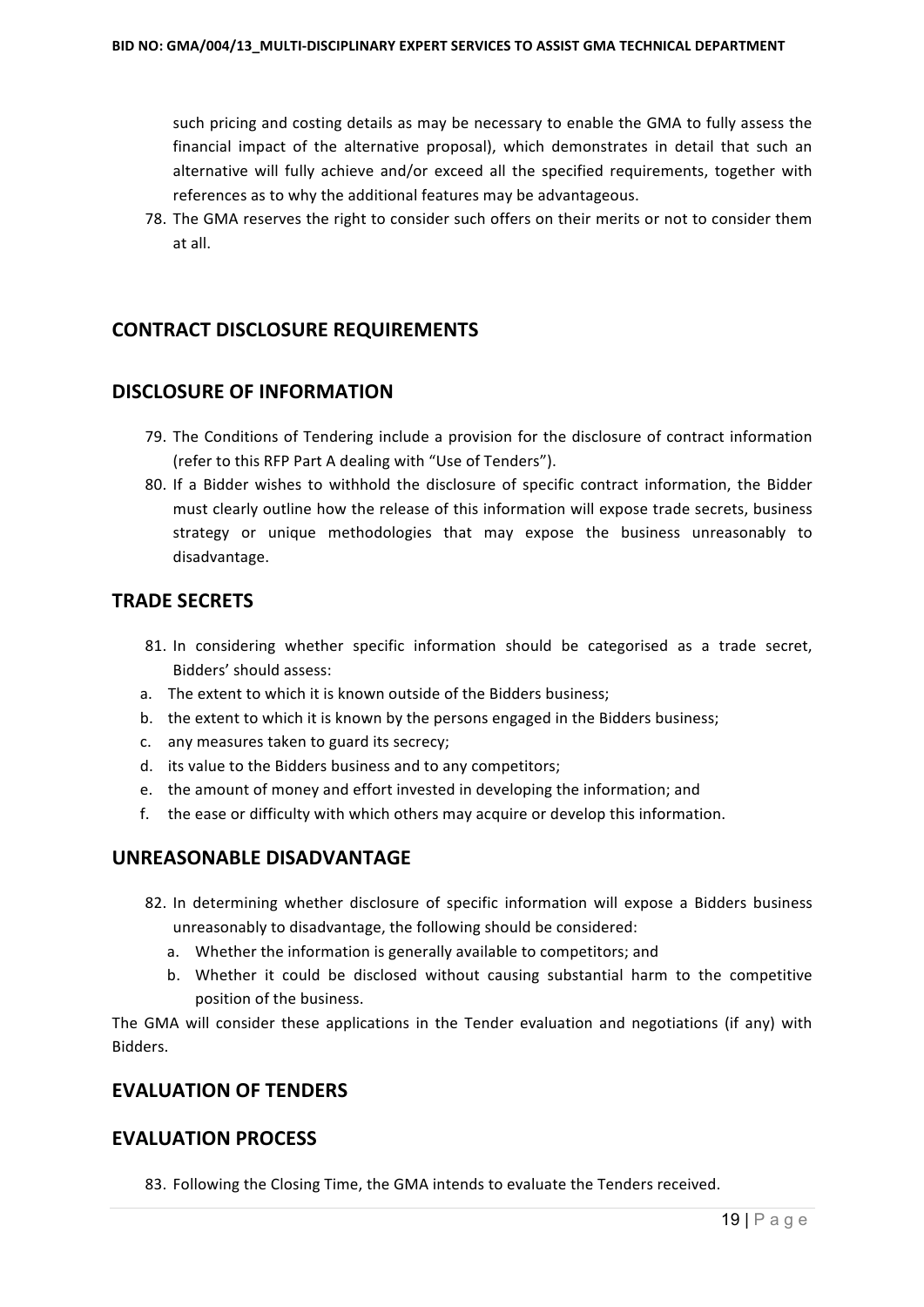such pricing and costing details as may be necessary to enable the GMA to fully assess the financial impact of the alternative proposal), which demonstrates in detail that such an alternative will fully achieve and/or exceed all the specified requirements, together with references as to why the additional features may be advantageous.

78. The GMA reserves the right to consider such offers on their merits or not to consider them at all.

## CONTRACT DISCLOSURE REQUIREMENTS

## DISCLOSURE OF INFORMATION

79. The Conditions of Tendering include a provision for the disclosure of contract information (refer to this RFP Part A dealing with "Use of Tenders").
80. If a Bidder wishes to withhold the disclosure of specific contract information, the Bidder must clearly outline how the release of this information will expose trade secrets, business strategy or unique methodologies that may expose the business unreasonably to disadvantage.

## TRADE SECRETS

81. In considering whether specific information should be categorised as a trade secret, Bidders' should assess:

a. The extent to which it is known outside of the Bidders business;
b. the extent to which it is known by the persons engaged in the Bidders business;
c. any measures taken to guard its secrecy;
d. its value to the Bidders business and to any competitors;
e. the amount of money and effort invested in developing the information; and
f. the ease or difficulty with which others may acquire or develop this information.

## UNREASONABLE DISADVANTAGE

82. In determining whether disclosure of specific information will expose a Bidders business unreasonably to disadvantage, the following should be considered:
    a. Whether the information is generally available to competitors; and
    b. Whether it could be disclosed without causing substantial harm to the competitive position of the business.

The GMA will consider these applications in the Tender evaluation and negotiations (if any) with Bidders.

## EVALUATION OF TENDERS

## EVALUATION PROCESS

83. Following the Closing Time, the GMA intends to evaluate the Tenders received.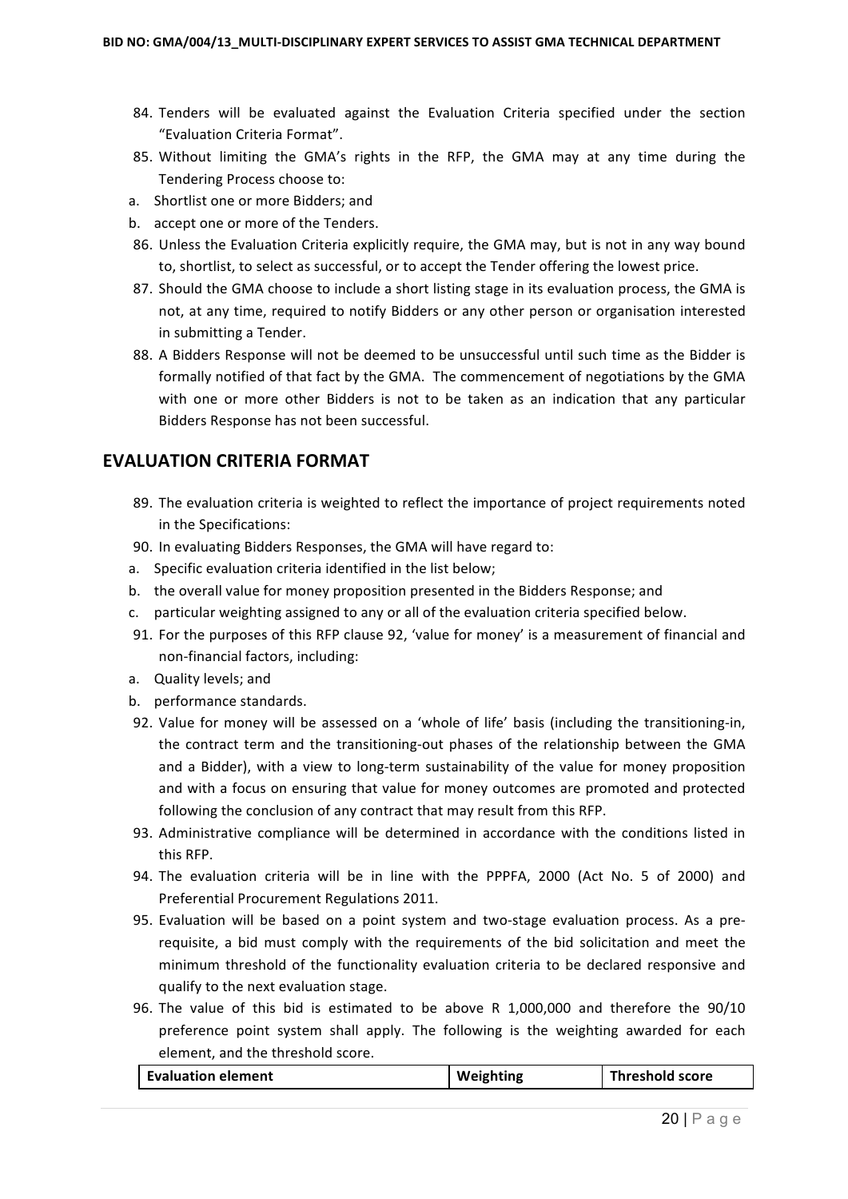84. Tenders will be evaluated against the Evaluation Criteria specified under the section "Evaluation Criteria Format".
85. Without limiting the GMA's rights in the RFP, the GMA may at any time during the Tendering Process choose to:

a. Shortlist one or more Bidders; and

b. accept one or more of the Tenders.

86. Unless the Evaluation Criteria explicitly require, the GMA may, but is not in any way bound to, shortlist, to select as successful, or to accept the Tender offering the lowest price.
87. Should the GMA choose to include a short listing stage in its evaluation process, the GMA is not, at any time, required to notify Bidders or any other person or organisation interested in submitting a Tender.
88. A Bidders Response will not be deemed to be unsuccessful until such time as the Bidder is formally notified of that fact by the GMA. The commencement of negotiations by the GMA with one or more other Bidders is not to be taken as an indication that any particular Bidders Response has not been successful.

## EVALUATION CRITERIA FORMAT

89. The evaluation criteria is weighted to reflect the importance of project requirements noted in the Specifications:
90. In evaluating Bidders Responses, the GMA will have regard to:

a. Specific evaluation criteria identified in the list below;

b. the overall value for money proposition presented in the Bidders Response; and

c. particular weighting assigned to any or all of the evaluation criteria specified below.

91. For the purposes of this RFP clause 92, 'value for money' is a measurement of financial and non-financial factors, including:

a. Quality levels; and

b. performance standards.

92. Value for money will be assessed on a 'whole of life' basis (including the transitioning-in, the contract term and the transitioning-out phases of the relationship between the GMA and a Bidder), with a view to long-term sustainability of the value for money proposition and with a focus on ensuring that value for money outcomes are promoted and protected following the conclusion of any contract that may result from this RFP.
93. Administrative compliance will be determined in accordance with the conditions listed in this RFP.
94. The evaluation criteria will be in line with the PPPFA, 2000 (Act No. 5 of 2000) and Preferential Procurement Regulations 2011.
95. Evaluation will be based on a point system and two-stage evaluation process. As a pre-requisite, a bid must comply with the requirements of the bid solicitation and meet the minimum threshold of the functionality evaluation criteria to be declared responsive and qualify to the next evaluation stage.
96. The value of this bid is estimated to be above R 1,000,000 and therefore the 90/10 preference point system shall apply. The following is the weighting awarded for each element, and the threshold score.

| Evaluation element | Weighting | Threshold score |
| --- | --- | --- |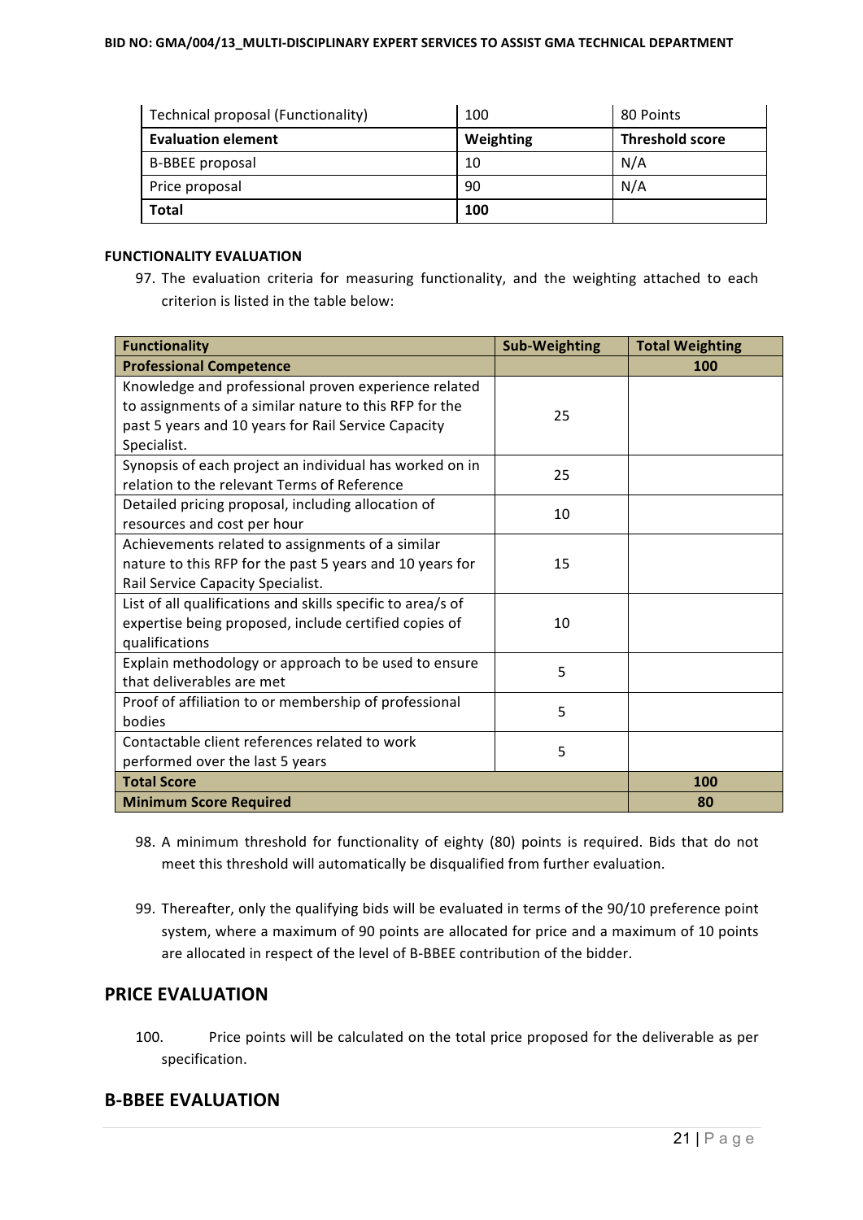| Technical proposal (Functionality) | 100 | 80 Points |
|---|---|---|
| **Evaluation element** | **Weighting** | **Threshold score** |
| B-BBEE proposal | 10 | N/A |
| Price proposal | 90 | N/A |
| **Total** | **100** | |

**FUNCTIONALITY EVALUATION**

97. The evaluation criteria for measuring functionality, and the weighting attached to each criterion is listed in the table below:

| Functionality | Sub-Weighting | Total Weighting |
|---|---|---|
| **Professional Competence** | | **100** |
| Knowledge and professional proven experience related to assignments of a similar nature to this RFP for the past 5 years and 10 years for Rail Service Capacity Specialist. | 25 | |
| Synopsis of each project an individual has worked on in relation to the relevant Terms of Reference | 25 | |
| Detailed pricing proposal, including allocation of resources and cost per hour | 10 | |
| Achievements related to assignments of a similar nature to this RFP for the past 5 years and 10 years for Rail Service Capacity Specialist. | 15 | |
| List of all qualifications and skills specific to area/s of expertise being proposed, include certified copies of qualifications | 10 | |
| Explain methodology or approach to be used to ensure that deliverables are met | 5 | |
| Proof of affiliation to or membership of professional bodies | 5 | |
| Contactable client references related to work performed over the last 5 years | 5 | |
| **Total Score** | | **100** |
| **Minimum Score Required** | | **80** |

98. A minimum threshold for functionality of eighty (80) points is required. Bids that do not meet this threshold will automatically be disqualified from further evaluation.

99. Thereafter, only the qualifying bids will be evaluated in terms of the 90/10 preference point system, where a maximum of 90 points are allocated for price and a maximum of 10 points are allocated in respect of the level of B-BBEE contribution of the bidder.

## PRICE EVALUATION

100. Price points will be calculated on the total price proposed for the deliverable as per specification.

## B-BBEE EVALUATION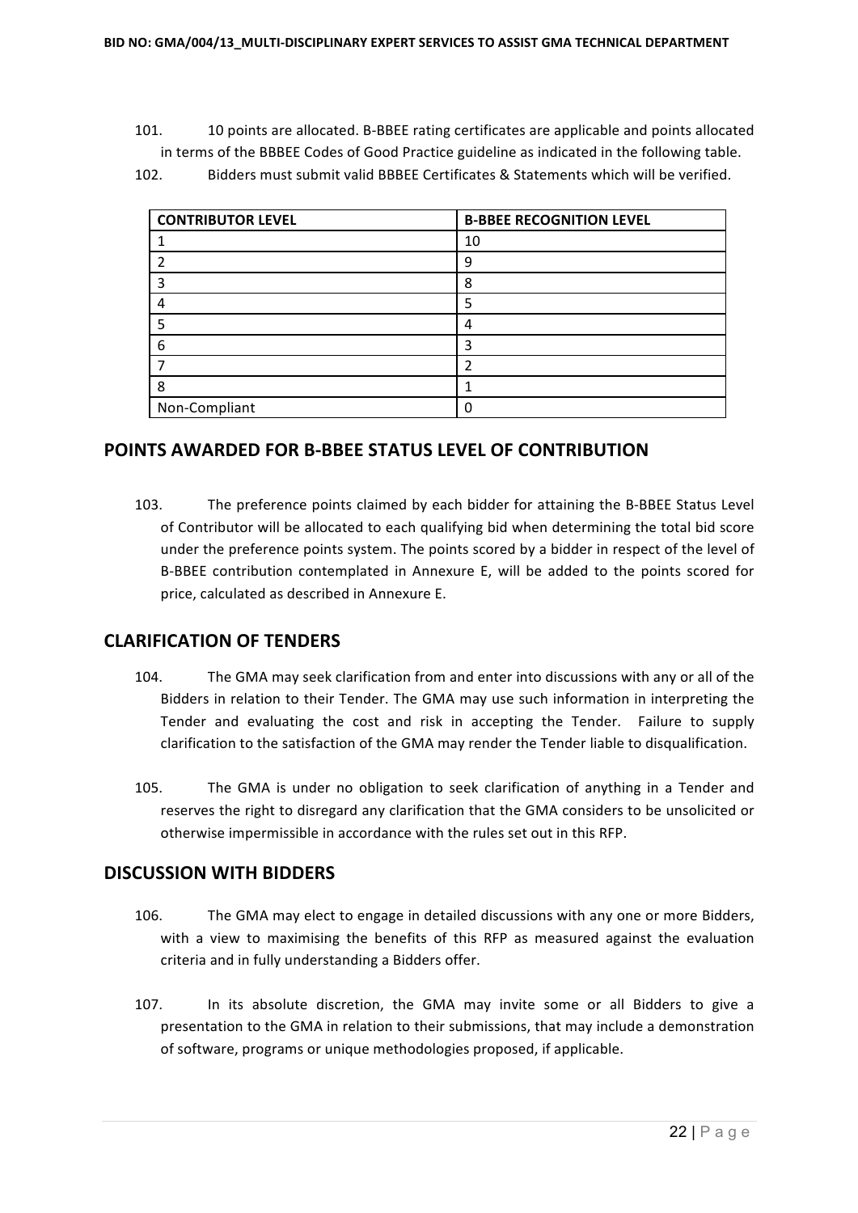101. 10 points are allocated. B-BBEE rating certificates are applicable and points allocated in terms of the BBBEE Codes of Good Practice guideline as indicated in the following table.

102. Bidders must submit valid BBBEE Certificates & Statements which will be verified.

| CONTRIBUTOR LEVEL | B-BBEE RECOGNITION LEVEL |
|---|---|
| 1 | 10 |
| 2 | 9 |
| 3 | 8 |
| 4 | 5 |
| 5 | 4 |
| 6 | 3 |
| 7 | 2 |
| 8 | 1 |
| Non-Compliant | 0 |

## POINTS AWARDED FOR B-BBEE STATUS LEVEL OF CONTRIBUTION

103. The preference points claimed by each bidder for attaining the B-BBEE Status Level of Contributor will be allocated to each qualifying bid when determining the total bid score under the preference points system. The points scored by a bidder in respect of the level of B-BBEE contribution contemplated in Annexure E, will be added to the points scored for price, calculated as described in Annexure E.

## CLARIFICATION OF TENDERS

104. The GMA may seek clarification from and enter into discussions with any or all of the Bidders in relation to their Tender. The GMA may use such information in interpreting the Tender and evaluating the cost and risk in accepting the Tender. Failure to supply clarification to the satisfaction of the GMA may render the Tender liable to disqualification.

105. The GMA is under no obligation to seek clarification of anything in a Tender and reserves the right to disregard any clarification that the GMA considers to be unsolicited or otherwise impermissible in accordance with the rules set out in this RFP.

## DISCUSSION WITH BIDDERS

106. The GMA may elect to engage in detailed discussions with any one or more Bidders, with a view to maximising the benefits of this RFP as measured against the evaluation criteria and in fully understanding a Bidders offer.

107. In its absolute discretion, the GMA may invite some or all Bidders to give a presentation to the GMA in relation to their submissions, that may include a demonstration of software, programs or unique methodologies proposed, if applicable.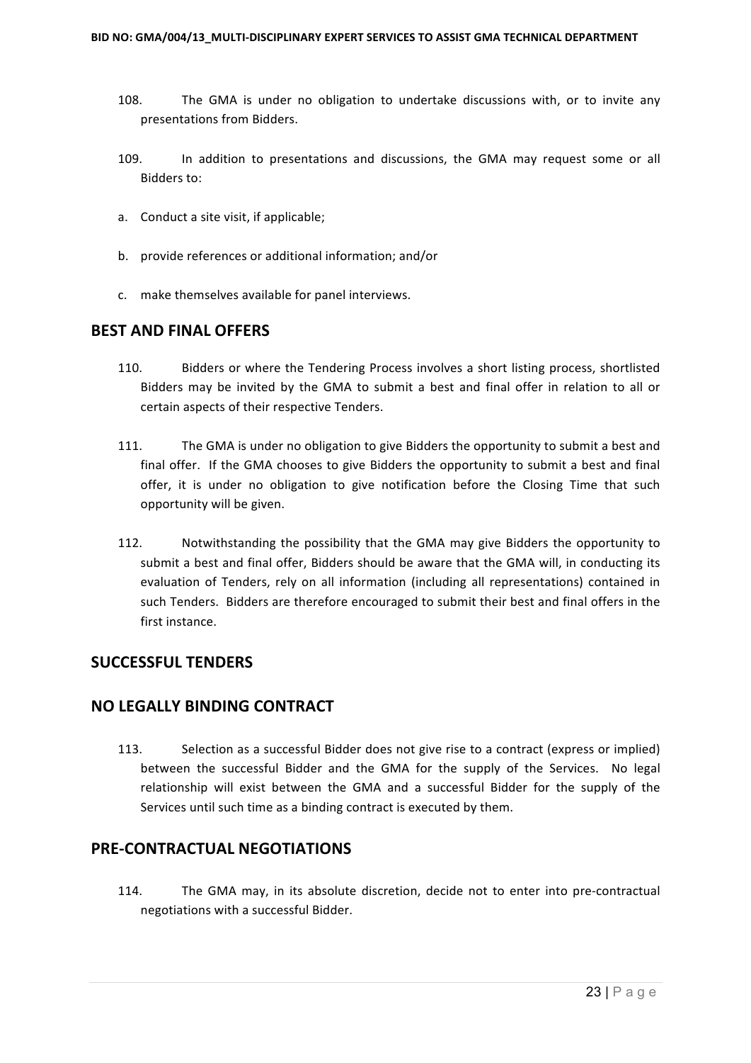108. The GMA is under no obligation to undertake discussions with, or to invite any presentations from Bidders.

109. In addition to presentations and discussions, the GMA may request some or all Bidders to:

a. Conduct a site visit, if applicable;

b. provide references or additional information; and/or

c. make themselves available for panel interviews.

## BEST AND FINAL OFFERS

110. Bidders or where the Tendering Process involves a short listing process, shortlisted Bidders may be invited by the GMA to submit a best and final offer in relation to all or certain aspects of their respective Tenders.

111. The GMA is under no obligation to give Bidders the opportunity to submit a best and final offer. If the GMA chooses to give Bidders the opportunity to submit a best and final offer, it is under no obligation to give notification before the Closing Time that such opportunity will be given.

112. Notwithstanding the possibility that the GMA may give Bidders the opportunity to submit a best and final offer, Bidders should be aware that the GMA will, in conducting its evaluation of Tenders, rely on all information (including all representations) contained in such Tenders. Bidders are therefore encouraged to submit their best and final offers in the first instance.

## SUCCESSFUL TENDERS

## NO LEGALLY BINDING CONTRACT

113. Selection as a successful Bidder does not give rise to a contract (express or implied) between the successful Bidder and the GMA for the supply of the Services. No legal relationship will exist between the GMA and a successful Bidder for the supply of the Services until such time as a binding contract is executed by them.

## PRE-CONTRACTUAL NEGOTIATIONS

114. The GMA may, in its absolute discretion, decide not to enter into pre-contractual negotiations with a successful Bidder.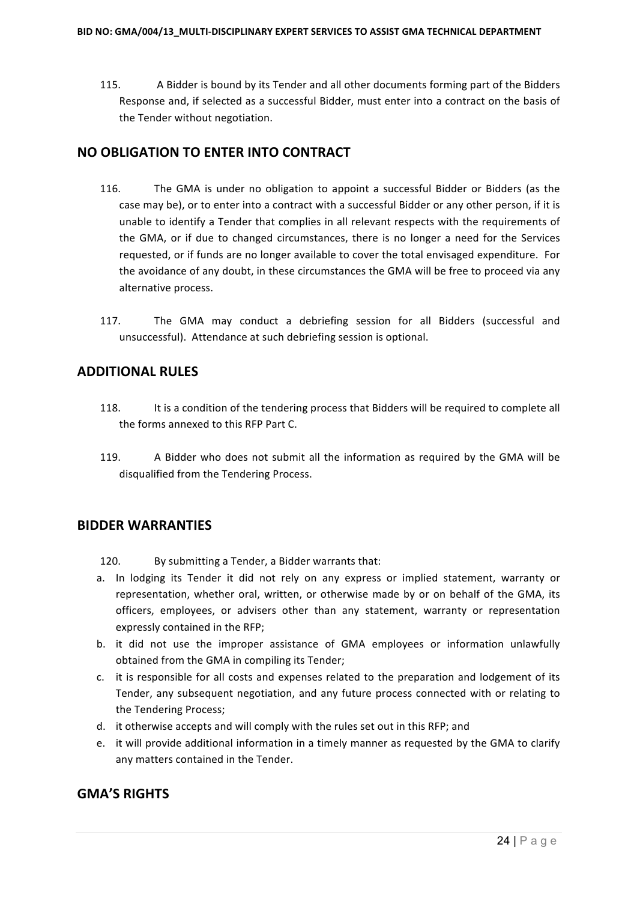115. A Bidder is bound by its Tender and all other documents forming part of the Bidders Response and, if selected as a successful Bidder, must enter into a contract on the basis of the Tender without negotiation.

## NO OBLIGATION TO ENTER INTO CONTRACT

116. The GMA is under no obligation to appoint a successful Bidder or Bidders (as the case may be), or to enter into a contract with a successful Bidder or any other person, if it is unable to identify a Tender that complies in all relevant respects with the requirements of the GMA, or if due to changed circumstances, there is no longer a need for the Services requested, or if funds are no longer available to cover the total envisaged expenditure. For the avoidance of any doubt, in these circumstances the GMA will be free to proceed via any alternative process.

117. The GMA may conduct a debriefing session for all Bidders (successful and unsuccessful). Attendance at such debriefing session is optional.

## ADDITIONAL RULES

118. It is a condition of the tendering process that Bidders will be required to complete all the forms annexed to this RFP Part C.

119. A Bidder who does not submit all the information as required by the GMA will be disqualified from the Tendering Process.

## BIDDER WARRANTIES

120. By submitting a Tender, a Bidder warrants that:

a. In lodging its Tender it did not rely on any express or implied statement, warranty or representation, whether oral, written, or otherwise made by or on behalf of the GMA, its officers, employees, or advisers other than any statement, warranty or representation expressly contained in the RFP;
b. it did not use the improper assistance of GMA employees or information unlawfully obtained from the GMA in compiling its Tender;
c. it is responsible for all costs and expenses related to the preparation and lodgement of its Tender, any subsequent negotiation, and any future process connected with or relating to the Tendering Process;
d. it otherwise accepts and will comply with the rules set out in this RFP; and
e. it will provide additional information in a timely manner as requested by the GMA to clarify any matters contained in the Tender.

## GMA'S RIGHTS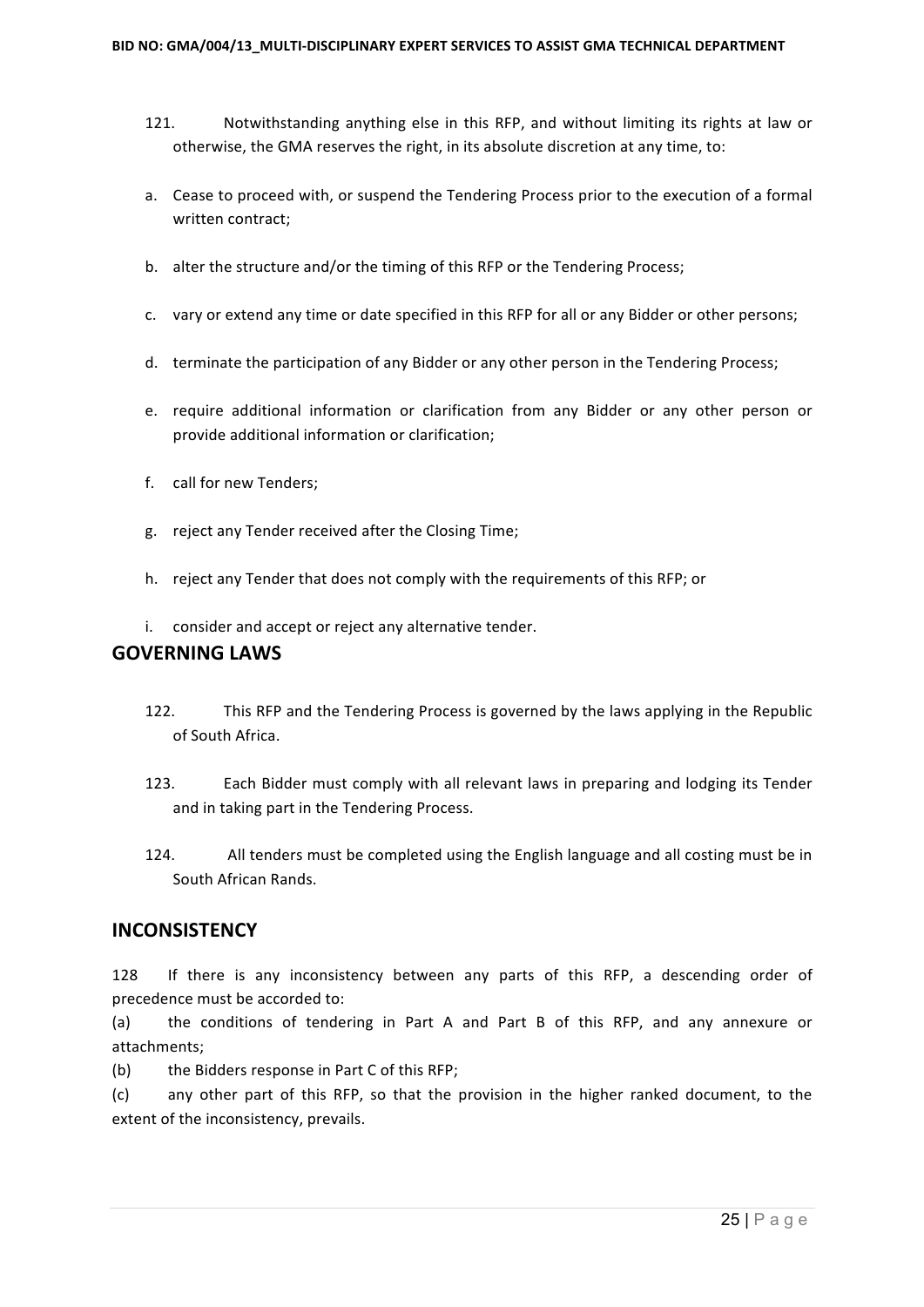121. Notwithstanding anything else in this RFP, and without limiting its rights at law or otherwise, the GMA reserves the right, in its absolute discretion at any time, to:

a. Cease to proceed with, or suspend the Tendering Process prior to the execution of a formal written contract;

b. alter the structure and/or the timing of this RFP or the Tendering Process;

c. vary or extend any time or date specified in this RFP for all or any Bidder or other persons;

d. terminate the participation of any Bidder or any other person in the Tendering Process;

e. require additional information or clarification from any Bidder or any other person or provide additional information or clarification;

f. call for new Tenders;

g. reject any Tender received after the Closing Time;

h. reject any Tender that does not comply with the requirements of this RFP; or

i. consider and accept or reject any alternative tender.

## GOVERNING LAWS

122. This RFP and the Tendering Process is governed by the laws applying in the Republic of South Africa.

123. Each Bidder must comply with all relevant laws in preparing and lodging its Tender and in taking part in the Tendering Process.

124. All tenders must be completed using the English language and all costing must be in South African Rands.

## INCONSISTENCY

128 If there is any inconsistency between any parts of this RFP, a descending order of precedence must be accorded to:

(a) the conditions of tendering in Part A and Part B of this RFP, and any annexure or attachments;

(b) the Bidders response in Part C of this RFP;

(c) any other part of this RFP, so that the provision in the higher ranked document, to the extent of the inconsistency, prevails.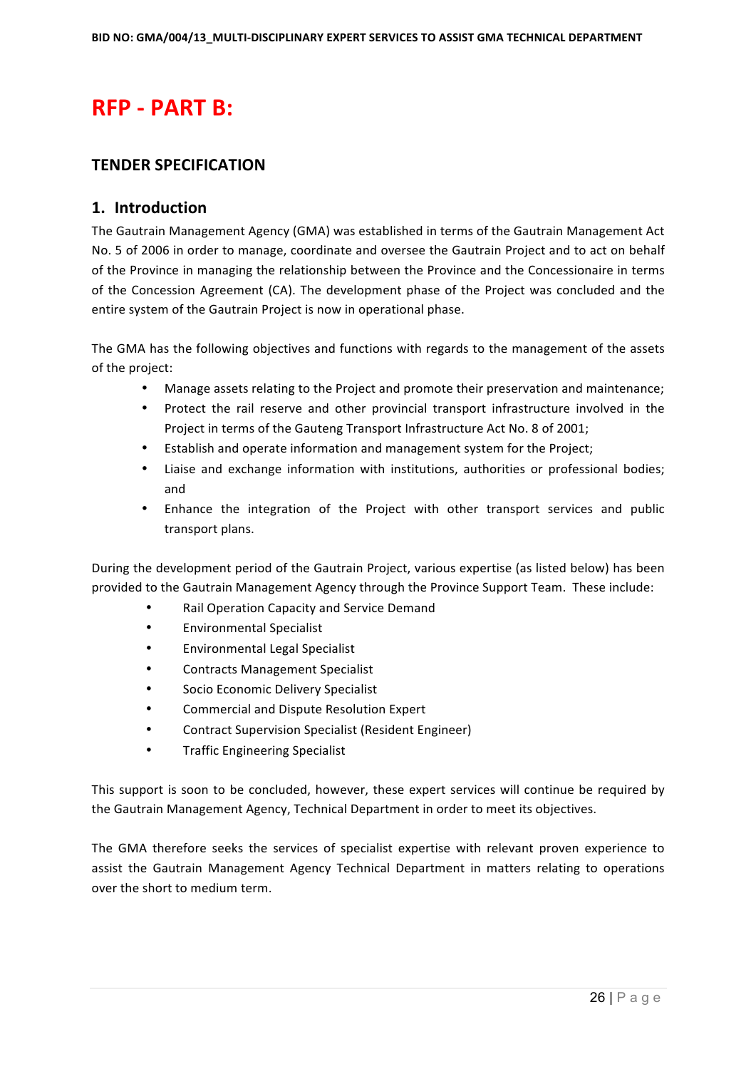# RFP - PART B:

## TENDER SPECIFICATION

### 1. Introduction

The Gautrain Management Agency (GMA) was established in terms of the Gautrain Management Act No. 5 of 2006 in order to manage, coordinate and oversee the Gautrain Project and to act on behalf of the Province in managing the relationship between the Province and the Concessionaire in terms of the Concession Agreement (CA). The development phase of the Project was concluded and the entire system of the Gautrain Project is now in operational phase.

The GMA has the following objectives and functions with regards to the management of the assets of the project:

- Manage assets relating to the Project and promote their preservation and maintenance;
- Protect the rail reserve and other provincial transport infrastructure involved in the Project in terms of the Gauteng Transport Infrastructure Act No. 8 of 2001;
- Establish and operate information and management system for the Project;
- Liaise and exchange information with institutions, authorities or professional bodies; and
- Enhance the integration of the Project with other transport services and public transport plans.

During the development period of the Gautrain Project, various expertise (as listed below) has been provided to the Gautrain Management Agency through the Province Support Team. These include:

- Rail Operation Capacity and Service Demand
- Environmental Specialist
- Environmental Legal Specialist
- Contracts Management Specialist
- Socio Economic Delivery Specialist
- Commercial and Dispute Resolution Expert
- Contract Supervision Specialist (Resident Engineer)
- Traffic Engineering Specialist

This support is soon to be concluded, however, these expert services will continue be required by the Gautrain Management Agency, Technical Department in order to meet its objectives.

The GMA therefore seeks the services of specialist expertise with relevant proven experience to assist the Gautrain Management Agency Technical Department in matters relating to operations over the short to medium term.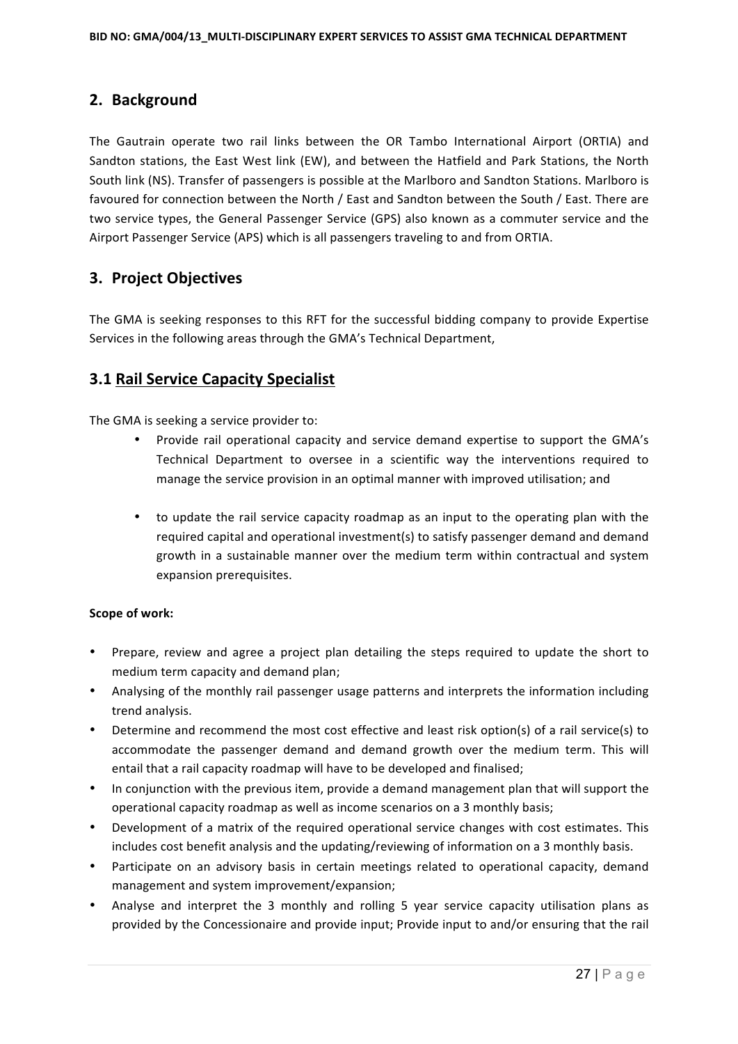## 2. Background

The Gautrain operate two rail links between the OR Tambo International Airport (ORTIA) and Sandton stations, the East West link (EW), and between the Hatfield and Park Stations, the North South link (NS). Transfer of passengers is possible at the Marlboro and Sandton Stations. Marlboro is favoured for connection between the North / East and Sandton between the South / East. There are two service types, the General Passenger Service (GPS) also known as a commuter service and the Airport Passenger Service (APS) which is all passengers traveling to and from ORTIA.

## 3. Project Objectives

The GMA is seeking responses to this RFT for the successful bidding company to provide Expertise Services in the following areas through the GMA's Technical Department,

### 3.1 Rail Service Capacity Specialist

The GMA is seeking a service provider to:

- Provide rail operational capacity and service demand expertise to support the GMA's Technical Department to oversee in a scientific way the interventions required to manage the service provision in an optimal manner with improved utilisation; and

- to update the rail service capacity roadmap as an input to the operating plan with the required capital and operational investment(s) to satisfy passenger demand and demand growth in a sustainable manner over the medium term within contractual and system expansion prerequisites.

**Scope of work:**

- Prepare, review and agree a project plan detailing the steps required to update the short to medium term capacity and demand plan;
- Analysing of the monthly rail passenger usage patterns and interprets the information including trend analysis.
- Determine and recommend the most cost effective and least risk option(s) of a rail service(s) to accommodate the passenger demand and demand growth over the medium term. This will entail that a rail capacity roadmap will have to be developed and finalised;
- In conjunction with the previous item, provide a demand management plan that will support the operational capacity roadmap as well as income scenarios on a 3 monthly basis;
- Development of a matrix of the required operational service changes with cost estimates. This includes cost benefit analysis and the updating/reviewing of information on a 3 monthly basis.
- Participate on an advisory basis in certain meetings related to operational capacity, demand management and system improvement/expansion;
- Analyse and interpret the 3 monthly and rolling 5 year service capacity utilisation plans as provided by the Concessionaire and provide input; Provide input to and/or ensuring that the rail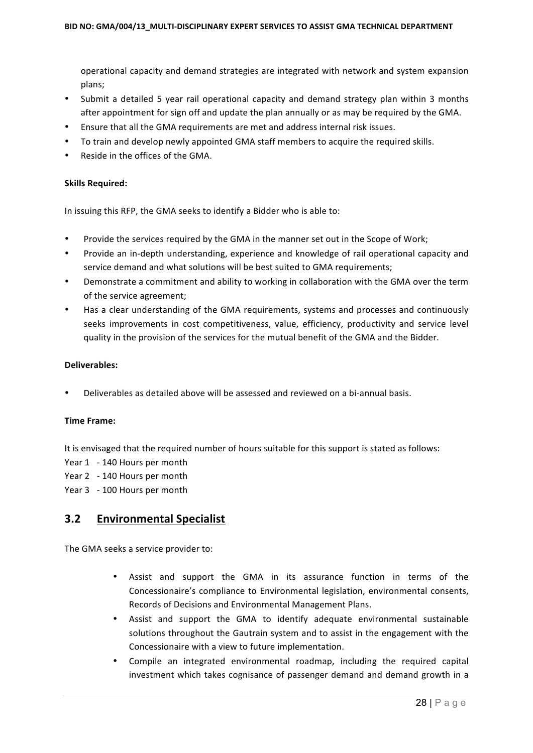operational capacity and demand strategies are integrated with network and system expansion plans;

- Submit a detailed 5 year rail operational capacity and demand strategy plan within 3 months after appointment for sign off and update the plan annually or as may be required by the GMA.
- Ensure that all the GMA requirements are met and address internal risk issues.
- To train and develop newly appointed GMA staff members to acquire the required skills.
- Reside in the offices of the GMA.

**Skills Required:**

In issuing this RFP, the GMA seeks to identify a Bidder who is able to:

- Provide the services required by the GMA in the manner set out in the Scope of Work;
- Provide an in-depth understanding, experience and knowledge of rail operational capacity and service demand and what solutions will be best suited to GMA requirements;
- Demonstrate a commitment and ability to working in collaboration with the GMA over the term of the service agreement;
- Has a clear understanding of the GMA requirements, systems and processes and continuously seeks improvements in cost competitiveness, value, efficiency, productivity and service level quality in the provision of the services for the mutual benefit of the GMA and the Bidder.

**Deliverables:**

- Deliverables as detailed above will be assessed and reviewed on a bi-annual basis.

**Time Frame:**

It is envisaged that the required number of hours suitable for this support is stated as follows:

Year 1 - 140 Hours per month
Year 2 - 140 Hours per month
Year 3 - 100 Hours per month

## 3.2 Environmental Specialist

The GMA seeks a service provider to:

- Assist and support the GMA in its assurance function in terms of the Concessionaire's compliance to Environmental legislation, environmental consents, Records of Decisions and Environmental Management Plans.
- Assist and support the GMA to identify adequate environmental sustainable solutions throughout the Gautrain system and to assist in the engagement with the Concessionaire with a view to future implementation.
- Compile an integrated environmental roadmap, including the required capital investment which takes cognisance of passenger demand and demand growth in a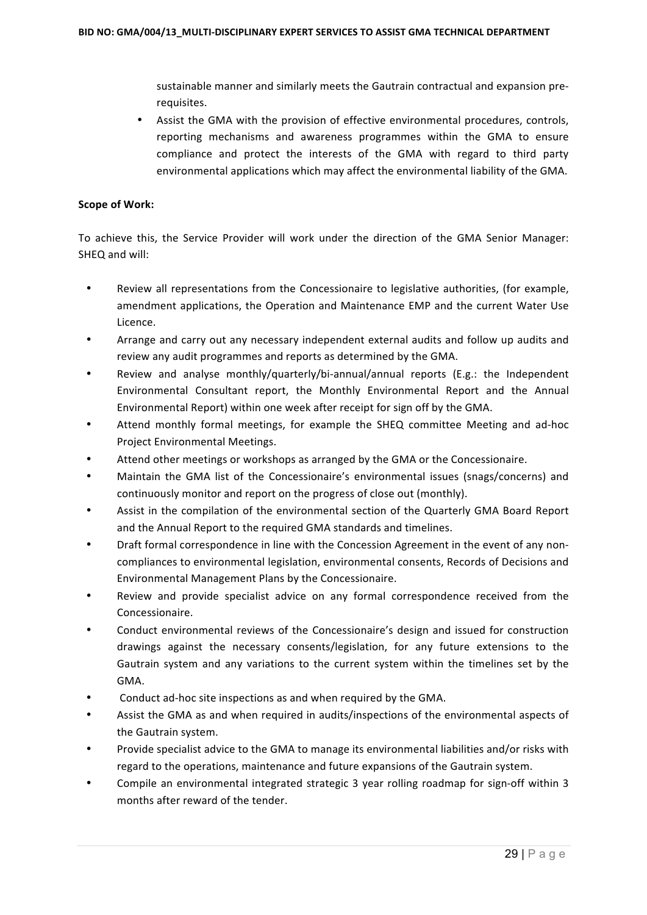sustainable manner and similarly meets the Gautrain contractual and expansion pre-requisites.

- Assist the GMA with the provision of effective environmental procedures, controls, reporting mechanisms and awareness programmes within the GMA to ensure compliance and protect the interests of the GMA with regard to third party environmental applications which may affect the environmental liability of the GMA.

**Scope of Work:**

To achieve this, the Service Provider will work under the direction of the GMA Senior Manager: SHEQ and will:

- Review all representations from the Concessionaire to legislative authorities, (for example, amendment applications, the Operation and Maintenance EMP and the current Water Use Licence.
- Arrange and carry out any necessary independent external audits and follow up audits and review any audit programmes and reports as determined by the GMA.
- Review and analyse monthly/quarterly/bi-annual/annual reports (E.g.: the Independent Environmental Consultant report, the Monthly Environmental Report and the Annual Environmental Report) within one week after receipt for sign off by the GMA.
- Attend monthly formal meetings, for example the SHEQ committee Meeting and ad-hoc Project Environmental Meetings.
- Attend other meetings or workshops as arranged by the GMA or the Concessionaire.
- Maintain the GMA list of the Concessionaire's environmental issues (snags/concerns) and continuously monitor and report on the progress of close out (monthly).
- Assist in the compilation of the environmental section of the Quarterly GMA Board Report and the Annual Report to the required GMA standards and timelines.
- Draft formal correspondence in line with the Concession Agreement in the event of any non-compliances to environmental legislation, environmental consents, Records of Decisions and Environmental Management Plans by the Concessionaire.
- Review and provide specialist advice on any formal correspondence received from the Concessionaire.
- Conduct environmental reviews of the Concessionaire's design and issued for construction drawings against the necessary consents/legislation, for any future extensions to the Gautrain system and any variations to the current system within the timelines set by the GMA.
- Conduct ad-hoc site inspections as and when required by the GMA.
- Assist the GMA as and when required in audits/inspections of the environmental aspects of the Gautrain system.
- Provide specialist advice to the GMA to manage its environmental liabilities and/or risks with regard to the operations, maintenance and future expansions of the Gautrain system.
- Compile an environmental integrated strategic 3 year rolling roadmap for sign-off within 3 months after reward of the tender.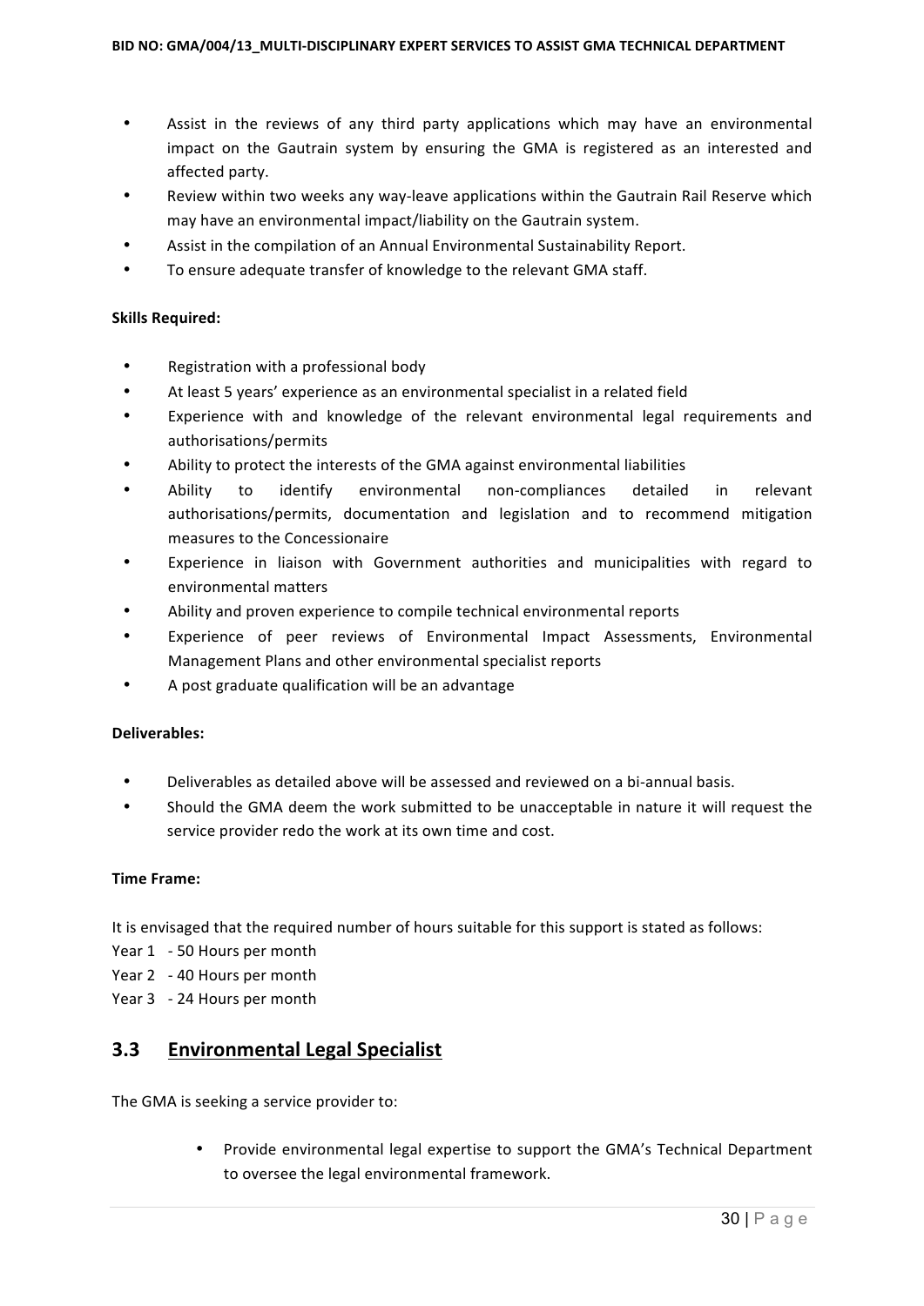- Assist in the reviews of any third party applications which may have an environmental impact on the Gautrain system by ensuring the GMA is registered as an interested and affected party.
- Review within two weeks any way-leave applications within the Gautrain Rail Reserve which may have an environmental impact/liability on the Gautrain system.
- Assist in the compilation of an Annual Environmental Sustainability Report.
- To ensure adequate transfer of knowledge to the relevant GMA staff.

**Skills Required:**

- Registration with a professional body
- At least 5 years' experience as an environmental specialist in a related field
- Experience with and knowledge of the relevant environmental legal requirements and authorisations/permits
- Ability to protect the interests of the GMA against environmental liabilities
- Ability to identify environmental non-compliances detailed in relevant authorisations/permits, documentation and legislation and to recommend mitigation measures to the Concessionaire
- Experience in liaison with Government authorities and municipalities with regard to environmental matters
- Ability and proven experience to compile technical environmental reports
- Experience of peer reviews of Environmental Impact Assessments, Environmental Management Plans and other environmental specialist reports
- A post graduate qualification will be an advantage

**Deliverables:**

- Deliverables as detailed above will be assessed and reviewed on a bi-annual basis.
- Should the GMA deem the work submitted to be unacceptable in nature it will request the service provider redo the work at its own time and cost.

**Time Frame:**

It is envisaged that the required number of hours suitable for this support is stated as follows:

Year 1 - 50 Hours per month
Year 2 - 40 Hours per month
Year 3 - 24 Hours per month

## 3.3 Environmental Legal Specialist

The GMA is seeking a service provider to:

- Provide environmental legal expertise to support the GMA's Technical Department to oversee the legal environmental framework.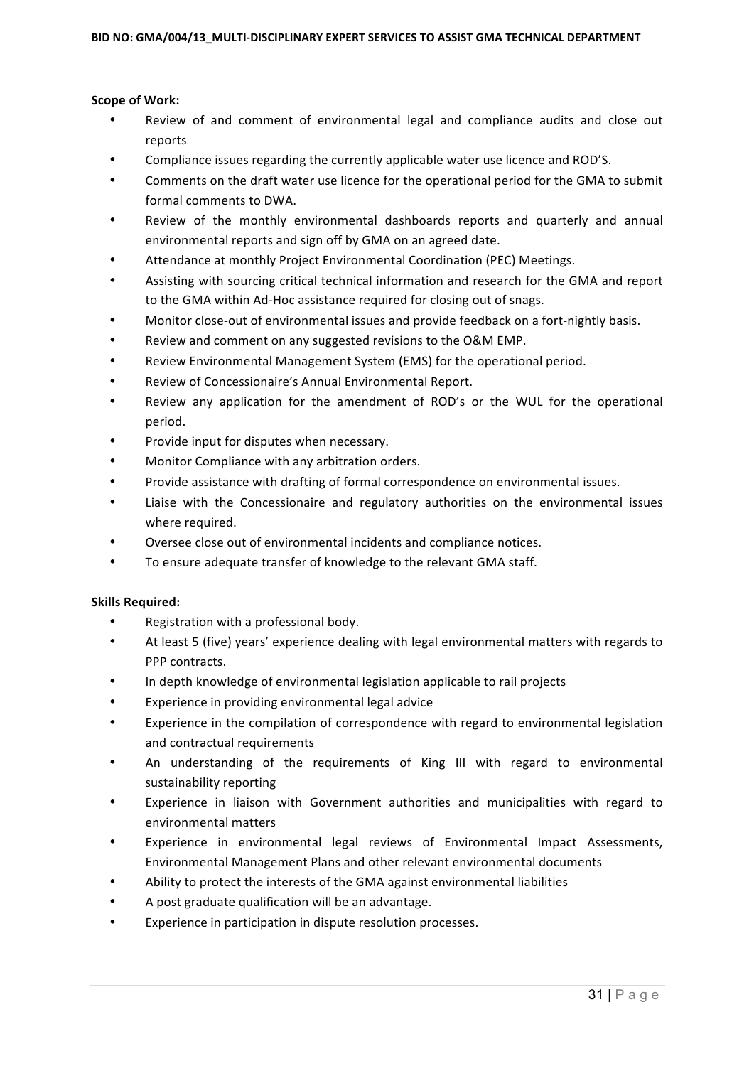**Scope of Work:**

- Review of and comment of environmental legal and compliance audits and close out reports
- Compliance issues regarding the currently applicable water use licence and ROD'S.
- Comments on the draft water use licence for the operational period for the GMA to submit formal comments to DWA.
- Review of the monthly environmental dashboards reports and quarterly and annual environmental reports and sign off by GMA on an agreed date.
- Attendance at monthly Project Environmental Coordination (PEC) Meetings.
- Assisting with sourcing critical technical information and research for the GMA and report to the GMA within Ad-Hoc assistance required for closing out of snags.
- Monitor close-out of environmental issues and provide feedback on a fort-nightly basis.
- Review and comment on any suggested revisions to the O&M EMP.
- Review Environmental Management System (EMS) for the operational period.
- Review of Concessionaire's Annual Environmental Report.
- Review any application for the amendment of ROD's or the WUL for the operational period.
- Provide input for disputes when necessary.
- Monitor Compliance with any arbitration orders.
- Provide assistance with drafting of formal correspondence on environmental issues.
- Liaise with the Concessionaire and regulatory authorities on the environmental issues where required.
- Oversee close out of environmental incidents and compliance notices.
- To ensure adequate transfer of knowledge to the relevant GMA staff.

**Skills Required:**

- Registration with a professional body.
- At least 5 (five) years' experience dealing with legal environmental matters with regards to PPP contracts.
- In depth knowledge of environmental legislation applicable to rail projects
- Experience in providing environmental legal advice
- Experience in the compilation of correspondence with regard to environmental legislation and contractual requirements
- An understanding of the requirements of King III with regard to environmental sustainability reporting
- Experience in liaison with Government authorities and municipalities with regard to environmental matters
- Experience in environmental legal reviews of Environmental Impact Assessments, Environmental Management Plans and other relevant environmental documents
- Ability to protect the interests of the GMA against environmental liabilities
- A post graduate qualification will be an advantage.
- Experience in participation in dispute resolution processes.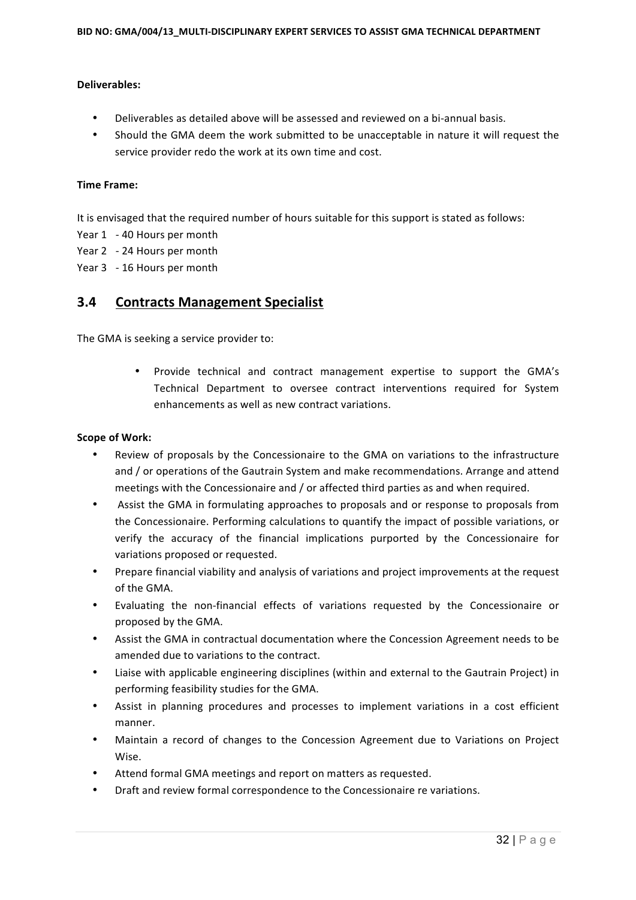**Deliverables:**

- Deliverables as detailed above will be assessed and reviewed on a bi-annual basis.
- Should the GMA deem the work submitted to be unacceptable in nature it will request the service provider redo the work at its own time and cost.

**Time Frame:**

It is envisaged that the required number of hours suitable for this support is stated as follows:

Year 1 - 40 Hours per month
Year 2 - 24 Hours per month
Year 3 - 16 Hours per month

## 3.4 Contracts Management Specialist

The GMA is seeking a service provider to:

- Provide technical and contract management expertise to support the GMA's Technical Department to oversee contract interventions required for System enhancements as well as new contract variations.

**Scope of Work:**

- Review of proposals by the Concessionaire to the GMA on variations to the infrastructure and / or operations of the Gautrain System and make recommendations. Arrange and attend meetings with the Concessionaire and / or affected third parties as and when required.
- Assist the GMA in formulating approaches to proposals and or response to proposals from the Concessionaire. Performing calculations to quantify the impact of possible variations, or verify the accuracy of the financial implications purported by the Concessionaire for variations proposed or requested.
- Prepare financial viability and analysis of variations and project improvements at the request of the GMA.
- Evaluating the non-financial effects of variations requested by the Concessionaire or proposed by the GMA.
- Assist the GMA in contractual documentation where the Concession Agreement needs to be amended due to variations to the contract.
- Liaise with applicable engineering disciplines (within and external to the Gautrain Project) in performing feasibility studies for the GMA.
- Assist in planning procedures and processes to implement variations in a cost efficient manner.
- Maintain a record of changes to the Concession Agreement due to Variations on Project Wise.
- Attend formal GMA meetings and report on matters as requested.
- Draft and review formal correspondence to the Concessionaire re variations.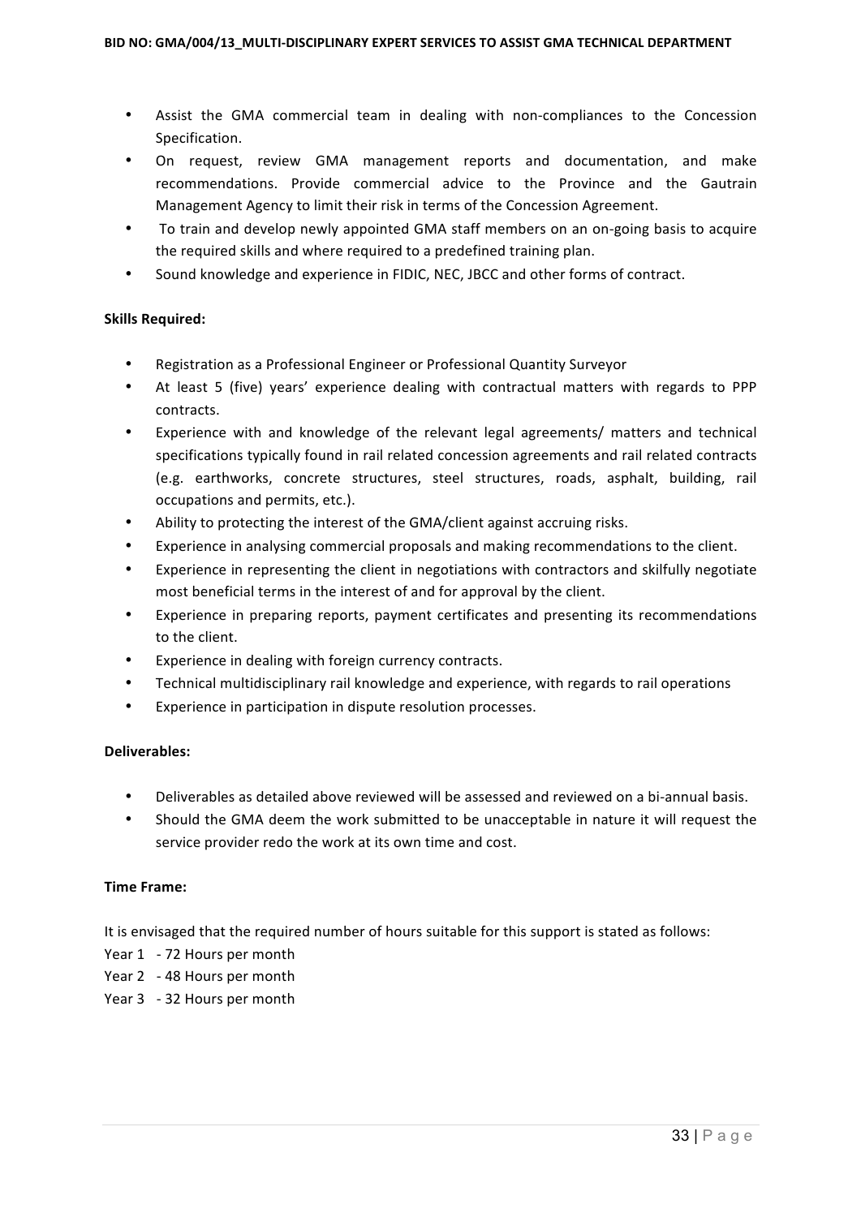- Assist the GMA commercial team in dealing with non-compliances to the Concession Specification.
- On request, review GMA management reports and documentation, and make recommendations. Provide commercial advice to the Province and the Gautrain Management Agency to limit their risk in terms of the Concession Agreement.
- To train and develop newly appointed GMA staff members on an on-going basis to acquire the required skills and where required to a predefined training plan.
- Sound knowledge and experience in FIDIC, NEC, JBCC and other forms of contract.

**Skills Required:**

- Registration as a Professional Engineer or Professional Quantity Surveyor
- At least 5 (five) years' experience dealing with contractual matters with regards to PPP contracts.
- Experience with and knowledge of the relevant legal agreements/ matters and technical specifications typically found in rail related concession agreements and rail related contracts (e.g. earthworks, concrete structures, steel structures, roads, asphalt, building, rail occupations and permits, etc.).
- Ability to protecting the interest of the GMA/client against accruing risks.
- Experience in analysing commercial proposals and making recommendations to the client.
- Experience in representing the client in negotiations with contractors and skilfully negotiate most beneficial terms in the interest of and for approval by the client.
- Experience in preparing reports, payment certificates and presenting its recommendations to the client.
- Experience in dealing with foreign currency contracts.
- Technical multidisciplinary rail knowledge and experience, with regards to rail operations
- Experience in participation in dispute resolution processes.

**Deliverables:**

- Deliverables as detailed above reviewed will be assessed and reviewed on a bi-annual basis.
- Should the GMA deem the work submitted to be unacceptable in nature it will request the service provider redo the work at its own time and cost.

**Time Frame:**

It is envisaged that the required number of hours suitable for this support is stated as follows:

Year 1 - 72 Hours per month
Year 2 - 48 Hours per month
Year 3 - 32 Hours per month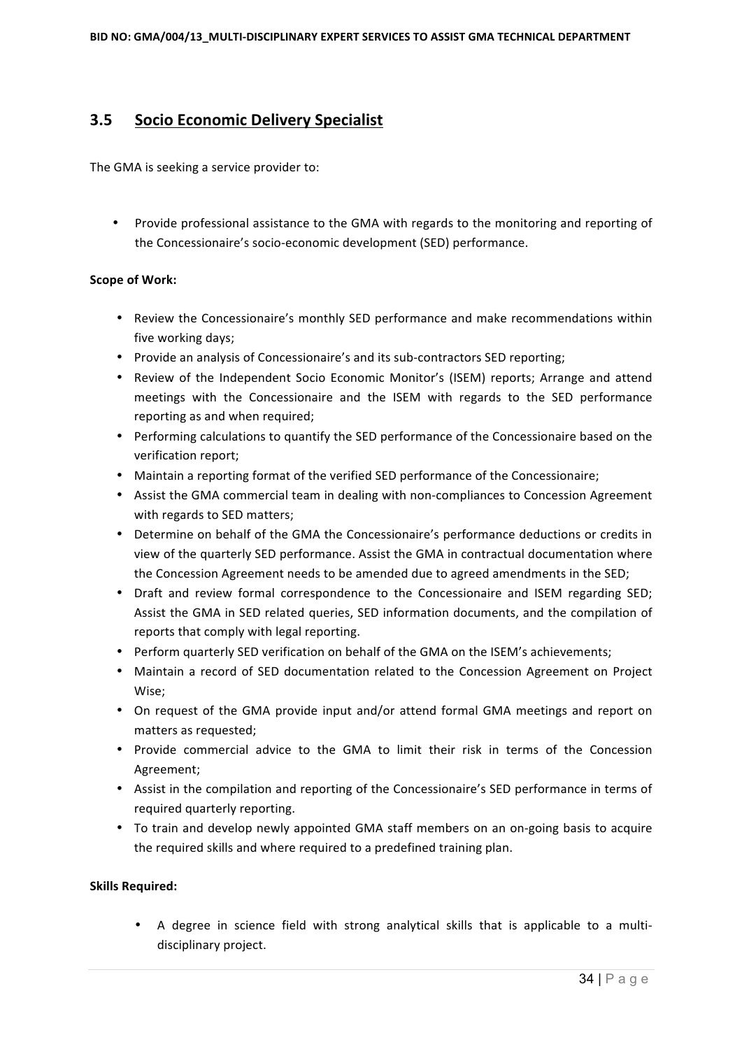## 3.5 Socio Economic Delivery Specialist

The GMA is seeking a service provider to:

- Provide professional assistance to the GMA with regards to the monitoring and reporting of the Concessionaire's socio-economic development (SED) performance.

**Scope of Work:**

- Review the Concessionaire's monthly SED performance and make recommendations within five working days;
- Provide an analysis of Concessionaire's and its sub-contractors SED reporting;
- Review of the Independent Socio Economic Monitor's (ISEM) reports; Arrange and attend meetings with the Concessionaire and the ISEM with regards to the SED performance reporting as and when required;
- Performing calculations to quantify the SED performance of the Concessionaire based on the verification report;
- Maintain a reporting format of the verified SED performance of the Concessionaire;
- Assist the GMA commercial team in dealing with non-compliances to Concession Agreement with regards to SED matters;
- Determine on behalf of the GMA the Concessionaire's performance deductions or credits in view of the quarterly SED performance. Assist the GMA in contractual documentation where the Concession Agreement needs to be amended due to agreed amendments in the SED;
- Draft and review formal correspondence to the Concessionaire and ISEM regarding SED; Assist the GMA in SED related queries, SED information documents, and the compilation of reports that comply with legal reporting.
- Perform quarterly SED verification on behalf of the GMA on the ISEM's achievements;
- Maintain a record of SED documentation related to the Concession Agreement on Project Wise;
- On request of the GMA provide input and/or attend formal GMA meetings and report on matters as requested;
- Provide commercial advice to the GMA to limit their risk in terms of the Concession Agreement;
- Assist in the compilation and reporting of the Concessionaire's SED performance in terms of required quarterly reporting.
- To train and develop newly appointed GMA staff members on an on-going basis to acquire the required skills and where required to a predefined training plan.

**Skills Required:**

- A degree in science field with strong analytical skills that is applicable to a multi-disciplinary project.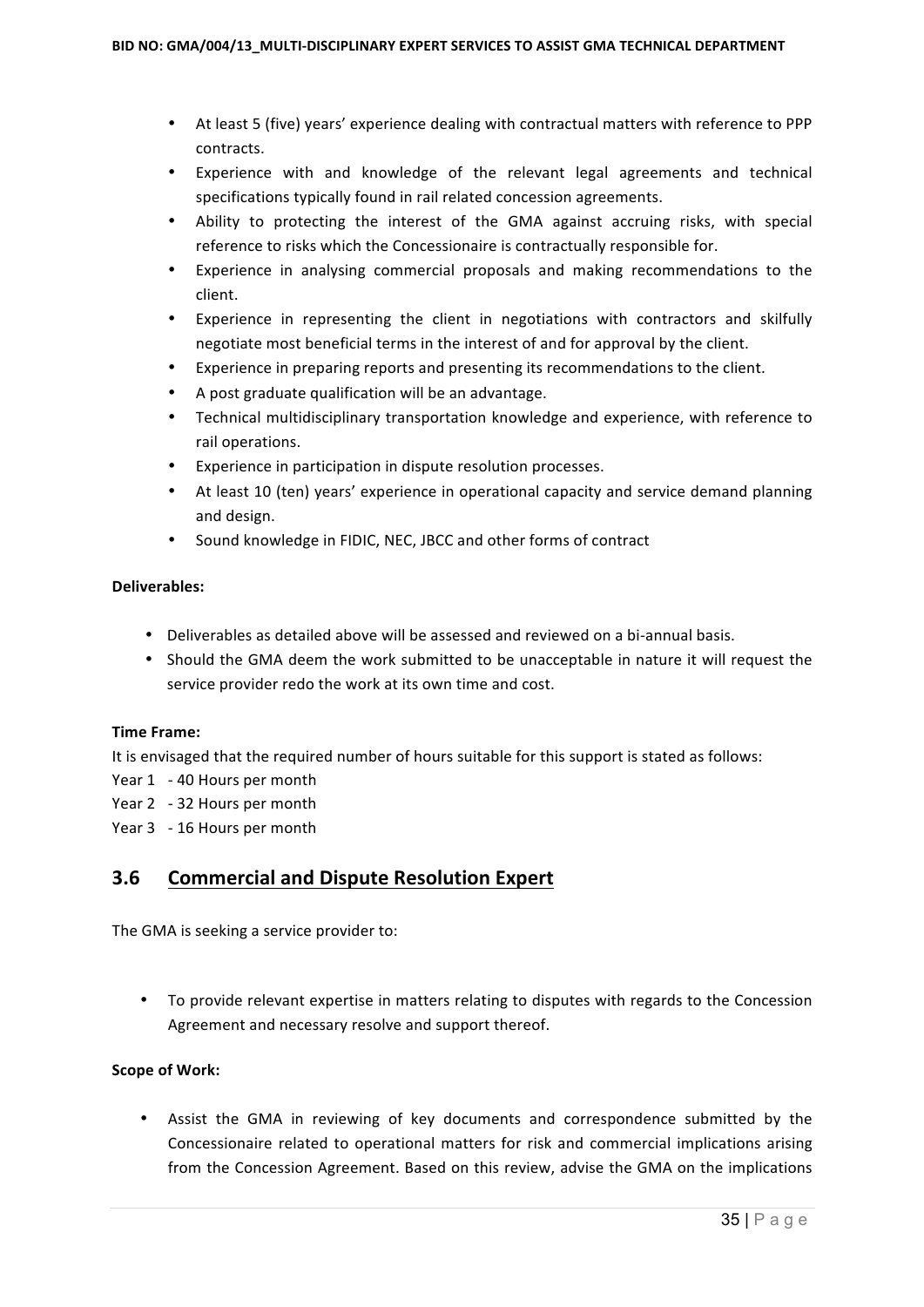- At least 5 (five) years' experience dealing with contractual matters with reference to PPP contracts.
- Experience with and knowledge of the relevant legal agreements and technical specifications typically found in rail related concession agreements.
- Ability to protecting the interest of the GMA against accruing risks, with special reference to risks which the Concessionaire is contractually responsible for.
- Experience in analysing commercial proposals and making recommendations to the client.
- Experience in representing the client in negotiations with contractors and skilfully negotiate most beneficial terms in the interest of and for approval by the client.
- Experience in preparing reports and presenting its recommendations to the client.
- A post graduate qualification will be an advantage.
- Technical multidisciplinary transportation knowledge and experience, with reference to rail operations.
- Experience in participation in dispute resolution processes.
- At least 10 (ten) years' experience in operational capacity and service demand planning and design.
- Sound knowledge in FIDIC, NEC, JBCC and other forms of contract

**Deliverables:**

- Deliverables as detailed above will be assessed and reviewed on a bi-annual basis.
- Should the GMA deem the work submitted to be unacceptable in nature it will request the service provider redo the work at its own time and cost.

**Time Frame:**

It is envisaged that the required number of hours suitable for this support is stated as follows:

Year 1 - 40 Hours per month

Year 2 - 32 Hours per month

Year 3 - 16 Hours per month

## 3.6 Commercial and Dispute Resolution Expert

The GMA is seeking a service provider to:

- To provide relevant expertise in matters relating to disputes with regards to the Concession Agreement and necessary resolve and support thereof.

**Scope of Work:**

- Assist the GMA in reviewing of key documents and correspondence submitted by the Concessionaire related to operational matters for risk and commercial implications arising from the Concession Agreement. Based on this review, advise the GMA on the implications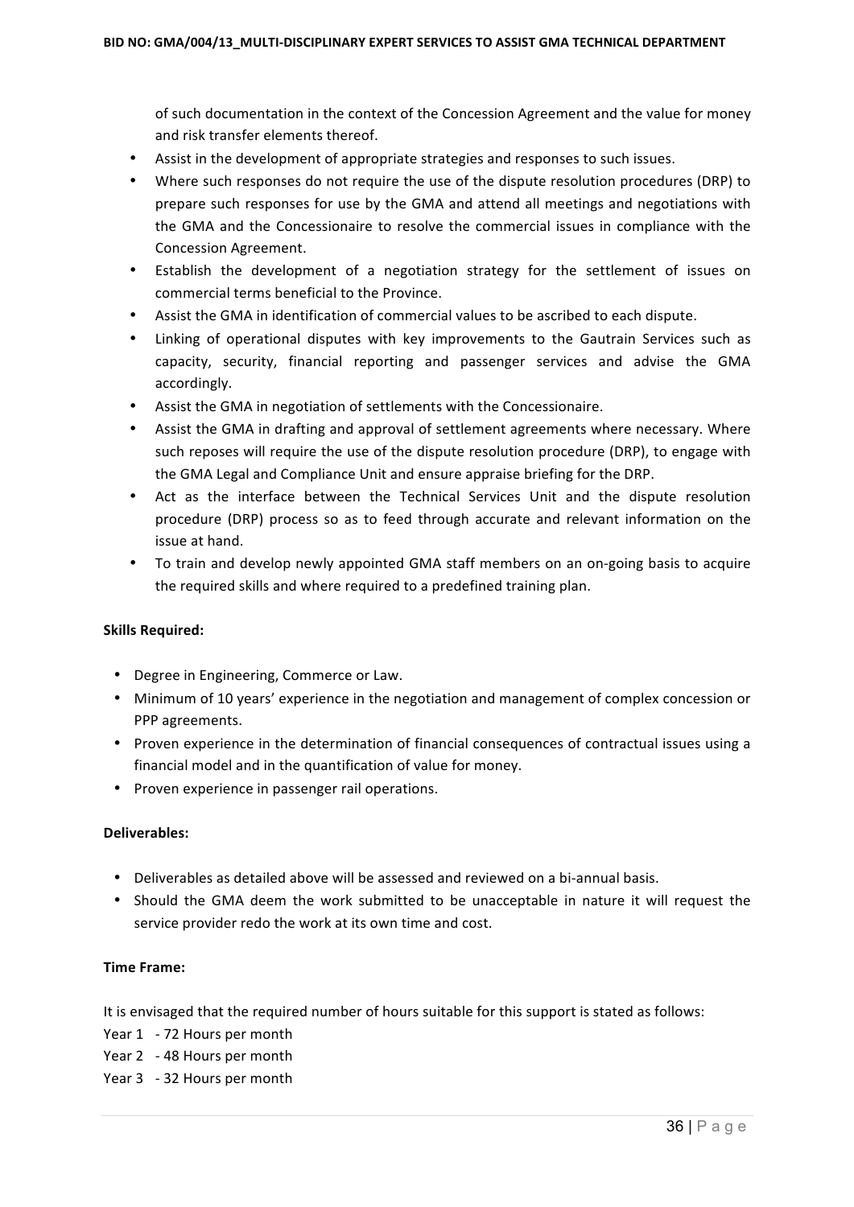of such documentation in the context of the Concession Agreement and the value for money and risk transfer elements thereof.

- Assist in the development of appropriate strategies and responses to such issues.
- Where such responses do not require the use of the dispute resolution procedures (DRP) to prepare such responses for use by the GMA and attend all meetings and negotiations with the GMA and the Concessionaire to resolve the commercial issues in compliance with the Concession Agreement.
- Establish the development of a negotiation strategy for the settlement of issues on commercial terms beneficial to the Province.
- Assist the GMA in identification of commercial values to be ascribed to each dispute.
- Linking of operational disputes with key improvements to the Gautrain Services such as capacity, security, financial reporting and passenger services and advise the GMA accordingly.
- Assist the GMA in negotiation of settlements with the Concessionaire.
- Assist the GMA in drafting and approval of settlement agreements where necessary. Where such reposes will require the use of the dispute resolution procedure (DRP), to engage with the GMA Legal and Compliance Unit and ensure appraise briefing for the DRP.
- Act as the interface between the Technical Services Unit and the dispute resolution procedure (DRP) process so as to feed through accurate and relevant information on the issue at hand.
- To train and develop newly appointed GMA staff members on an on-going basis to acquire the required skills and where required to a predefined training plan.

**Skills Required:**

- Degree in Engineering, Commerce or Law.
- Minimum of 10 years' experience in the negotiation and management of complex concession or PPP agreements.
- Proven experience in the determination of financial consequences of contractual issues using a financial model and in the quantification of value for money.
- Proven experience in passenger rail operations.

**Deliverables:**

- Deliverables as detailed above will be assessed and reviewed on a bi-annual basis.
- Should the GMA deem the work submitted to be unacceptable in nature it will request the service provider redo the work at its own time and cost.

**Time Frame:**

It is envisaged that the required number of hours suitable for this support is stated as follows:

Year 1 - 72 Hours per month
Year 2 - 48 Hours per month
Year 3 - 32 Hours per month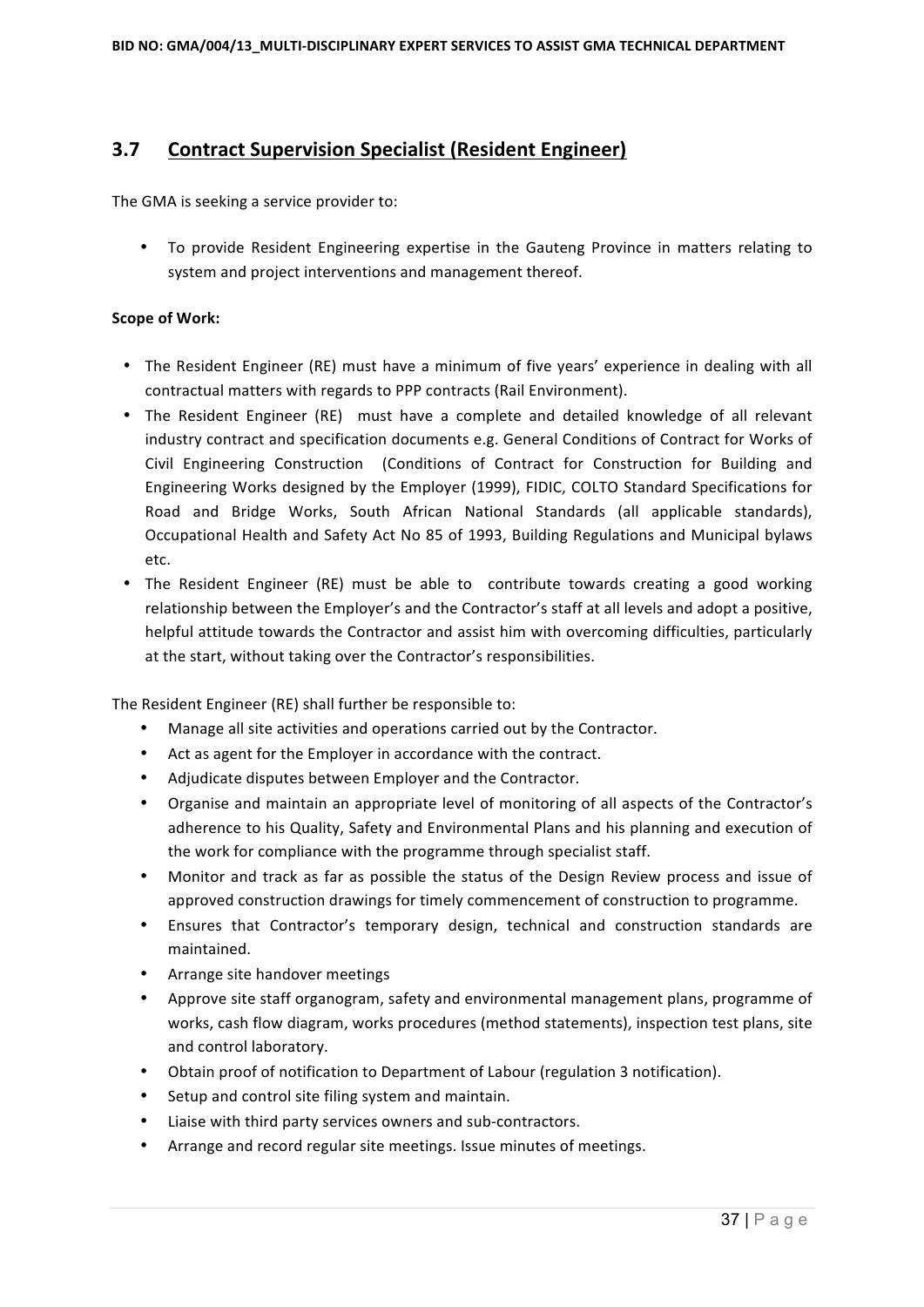## 3.7 Contract Supervision Specialist (Resident Engineer)

The GMA is seeking a service provider to:

- To provide Resident Engineering expertise in the Gauteng Province in matters relating to system and project interventions and management thereof.

**Scope of Work:**

- The Resident Engineer (RE) must have a minimum of five years' experience in dealing with all contractual matters with regards to PPP contracts (Rail Environment).
- The Resident Engineer (RE) must have a complete and detailed knowledge of all relevant industry contract and specification documents e.g. General Conditions of Contract for Works of Civil Engineering Construction (Conditions of Contract for Construction for Building and Engineering Works designed by the Employer (1999), FIDIC, COLTO Standard Specifications for Road and Bridge Works, South African National Standards (all applicable standards), Occupational Health and Safety Act No 85 of 1993, Building Regulations and Municipal bylaws etc.
- The Resident Engineer (RE) must be able to contribute towards creating a good working relationship between the Employer's and the Contractor's staff at all levels and adopt a positive, helpful attitude towards the Contractor and assist him with overcoming difficulties, particularly at the start, without taking over the Contractor's responsibilities.

The Resident Engineer (RE) shall further be responsible to:

- Manage all site activities and operations carried out by the Contractor.
- Act as agent for the Employer in accordance with the contract.
- Adjudicate disputes between Employer and the Contractor.
- Organise and maintain an appropriate level of monitoring of all aspects of the Contractor's adherence to his Quality, Safety and Environmental Plans and his planning and execution of the work for compliance with the programme through specialist staff.
- Monitor and track as far as possible the status of the Design Review process and issue of approved construction drawings for timely commencement of construction to programme.
- Ensures that Contractor's temporary design, technical and construction standards are maintained.
- Arrange site handover meetings
- Approve site staff organogram, safety and environmental management plans, programme of works, cash flow diagram, works procedures (method statements), inspection test plans, site and control laboratory.
- Obtain proof of notification to Department of Labour (regulation 3 notification).
- Setup and control site filing system and maintain.
- Liaise with third party services owners and sub-contractors.
- Arrange and record regular site meetings. Issue minutes of meetings.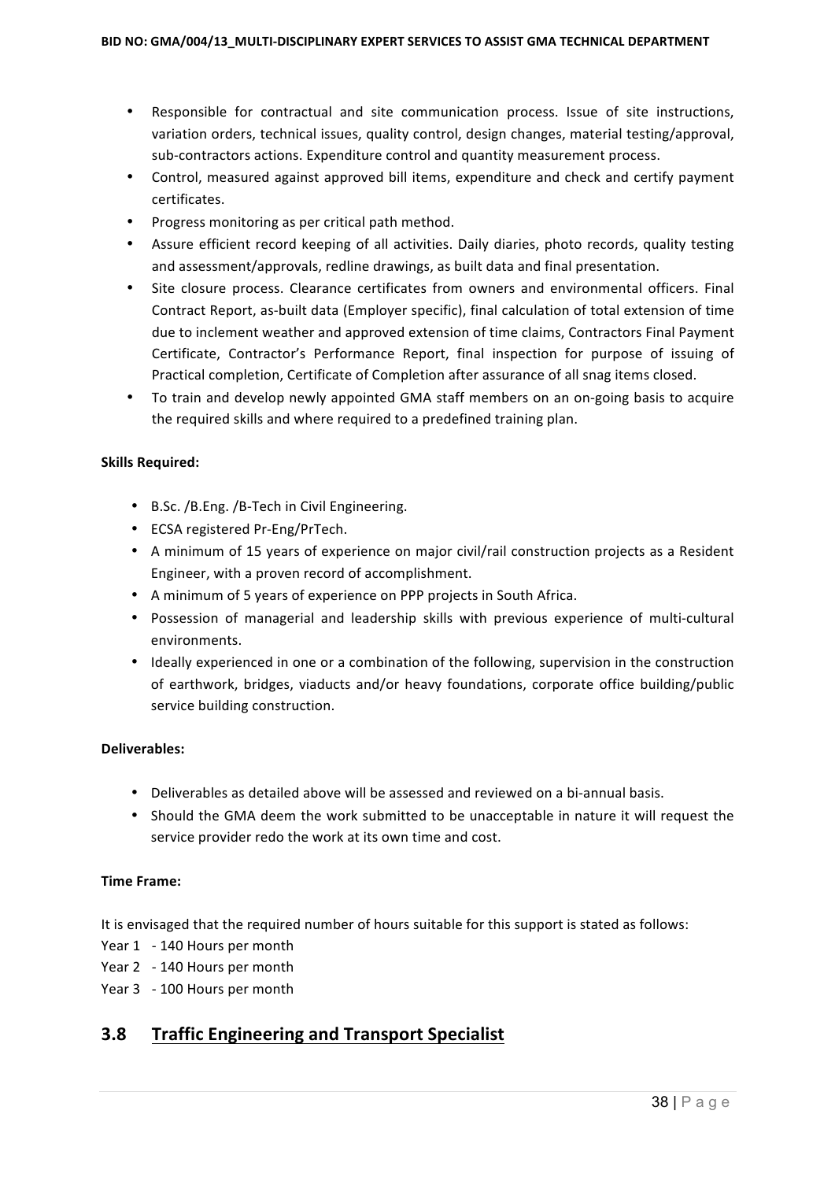- Responsible for contractual and site communication process. Issue of site instructions, variation orders, technical issues, quality control, design changes, material testing/approval, sub-contractors actions. Expenditure control and quantity measurement process.
- Control, measured against approved bill items, expenditure and check and certify payment certificates.
- Progress monitoring as per critical path method.
- Assure efficient record keeping of all activities. Daily diaries, photo records, quality testing and assessment/approvals, redline drawings, as built data and final presentation.
- Site closure process. Clearance certificates from owners and environmental officers. Final Contract Report, as-built data (Employer specific), final calculation of total extension of time due to inclement weather and approved extension of time claims, Contractors Final Payment Certificate, Contractor's Performance Report, final inspection for purpose of issuing of Practical completion, Certificate of Completion after assurance of all snag items closed.
- To train and develop newly appointed GMA staff members on an on-going basis to acquire the required skills and where required to a predefined training plan.

**Skills Required:**

- B.Sc. /B.Eng. /B-Tech in Civil Engineering.
- ECSA registered Pr-Eng/PrTech.
- A minimum of 15 years of experience on major civil/rail construction projects as a Resident Engineer, with a proven record of accomplishment.
- A minimum of 5 years of experience on PPP projects in South Africa.
- Possession of managerial and leadership skills with previous experience of multi-cultural environments.
- Ideally experienced in one or a combination of the following, supervision in the construction of earthwork, bridges, viaducts and/or heavy foundations, corporate office building/public service building construction.

**Deliverables:**

- Deliverables as detailed above will be assessed and reviewed on a bi-annual basis.
- Should the GMA deem the work submitted to be unacceptable in nature it will request the service provider redo the work at its own time and cost.

**Time Frame:**

It is envisaged that the required number of hours suitable for this support is stated as follows:

Year 1 - 140 Hours per month
Year 2 - 140 Hours per month
Year 3 - 100 Hours per month

## 3.8 Traffic Engineering and Transport Specialist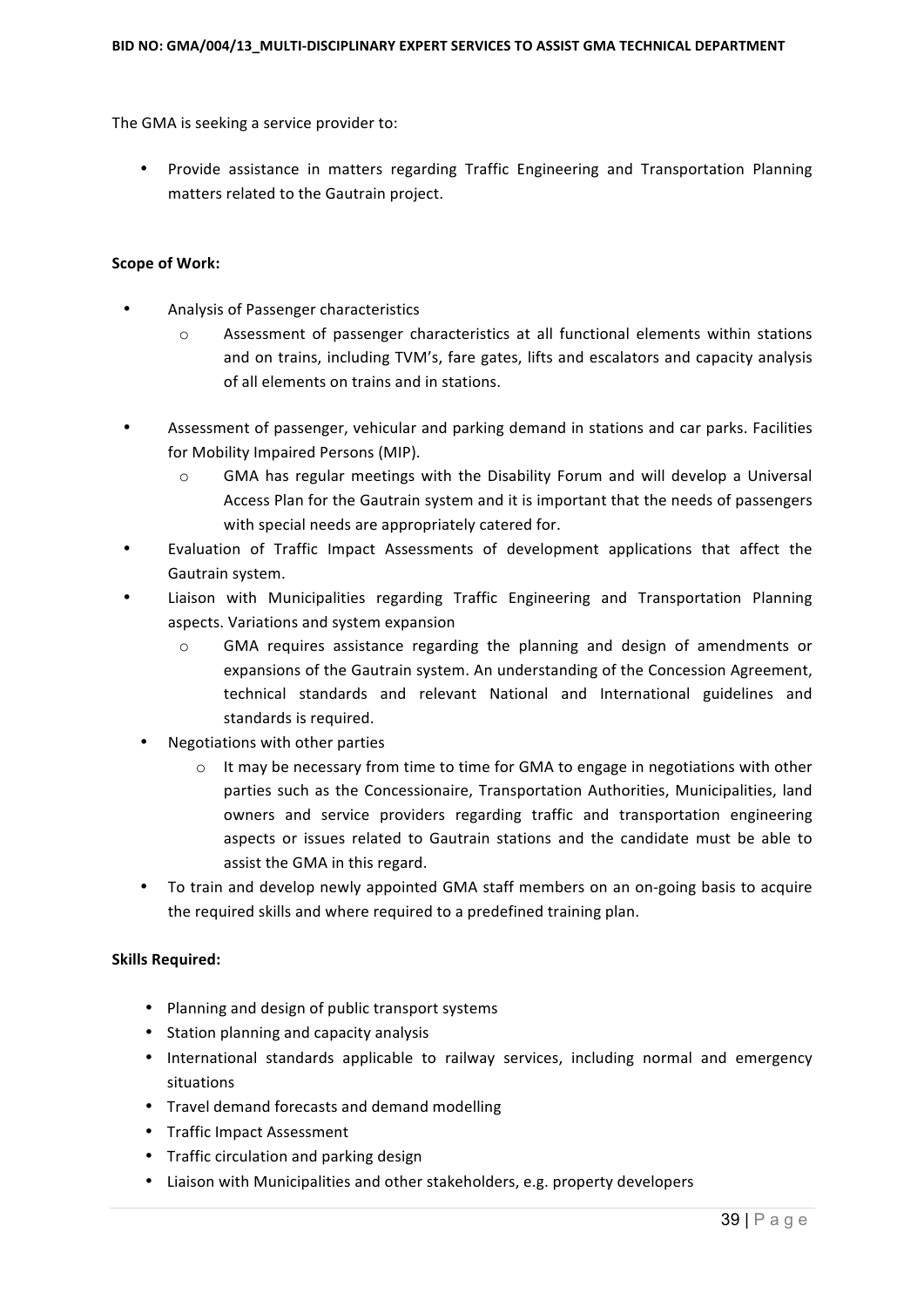The GMA is seeking a service provider to:

- Provide assistance in matters regarding Traffic Engineering and Transportation Planning matters related to the Gautrain project.

**Scope of Work:**

- Analysis of Passenger characteristics
  - Assessment of passenger characteristics at all functional elements within stations and on trains, including TVM's, fare gates, lifts and escalators and capacity analysis of all elements on trains and in stations.
- Assessment of passenger, vehicular and parking demand in stations and car parks. Facilities for Mobility Impaired Persons (MIP).
  - GMA has regular meetings with the Disability Forum and will develop a Universal Access Plan for the Gautrain system and it is important that the needs of passengers with special needs are appropriately catered for.
- Evaluation of Traffic Impact Assessments of development applications that affect the Gautrain system.
- Liaison with Municipalities regarding Traffic Engineering and Transportation Planning aspects. Variations and system expansion
  - GMA requires assistance regarding the planning and design of amendments or expansions of the Gautrain system. An understanding of the Concession Agreement, technical standards and relevant National and International guidelines and standards is required.
- Negotiations with other parties
  - It may be necessary from time to time for GMA to engage in negotiations with other parties such as the Concessionaire, Transportation Authorities, Municipalities, land owners and service providers regarding traffic and transportation engineering aspects or issues related to Gautrain stations and the candidate must be able to assist the GMA in this regard.
- To train and develop newly appointed GMA staff members on an on-going basis to acquire the required skills and where required to a predefined training plan.

**Skills Required:**

- Planning and design of public transport systems
- Station planning and capacity analysis
- International standards applicable to railway services, including normal and emergency situations
- Travel demand forecasts and demand modelling
- Traffic Impact Assessment
- Traffic circulation and parking design
- Liaison with Municipalities and other stakeholders, e.g. property developers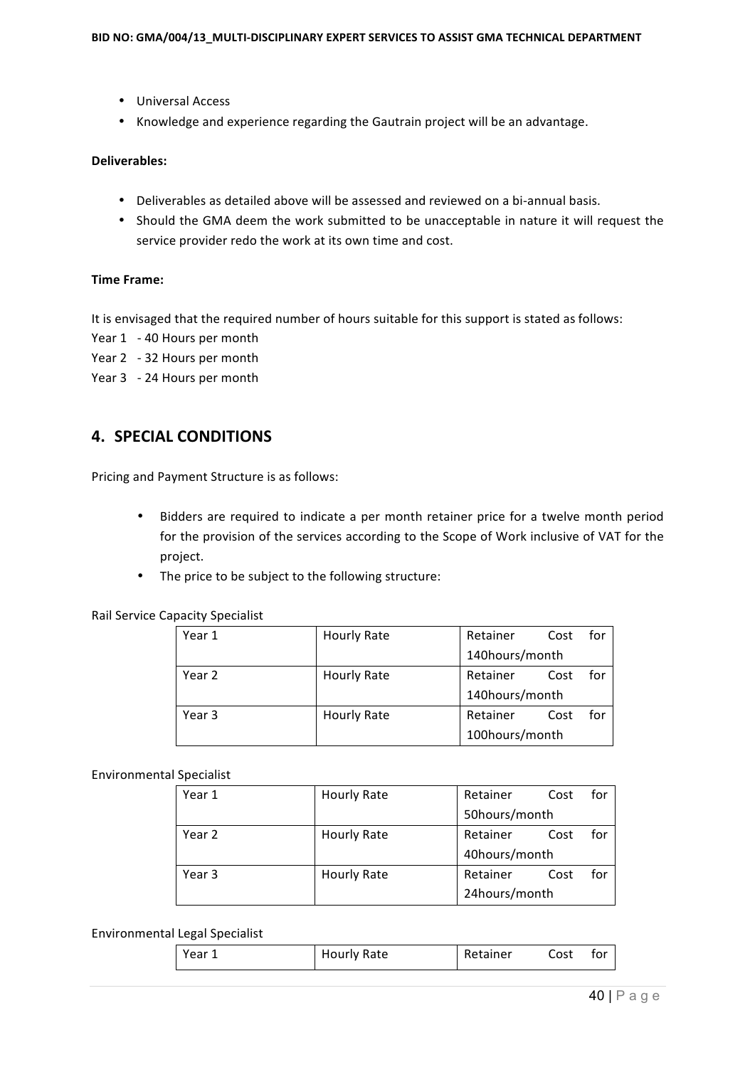- Universal Access
- Knowledge and experience regarding the Gautrain project will be an advantage.

**Deliverables:**

- Deliverables as detailed above will be assessed and reviewed on a bi-annual basis.
- Should the GMA deem the work submitted to be unacceptable in nature it will request the service provider redo the work at its own time and cost.

**Time Frame:**

It is envisaged that the required number of hours suitable for this support is stated as follows:

Year 1 - 40 Hours per month
Year 2 - 32 Hours per month
Year 3 - 24 Hours per month

## 4. SPECIAL CONDITIONS

Pricing and Payment Structure is as follows:

- Bidders are required to indicate a per month retainer price for a twelve month period for the provision of the services according to the Scope of Work inclusive of VAT for the project.
- The price to be subject to the following structure:

Rail Service Capacity Specialist

| Year 1 | Hourly Rate | Retainer Cost for 140hours/month |
|---|---|---|
| Year 2 | Hourly Rate | Retainer Cost for 140hours/month |
| Year 3 | Hourly Rate | Retainer Cost for 100hours/month |

Environmental Specialist

| Year 1 | Hourly Rate | Retainer Cost for 50hours/month |
|---|---|---|
| Year 2 | Hourly Rate | Retainer Cost for 40hours/month |
| Year 3 | Hourly Rate | Retainer Cost for 24hours/month |

Environmental Legal Specialist

| Year 1 | Hourly Rate | Retainer Cost for |
|---|---|---|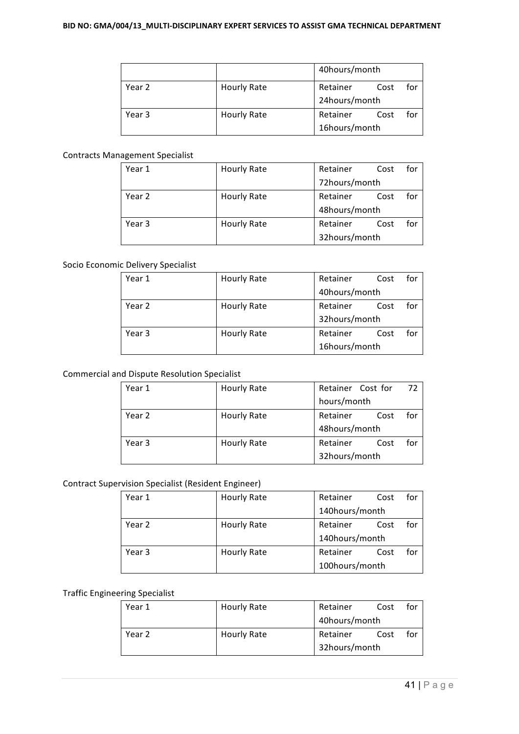|  |  | 40hours/month |
|---|---|---|
| Year 2 | Hourly Rate | Retainer Cost for 24hours/month |
| Year 3 | Hourly Rate | Retainer Cost for 16hours/month |

Contracts Management Specialist

| Year 1 | Hourly Rate | Retainer Cost for 72hours/month |
|---|---|---|
| Year 2 | Hourly Rate | Retainer Cost for 48hours/month |
| Year 3 | Hourly Rate | Retainer Cost for 32hours/month |

Socio Economic Delivery Specialist

| Year 1 | Hourly Rate | Retainer Cost for 40hours/month |
|---|---|---|
| Year 2 | Hourly Rate | Retainer Cost for 32hours/month |
| Year 3 | Hourly Rate | Retainer Cost for 16hours/month |

Commercial and Dispute Resolution Specialist

| Year 1 | Hourly Rate | Retainer Cost for 72 hours/month |
|---|---|---|
| Year 2 | Hourly Rate | Retainer Cost for 48hours/month |
| Year 3 | Hourly Rate | Retainer Cost for 32hours/month |

Contract Supervision Specialist (Resident Engineer)

| Year 1 | Hourly Rate | Retainer Cost for 140hours/month |
|---|---|---|
| Year 2 | Hourly Rate | Retainer Cost for 140hours/month |
| Year 3 | Hourly Rate | Retainer Cost for 100hours/month |

Traffic Engineering Specialist

| Year 1 | Hourly Rate | Retainer Cost for 40hours/month |
|---|---|---|
| Year 2 | Hourly Rate | Retainer Cost for 32hours/month |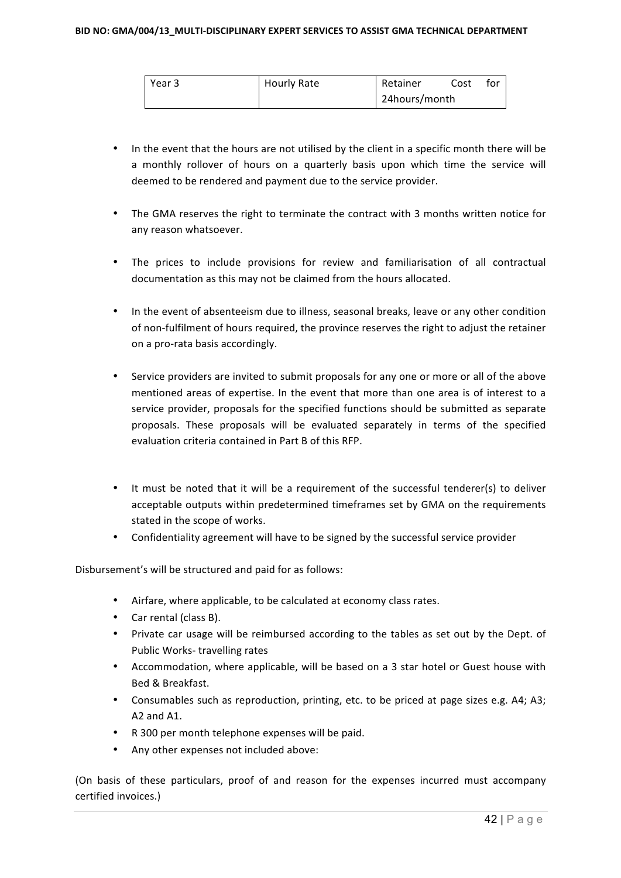| Year 3 | Hourly Rate | Retainer Cost for 24hours/month |
|---|---|---|

- In the event that the hours are not utilised by the client in a specific month there will be a monthly rollover of hours on a quarterly basis upon which time the service will deemed to be rendered and payment due to the service provider.
- The GMA reserves the right to terminate the contract with 3 months written notice for any reason whatsoever.
- The prices to include provisions for review and familiarisation of all contractual documentation as this may not be claimed from the hours allocated.
- In the event of absenteeism due to illness, seasonal breaks, leave or any other condition of non-fulfilment of hours required, the province reserves the right to adjust the retainer on a pro-rata basis accordingly.
- Service providers are invited to submit proposals for any one or more or all of the above mentioned areas of expertise. In the event that more than one area is of interest to a service provider, proposals for the specified functions should be submitted as separate proposals. These proposals will be evaluated separately in terms of the specified evaluation criteria contained in Part B of this RFP.
- It must be noted that it will be a requirement of the successful tenderer(s) to deliver acceptable outputs within predetermined timeframes set by GMA on the requirements stated in the scope of works.
- Confidentiality agreement will have to be signed by the successful service provider

Disbursement's will be structured and paid for as follows:

- Airfare, where applicable, to be calculated at economy class rates.
- Car rental (class B).
- Private car usage will be reimbursed according to the tables as set out by the Dept. of Public Works- travelling rates
- Accommodation, where applicable, will be based on a 3 star hotel or Guest house with Bed & Breakfast.
- Consumables such as reproduction, printing, etc. to be priced at page sizes e.g. A4; A3; A2 and A1.
- R 300 per month telephone expenses will be paid.
- Any other expenses not included above:

(On basis of these particulars, proof of and reason for the expenses incurred must accompany certified invoices.)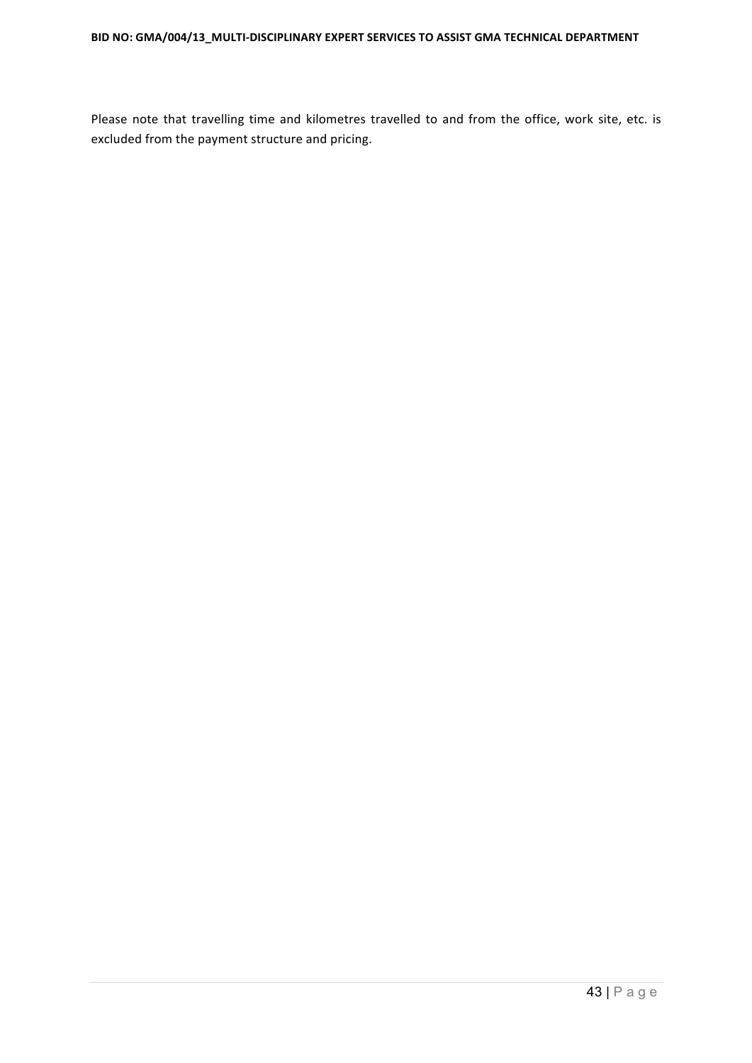Please note that travelling time and kilometres travelled to and from the office, work site, etc. is excluded from the payment structure and pricing.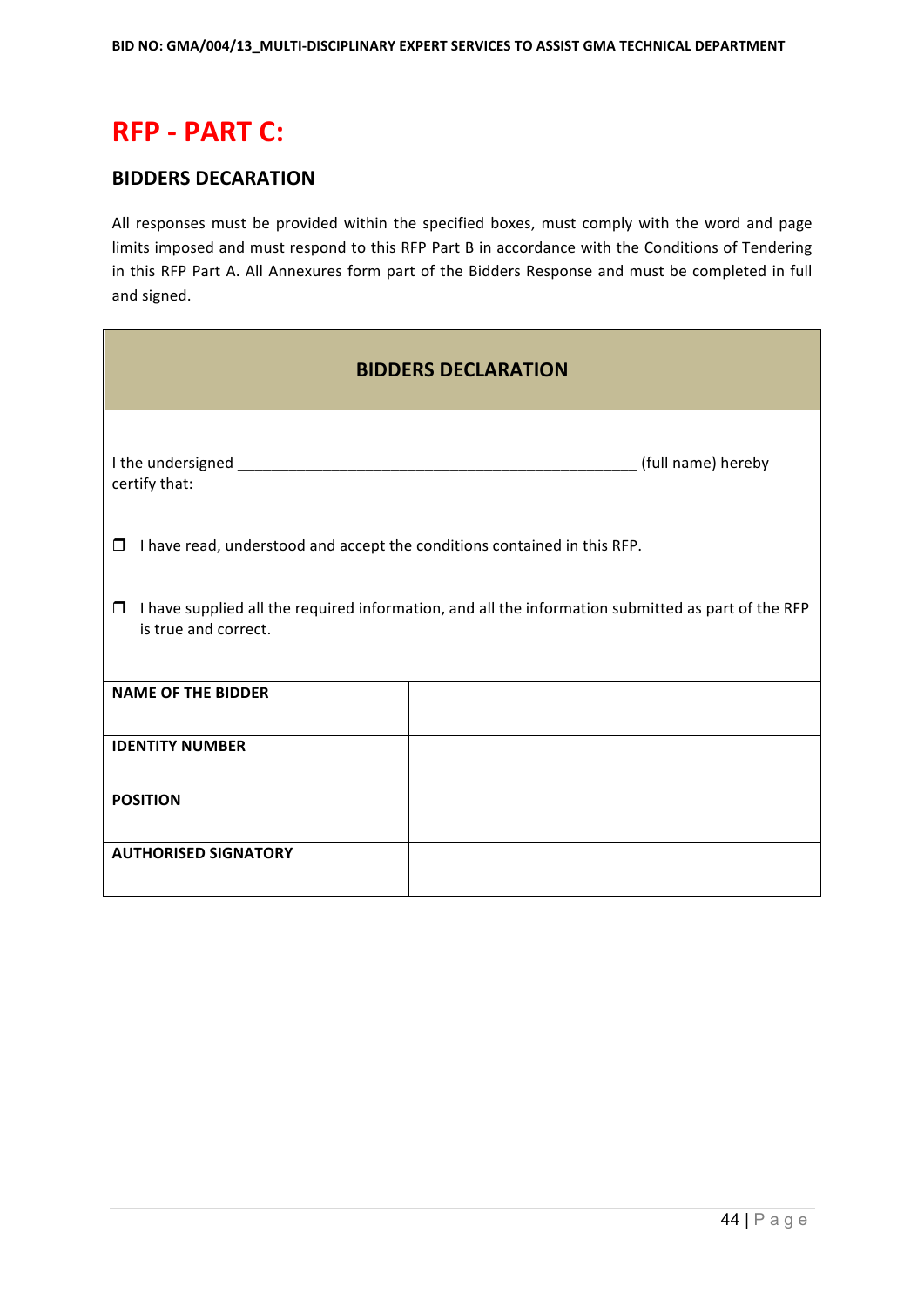# RFP - PART C:

## BIDDERS DECARATION

All responses must be provided within the specified boxes, must comply with the word and page limits imposed and must respond to this RFP Part B in accordance with the Conditions of Tendering in this RFP Part A. All Annexures form part of the Bidders Response and must be completed in full and signed.

| BIDDERS DECLARATION | |
|---|---|
| I the undersigned ______________________________________________ (full name) hereby certify that:<br><br>❒ I have read, understood and accept the conditions contained in this RFP.<br><br>❒ I have supplied all the required information, and all the information submitted as part of the RFP is true and correct. | |
| **NAME OF THE BIDDER** | |
| **IDENTITY NUMBER** | |
| **POSITION** | |
| **AUTHORISED SIGNATORY** | |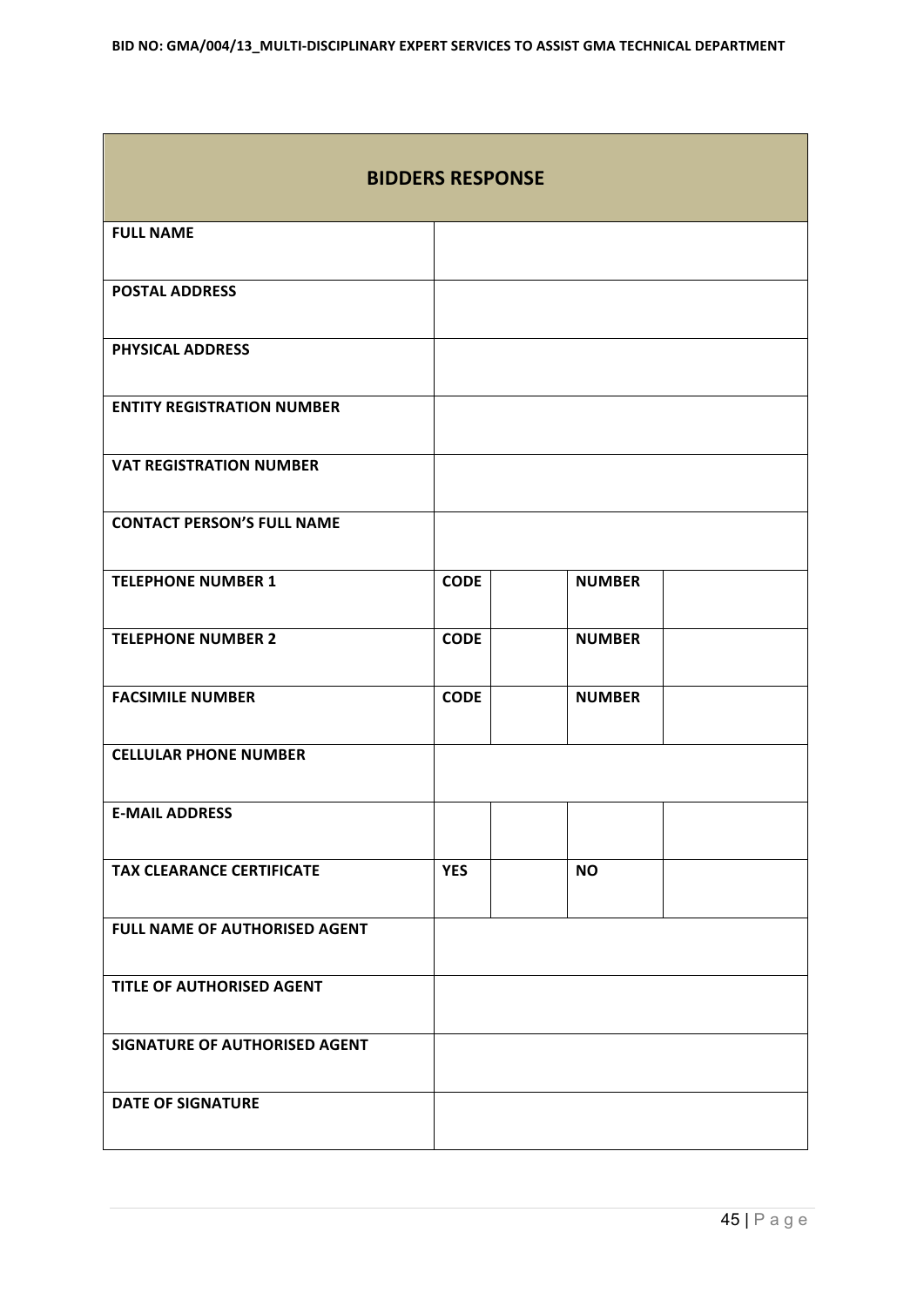| BIDDERS RESPONSE | | | | |
|---|---|---|---|---|
| FULL NAME | | | | |
| POSTAL ADDRESS | | | | |
| PHYSICAL ADDRESS | | | | |
| ENTITY REGISTRATION NUMBER | | | | |
| VAT REGISTRATION NUMBER | | | | |
| CONTACT PERSON'S FULL NAME | | | | |
| TELEPHONE NUMBER 1 | CODE | | NUMBER | |
| TELEPHONE NUMBER 2 | CODE | | NUMBER | |
| FACSIMILE NUMBER | CODE | | NUMBER | |
| CELLULAR PHONE NUMBER | | | | |
| E-MAIL ADDRESS | | | | |
| TAX CLEARANCE CERTIFICATE | YES | | NO | |
| FULL NAME OF AUTHORISED AGENT | | | | |
| TITLE OF AUTHORISED AGENT | | | | |
| SIGNATURE OF AUTHORISED AGENT | | | | |
| DATE OF SIGNATURE | | | | |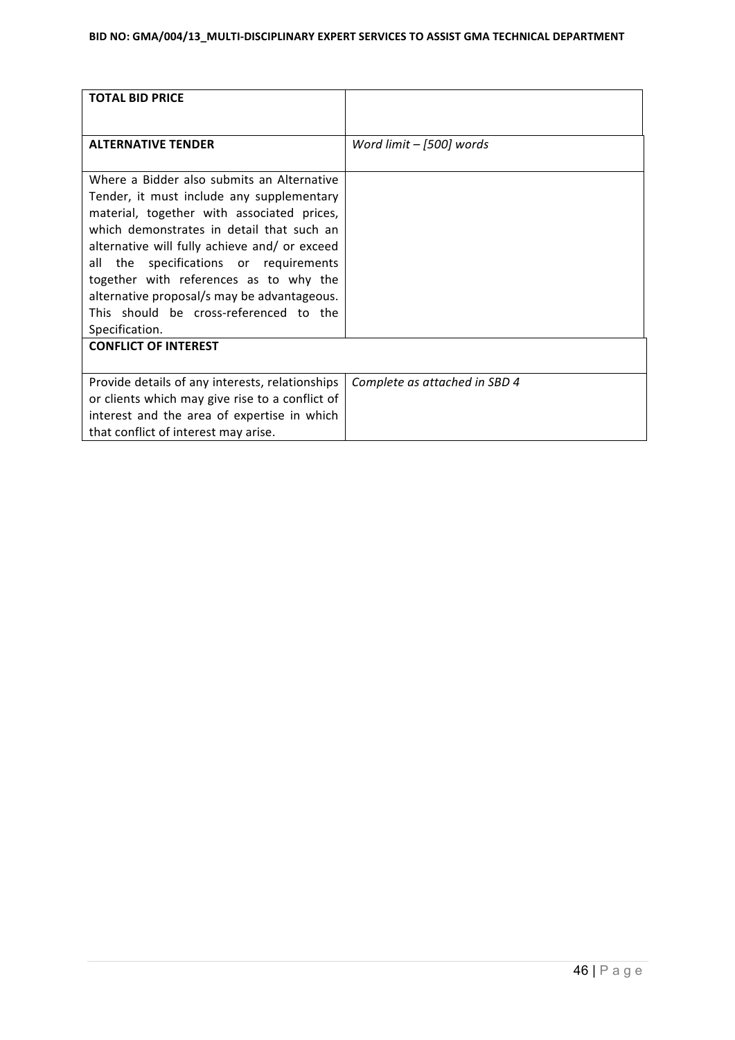| **TOTAL BID PRICE** | |
|---|---|
| **ALTERNATIVE TENDER** | *Word limit – [500] words* |
| Where a Bidder also submits an Alternative Tender, it must include any supplementary material, together with associated prices, which demonstrates in detail that such an alternative will fully achieve and/ or exceed all the specifications or requirements together with references as to why the alternative proposal/s may be advantageous. This should be cross-referenced to the Specification. | |
| **CONFLICT OF INTEREST** | |
| Provide details of any interests, relationships or clients which may give rise to a conflict of interest and the area of expertise in which that conflict of interest may arise. | *Complete as attached in SBD 4* |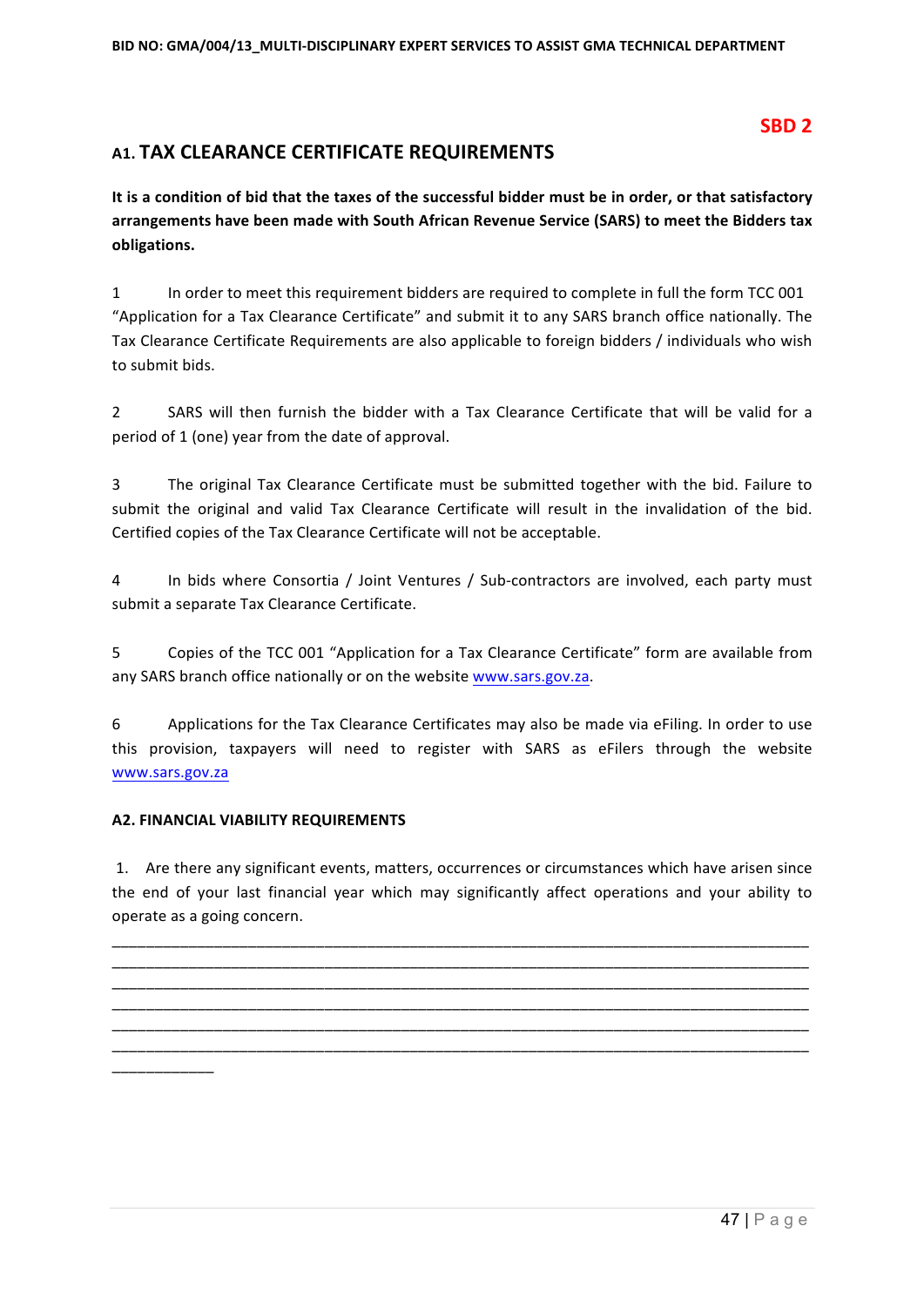**SBD 2**

## A1. TAX CLEARANCE CERTIFICATE REQUIREMENTS

**It is a condition of bid that the taxes of the successful bidder must be in order, or that satisfactory arrangements have been made with South African Revenue Service (SARS) to meet the Bidders tax obligations.**

1 In order to meet this requirement bidders are required to complete in full the form TCC 001 “Application for a Tax Clearance Certificate” and submit it to any SARS branch office nationally. The Tax Clearance Certificate Requirements are also applicable to foreign bidders / individuals who wish to submit bids.

2 SARS will then furnish the bidder with a Tax Clearance Certificate that will be valid for a period of 1 (one) year from the date of approval.

3 The original Tax Clearance Certificate must be submitted together with the bid. Failure to submit the original and valid Tax Clearance Certificate will result in the invalidation of the bid. Certified copies of the Tax Clearance Certificate will not be acceptable.

4 In bids where Consortia / Joint Ventures / Sub-contractors are involved, each party must submit a separate Tax Clearance Certificate.

5 Copies of the TCC 001 “Application for a Tax Clearance Certificate” form are available from any SARS branch office nationally or on the website www.sars.gov.za.

6 Applications for the Tax Clearance Certificates may also be made via eFiling. In order to use this provision, taxpayers will need to register with SARS as eFilers through the website www.sars.gov.za

**A2. FINANCIAL VIABILITY REQUIREMENTS**

1. Are there any significant events, matters, occurrences or circumstances which have arisen since the end of your last financial year which may significantly affect operations and your ability to operate as a going concern.

______________________________________________________________________________
______________________________________________________________________________
______________________________________________________________________________
______________________________________________________________________________
______________________________________________________________________________
______________________________________________________________________________
____________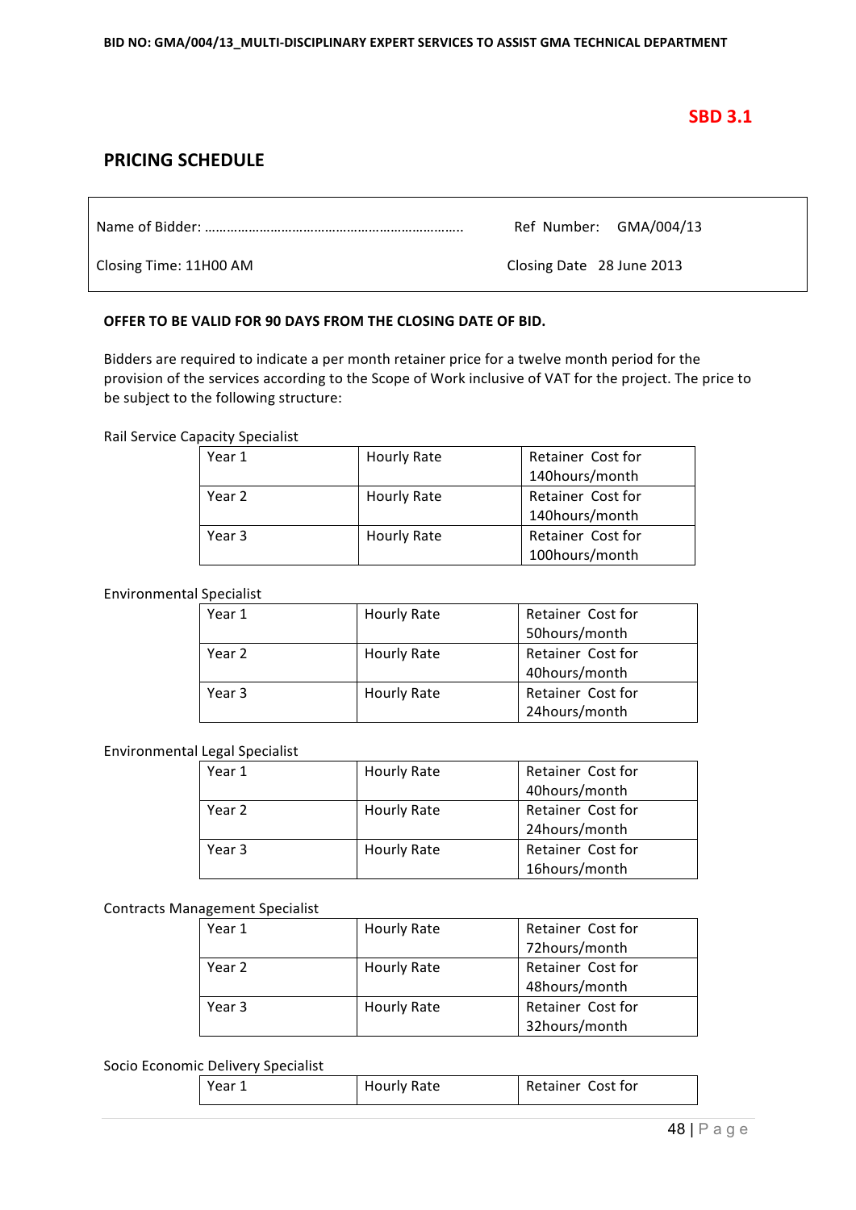**SBD 3.1**

## PRICING SCHEDULE

| Name of Bidder: ………………………………………………………….. | Ref Number: GMA/004/13 |
|---|---|
| Closing Time: 11H00 AM | Closing Date 28 June 2013 |

**OFFER TO BE VALID FOR 90 DAYS FROM THE CLOSING DATE OF BID.**

Bidders are required to indicate a per month retainer price for a twelve month period for the provision of the services according to the Scope of Work inclusive of VAT for the project. The price to be subject to the following structure:

Rail Service Capacity Specialist

| Year 1 | Hourly Rate | Retainer Cost for 140hours/month |
|---|---|---|
| Year 2 | Hourly Rate | Retainer Cost for 140hours/month |
| Year 3 | Hourly Rate | Retainer Cost for 100hours/month |

Environmental Specialist

| Year 1 | Hourly Rate | Retainer Cost for 50hours/month |
|---|---|---|
| Year 2 | Hourly Rate | Retainer Cost for 40hours/month |
| Year 3 | Hourly Rate | Retainer Cost for 24hours/month |

Environmental Legal Specialist

| Year 1 | Hourly Rate | Retainer Cost for 40hours/month |
|---|---|---|
| Year 2 | Hourly Rate | Retainer Cost for 24hours/month |
| Year 3 | Hourly Rate | Retainer Cost for 16hours/month |

Contracts Management Specialist

| Year 1 | Hourly Rate | Retainer Cost for 72hours/month |
|---|---|---|
| Year 2 | Hourly Rate | Retainer Cost for 48hours/month |
| Year 3 | Hourly Rate | Retainer Cost for 32hours/month |

Socio Economic Delivery Specialist

| Year 1 | Hourly Rate | Retainer Cost for |
|---|---|---|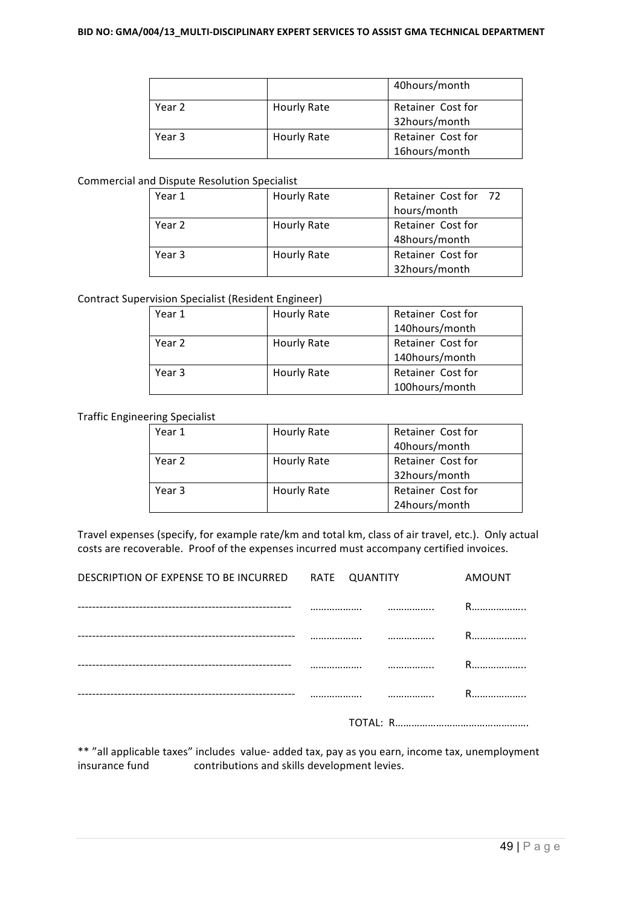| | | 40hours/month |
|---|---|---|
| Year 2 | Hourly Rate | Retainer Cost for 32hours/month |
| Year 3 | Hourly Rate | Retainer Cost for 16hours/month |

Commercial and Dispute Resolution Specialist

| Year 1 | Hourly Rate | Retainer Cost for 72 hours/month |
|---|---|---|
| Year 2 | Hourly Rate | Retainer Cost for 48hours/month |
| Year 3 | Hourly Rate | Retainer Cost for 32hours/month |

Contract Supervision Specialist (Resident Engineer)

| Year 1 | Hourly Rate | Retainer Cost for 140hours/month |
|---|---|---|
| Year 2 | Hourly Rate | Retainer Cost for 140hours/month |
| Year 3 | Hourly Rate | Retainer Cost for 100hours/month |

Traffic Engineering Specialist

| Year 1 | Hourly Rate | Retainer Cost for 40hours/month |
|---|---|---|
| Year 2 | Hourly Rate | Retainer Cost for 32hours/month |
| Year 3 | Hourly Rate | Retainer Cost for 24hours/month |

Travel expenses (specify, for example rate/km and total km, class of air travel, etc.). Only actual costs are recoverable. Proof of the expenses incurred must accompany certified invoices.

| DESCRIPTION OF EXPENSE TO BE INCURRED | RATE | QUANTITY | AMOUNT |
|---|---|---|---|
| ---------------------------------------------------------- | ………………. | …………….. | R……………….. |
| ---------------------------------------------------------- | ………………. | …………….. | R……………….. |
| ---------------------------------------------------------- | ………………. | …………….. | R……………….. |
| ---------------------------------------------------------- | ………………. | …………….. | R……………….. |
| | | TOTAL: | R………………………………………. |

** "all applicable taxes" includes value- added tax, pay as you earn, income tax, unemployment insurance fund contributions and skills development levies.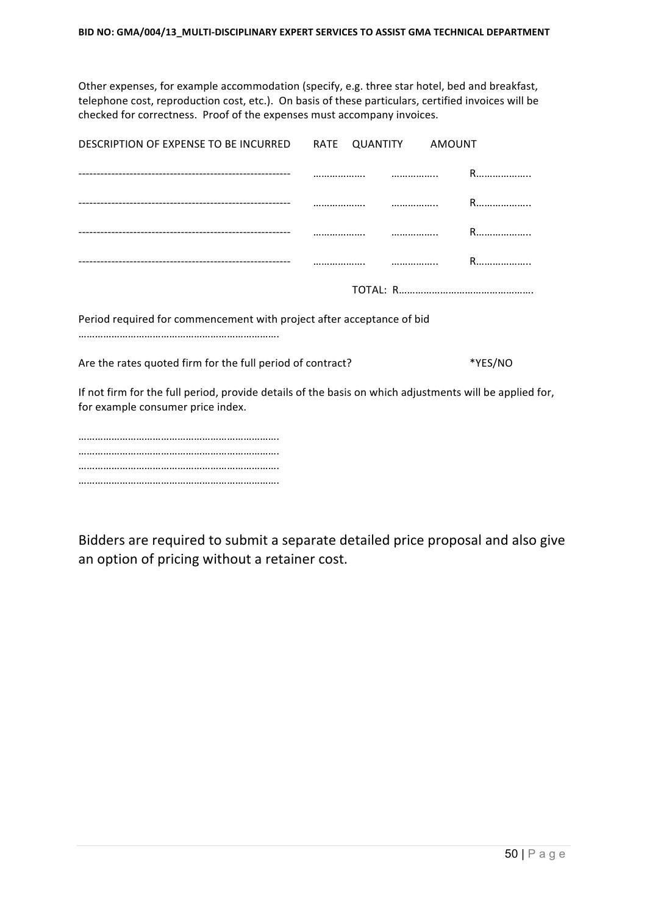Other expenses, for example accommodation (specify, e.g. three star hotel, bed and breakfast, telephone cost, reproduction cost, etc.). On basis of these particulars, certified invoices will be checked for correctness. Proof of the expenses must accompany invoices.

| DESCRIPTION OF EXPENSE TO BE INCURRED | RATE | QUANTITY | AMOUNT |
|---|---|---|---|
| --------------------------------------------------------- | ………………. | …………….. | R……………….. |
| --------------------------------------------------------- | ………………. | …………….. | R……………….. |
| --------------------------------------------------------- | ………………. | …………….. | R……………….. |
| --------------------------------------------------------- | ………………. | …………….. | R……………….. |
| | | TOTAL: | R…………………………………………. |

Period required for commencement with project after acceptance of bid

……………………………………………………………….

Are the rates quoted firm for the full period of contract? *YES/NO

If not firm for the full period, provide details of the basis on which adjustments will be applied for, for example consumer price index.

……………………………………………………………….
……………………………………………………………….
……………………………………………………………….
……………………………………………………………….

Bidders are required to submit a separate detailed price proposal and also give an option of pricing without a retainer cost.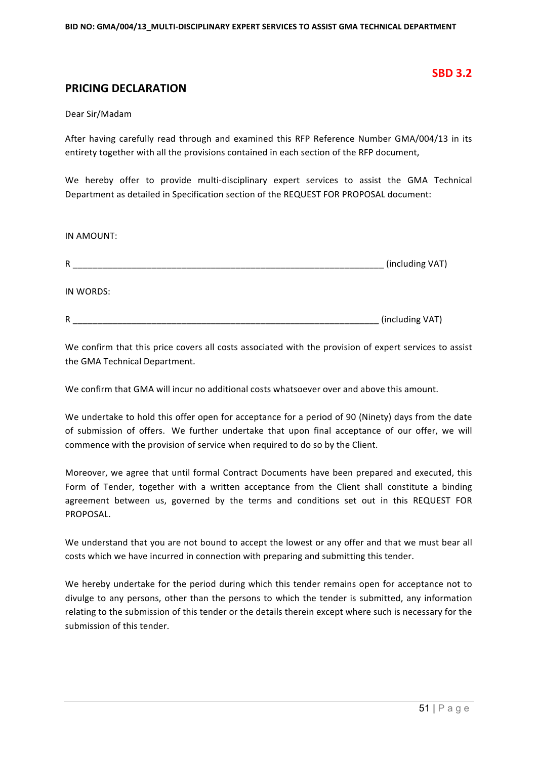**SBD 3.2**

## PRICING DECLARATION

Dear Sir/Madam

After having carefully read through and examined this RFP Reference Number GMA/004/13 in its entirety together with all the provisions contained in each section of the RFP document,

We hereby offer to provide multi-disciplinary expert services to assist the GMA Technical Department as detailed in Specification section of the REQUEST FOR PROPOSAL document:

IN AMOUNT:

R ________________________________________________________________ (including VAT)

IN WORDS:

R ________________________________________________________________ (including VAT)

We confirm that this price covers all costs associated with the provision of expert services to assist the GMA Technical Department.

We confirm that GMA will incur no additional costs whatsoever over and above this amount.

We undertake to hold this offer open for acceptance for a period of 90 (Ninety) days from the date of submission of offers. We further undertake that upon final acceptance of our offer, we will commence with the provision of service when required to do so by the Client.

Moreover, we agree that until formal Contract Documents have been prepared and executed, this Form of Tender, together with a written acceptance from the Client shall constitute a binding agreement between us, governed by the terms and conditions set out in this REQUEST FOR PROPOSAL.

We understand that you are not bound to accept the lowest or any offer and that we must bear all costs which we have incurred in connection with preparing and submitting this tender.

We hereby undertake for the period during which this tender remains open for acceptance not to divulge to any persons, other than the persons to which the tender is submitted, any information relating to the submission of this tender or the details therein except where such is necessary for the submission of this tender.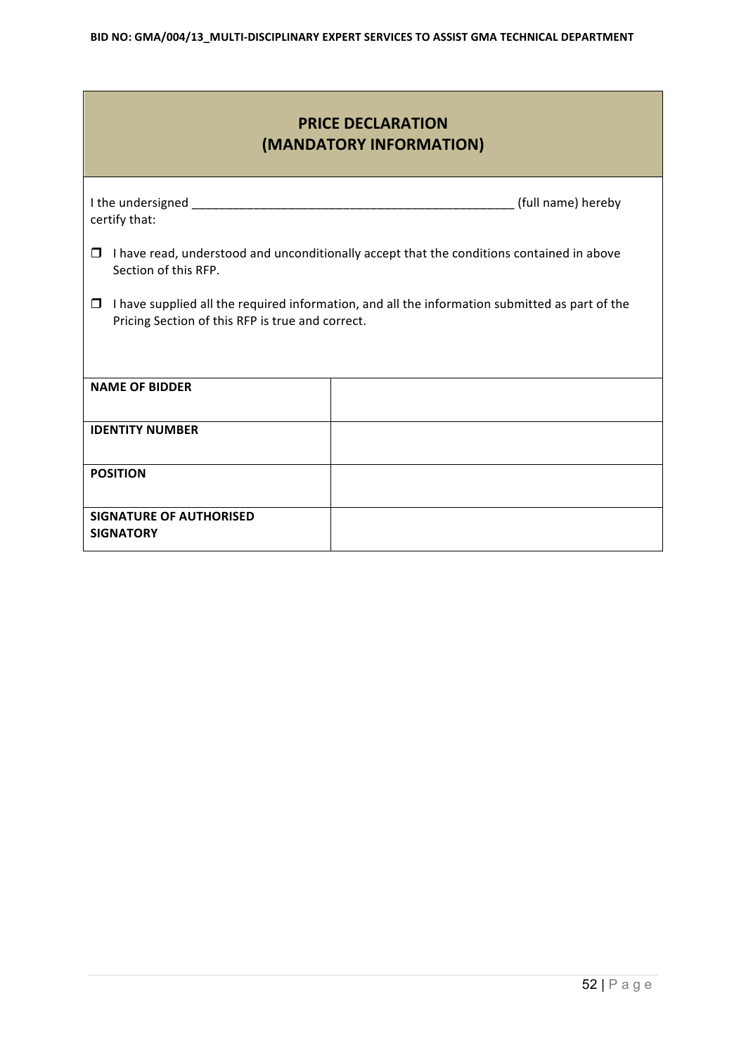## PRICE DECLARATION (MANDATORY INFORMATION)

I the undersigned _______________________________________________ (full name) hereby certify that:

- ☐ I have read, understood and unconditionally accept that the conditions contained in above Section of this RFP.
- ☐ I have supplied all the required information, and all the information submitted as part of the Pricing Section of this RFP is true and correct.

| | |
|---|---|
| **NAME OF BIDDER** | |
| **IDENTITY NUMBER** | |
| **POSITION** | |
| **SIGNATURE OF AUTHORISED SIGNATORY** | |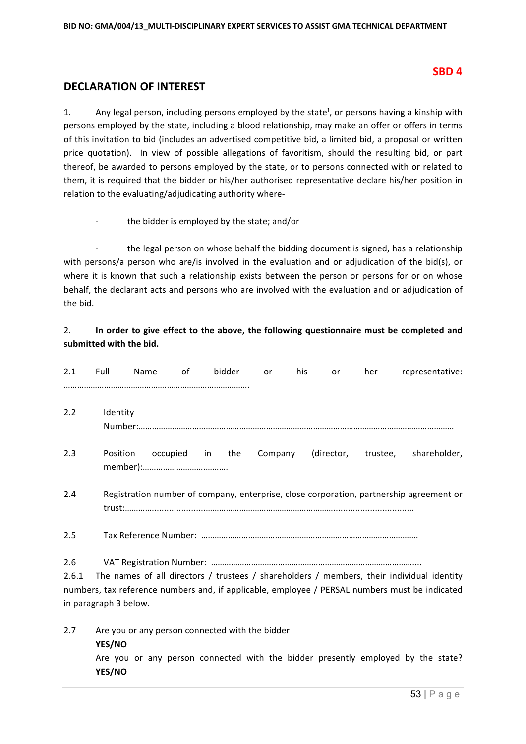**SBD 4**

## DECLARATION OF INTEREST

1. Any legal person, including persons employed by the state[1], or persons having a kinship with persons employed by the state, including a blood relationship, may make an offer or offers in terms of this invitation to bid (includes an advertised competitive bid, a limited bid, a proposal or written price quotation). In view of possible allegations of favoritism, should the resulting bid, or part thereof, be awarded to persons employed by the state, or to persons connected with or related to them, it is required that the bidder or his/her authorised representative declare his/her position in relation to the evaluating/adjudicating authority where-

- the bidder is employed by the state; and/or

- the legal person on whose behalf the bidding document is signed, has a relationship with persons/a person who are/is involved in the evaluation and or adjudication of the bid(s), or where it is known that such a relationship exists between the person or persons for or on whose behalf, the declarant acts and persons who are involved with the evaluation and or adjudication of the bid.

2. **In order to give effect to the above, the following questionnaire must be completed and submitted with the bid.**

2.1 Full Name of bidder or his or her representative: ……………………………………………………………………….

2.2 Identity Number:………………………………………………………………………………………………………………

2.3 Position occupied in the Company (director, trustee, shareholder, member):……………………………….

2.4 Registration number of company, enterprise, close corporation, partnership agreement or trust:…………..........................…………………………………………………..............................

2.5 Tax Reference Number: …………………………………………………………………………………….

2.6 VAT Registration Number: ……………………………………………………………………………….....

2.6.1 The names of all directors / trustees / shareholders / members, their individual identity numbers, tax reference numbers and, if applicable, employee / PERSAL numbers must be indicated in paragraph 3 below.

2.7 Are you or any person connected with the bidder
**YES/NO**
Are you or any person connected with the bidder presently employed by the state? **YES/NO**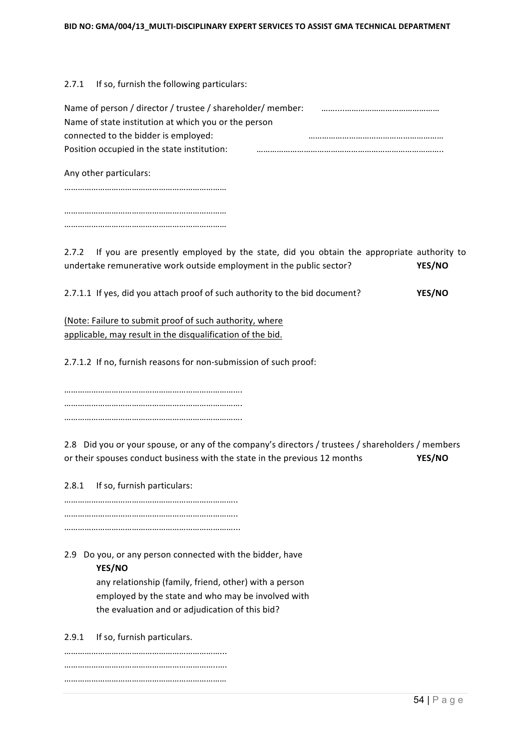2.7.1 If so, furnish the following particulars:

Name of person / director / trustee / shareholder/ member: ……..……………………………………
Name of state institution at which you or the person connected to the bidder is employed: ……………………………………………………
Position occupied in the state institution: ………………………………………………………………………..

Any other particulars:

………………………………………………………………

………………………………………………………………
………………………………………………………………

2.7.2 If you are presently employed by the state, did you obtain the appropriate authority to undertake remunerative work outside employment in the public sector? **YES/NO**

2.7.1.1 If yes, did you attach proof of such authority to the bid document? **YES/NO**

(Note: Failure to submit proof of such authority, where applicable, may result in the disqualification of the bid.

2.7.1.2 If no, furnish reasons for non-submission of such proof:

…………………………………………………………………….
…………………………………………………………………….
…………………………………………………………………….

2.8 Did you or your spouse, or any of the company's directors / trustees / shareholders / members or their spouses conduct business with the state in the previous 12 months **YES/NO**

2.8.1 If so, furnish particulars:

…………………………………………………………………..
…………………………………………………………………..
…………………………………………………………………...

2.9 Do you, or any person connected with the bidder, have any relationship (family, friend, other) with a person employed by the state and who may be involved with the evaluation and or adjudication of this bid? **YES/NO**

2.9.1 If so, furnish particulars.

………………………………………………………………...
…………………………………………………………..…….
………………………………………………………………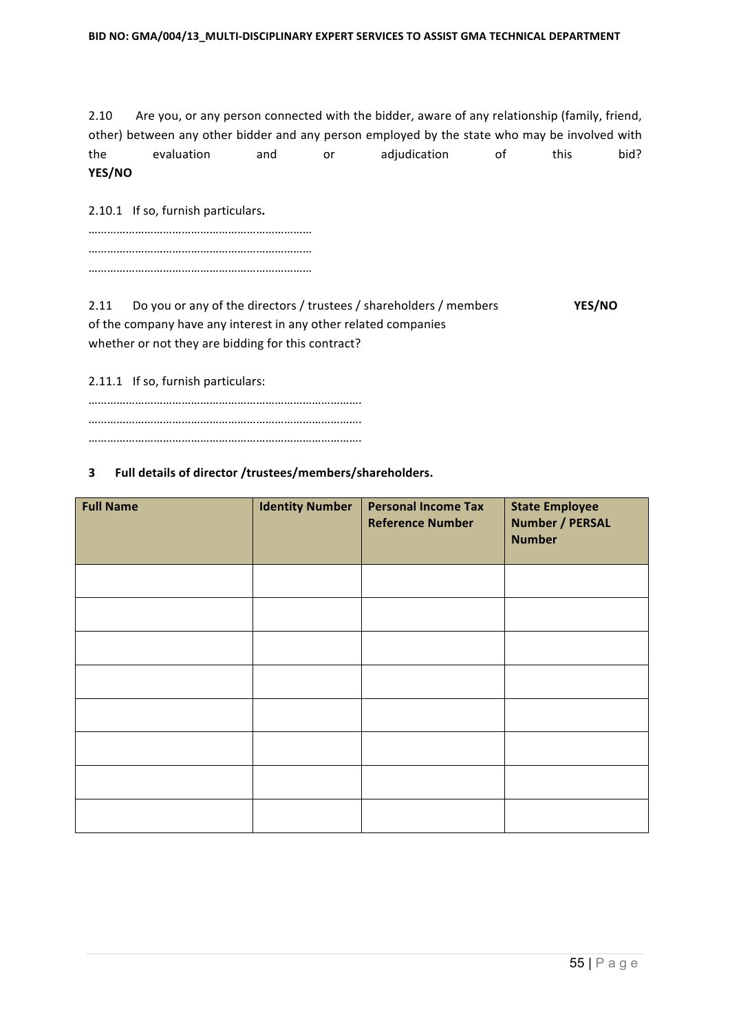2.10 Are you, or any person connected with the bidder, aware of any relationship (family, friend, other) between any other bidder and any person employed by the state who may be involved with the evaluation and or adjudication of this bid? **YES/NO**

2.10.1 If so, furnish particulars**.**

……………………………………………………………
……………………………………………………………
……………………………………………………………

2.11 Do you or any of the directors / trustees / shareholders / members of the company have any interest in any other related companies whether or not they are bidding for this contract? **YES/NO**

2.11.1 If so, furnish particulars:

…………………………………………………………………………….
…………………………………………………………………………….
…………………………………………………………………………….

**3 Full details of director /trustees/members/shareholders.**

| Full Name | Identity Number | Personal Income Tax Reference Number | State Employee Number / PERSAL Number |
|---|---|---|---|
| | | | |
| | | | |
| | | | |
| | | | |
| | | | |
| | | | |
| | | | |
| | | | |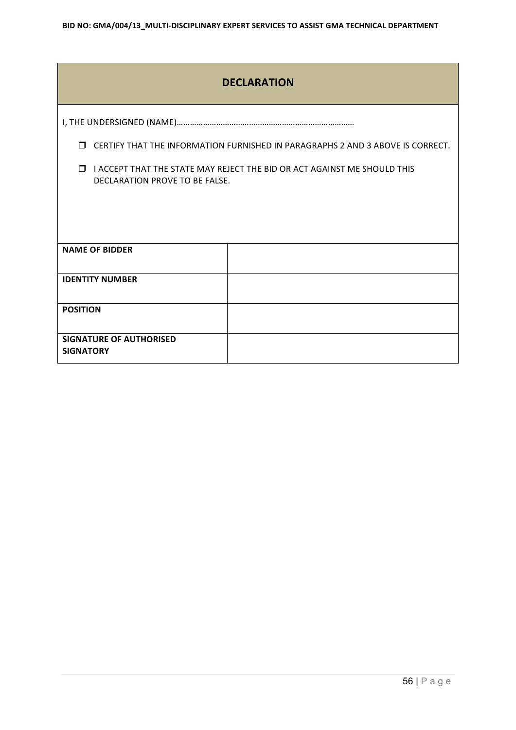## DECLARATION

I, THE UNDERSIGNED (NAME)……………………………………………………………………

- ❒ CERTIFY THAT THE INFORMATION FURNISHED IN PARAGRAPHS 2 AND 3 ABOVE IS CORRECT.
- ❒ I ACCEPT THAT THE STATE MAY REJECT THE BID OR ACT AGAINST ME SHOULD THIS DECLARATION PROVE TO BE FALSE.

| | |
|---|---|
| **NAME OF BIDDER** | |
| **IDENTITY NUMBER** | |
| **POSITION** | |
| **SIGNATURE OF AUTHORISED SIGNATORY** | |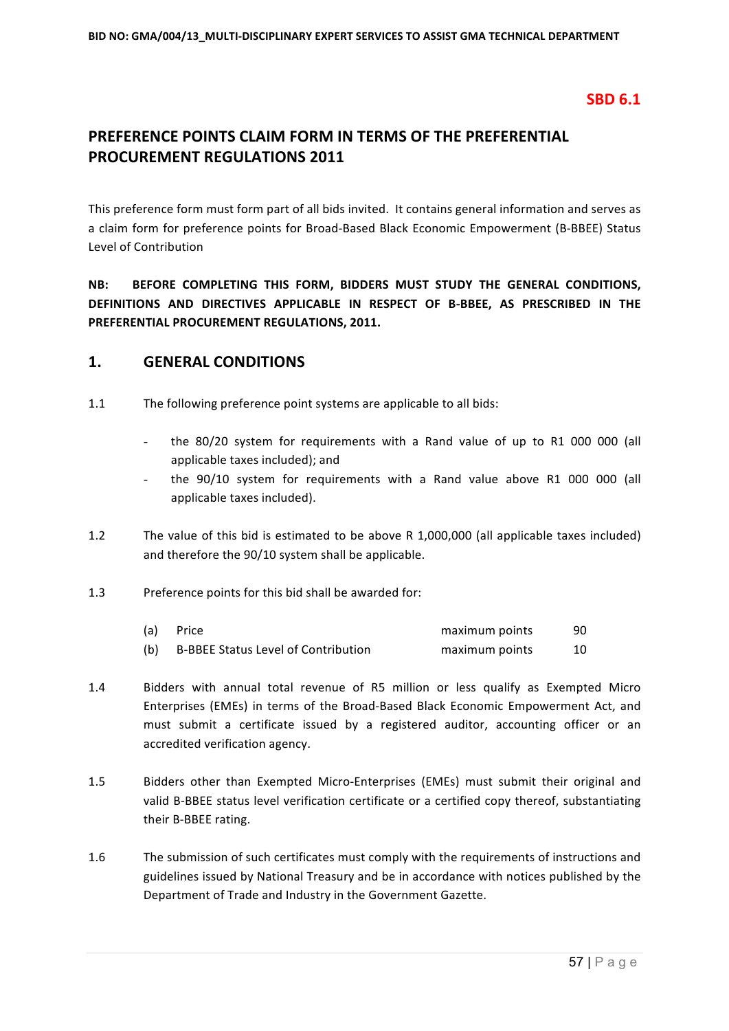**SBD 6.1**

# PREFERENCE POINTS CLAIM FORM IN TERMS OF THE PREFERENTIAL PROCUREMENT REGULATIONS 2011

This preference form must form part of all bids invited. It contains general information and serves as a claim form for preference points for Broad-Based Black Economic Empowerment (B-BBEE) Status Level of Contribution

**NB: BEFORE COMPLETING THIS FORM, BIDDERS MUST STUDY THE GENERAL CONDITIONS, DEFINITIONS AND DIRECTIVES APPLICABLE IN RESPECT OF B-BBEE, AS PRESCRIBED IN THE PREFERENTIAL PROCUREMENT REGULATIONS, 2011.**

## 1. GENERAL CONDITIONS

1.1 The following preference point systems are applicable to all bids:

- the 80/20 system for requirements with a Rand value of up to R1 000 000 (all applicable taxes included); and
- the 90/10 system for requirements with a Rand value above R1 000 000 (all applicable taxes included).

1.2 The value of this bid is estimated to be above R 1,000,000 (all applicable taxes included) and therefore the 90/10 system shall be applicable.

1.3 Preference points for this bid shall be awarded for:

| | | | |
|---|---|---|---|
| (a) | Price | maximum points | 90 |
| (b) | B-BBEE Status Level of Contribution | maximum points | 10 |

1.4 Bidders with annual total revenue of R5 million or less qualify as Exempted Micro Enterprises (EMEs) in terms of the Broad-Based Black Economic Empowerment Act, and must submit a certificate issued by a registered auditor, accounting officer or an accredited verification agency.

1.5 Bidders other than Exempted Micro-Enterprises (EMEs) must submit their original and valid B-BBEE status level verification certificate or a certified copy thereof, substantiating their B-BBEE rating.

1.6 The submission of such certificates must comply with the requirements of instructions and guidelines issued by National Treasury and be in accordance with notices published by the Department of Trade and Industry in the Government Gazette.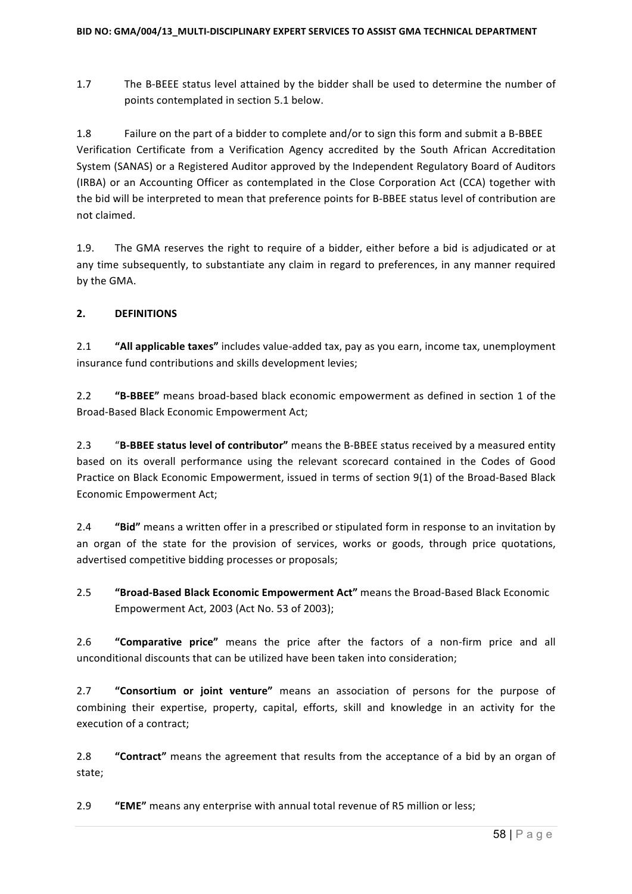1.7 The B-BEEE status level attained by the bidder shall be used to determine the number of points contemplated in section 5.1 below.

1.8 Failure on the part of a bidder to complete and/or to sign this form and submit a B-BBEE Verification Certificate from a Verification Agency accredited by the South African Accreditation System (SANAS) or a Registered Auditor approved by the Independent Regulatory Board of Auditors (IRBA) or an Accounting Officer as contemplated in the Close Corporation Act (CCA) together with the bid will be interpreted to mean that preference points for B-BBEE status level of contribution are not claimed.

1.9. The GMA reserves the right to require of a bidder, either before a bid is adjudicated or at any time subsequently, to substantiate any claim in regard to preferences, in any manner required by the GMA.

## 2. DEFINITIONS

2.1 **"All applicable taxes"** includes value-added tax, pay as you earn, income tax, unemployment insurance fund contributions and skills development levies;

2.2 **"B-BBEE"** means broad-based black economic empowerment as defined in section 1 of the Broad-Based Black Economic Empowerment Act;

2.3 "**B-BBEE status level of contributor"** means the B-BBEE status received by a measured entity based on its overall performance using the relevant scorecard contained in the Codes of Good Practice on Black Economic Empowerment, issued in terms of section 9(1) of the Broad-Based Black Economic Empowerment Act;

2.4 **"Bid"** means a written offer in a prescribed or stipulated form in response to an invitation by an organ of the state for the provision of services, works or goods, through price quotations, advertised competitive bidding processes or proposals;

2.5 **"Broad-Based Black Economic Empowerment Act"** means the Broad-Based Black Economic Empowerment Act, 2003 (Act No. 53 of 2003);

2.6 **"Comparative price"** means the price after the factors of a non-firm price and all unconditional discounts that can be utilized have been taken into consideration;

2.7 **"Consortium or joint venture"** means an association of persons for the purpose of combining their expertise, property, capital, efforts, skill and knowledge in an activity for the execution of a contract;

2.8 **"Contract"** means the agreement that results from the acceptance of a bid by an organ of state;

2.9 **"EME"** means any enterprise with annual total revenue of R5 million or less;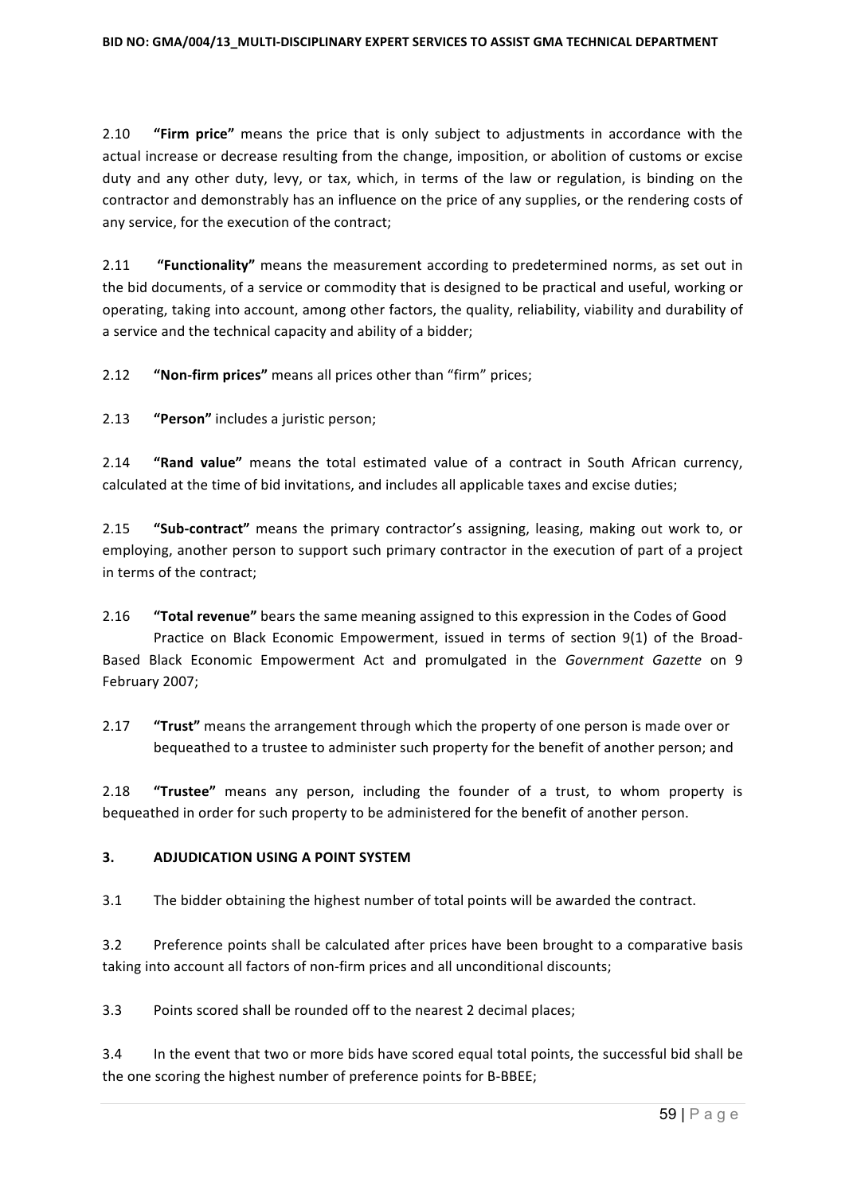2.10 **"Firm price"** means the price that is only subject to adjustments in accordance with the actual increase or decrease resulting from the change, imposition, or abolition of customs or excise duty and any other duty, levy, or tax, which, in terms of the law or regulation, is binding on the contractor and demonstrably has an influence on the price of any supplies, or the rendering costs of any service, for the execution of the contract;

2.11 **"Functionality"** means the measurement according to predetermined norms, as set out in the bid documents, of a service or commodity that is designed to be practical and useful, working or operating, taking into account, among other factors, the quality, reliability, viability and durability of a service and the technical capacity and ability of a bidder;

2.12 **"Non-firm prices"** means all prices other than "firm" prices;

2.13 **"Person"** includes a juristic person;

2.14 **"Rand value"** means the total estimated value of a contract in South African currency, calculated at the time of bid invitations, and includes all applicable taxes and excise duties;

2.15 **"Sub-contract"** means the primary contractor's assigning, leasing, making out work to, or employing, another person to support such primary contractor in the execution of part of a project in terms of the contract;

2.16 **"Total revenue"** bears the same meaning assigned to this expression in the Codes of Good Practice on Black Economic Empowerment, issued in terms of section 9(1) of the Broad-Based Black Economic Empowerment Act and promulgated in the *Government Gazette* on 9 February 2007;

2.17 **"Trust"** means the arrangement through which the property of one person is made over or bequeathed to a trustee to administer such property for the benefit of another person; and

2.18 **"Trustee"** means any person, including the founder of a trust, to whom property is bequeathed in order for such property to be administered for the benefit of another person.

## 3. ADJUDICATION USING A POINT SYSTEM

3.1 The bidder obtaining the highest number of total points will be awarded the contract.

3.2 Preference points shall be calculated after prices have been brought to a comparative basis taking into account all factors of non-firm prices and all unconditional discounts;

3.3 Points scored shall be rounded off to the nearest 2 decimal places;

3.4 In the event that two or more bids have scored equal total points, the successful bid shall be the one scoring the highest number of preference points for B-BBEE;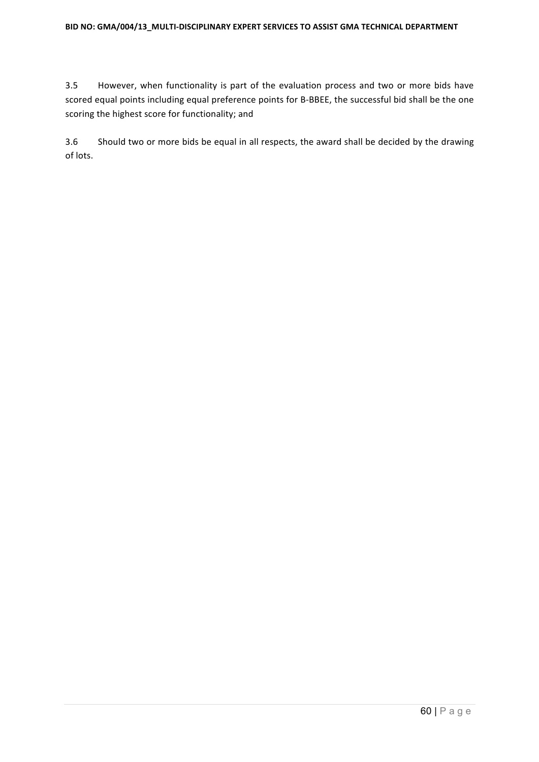3.5 However, when functionality is part of the evaluation process and two or more bids have scored equal points including equal preference points for B-BBEE, the successful bid shall be the one scoring the highest score for functionality; and

3.6 Should two or more bids be equal in all respects, the award shall be decided by the drawing of lots.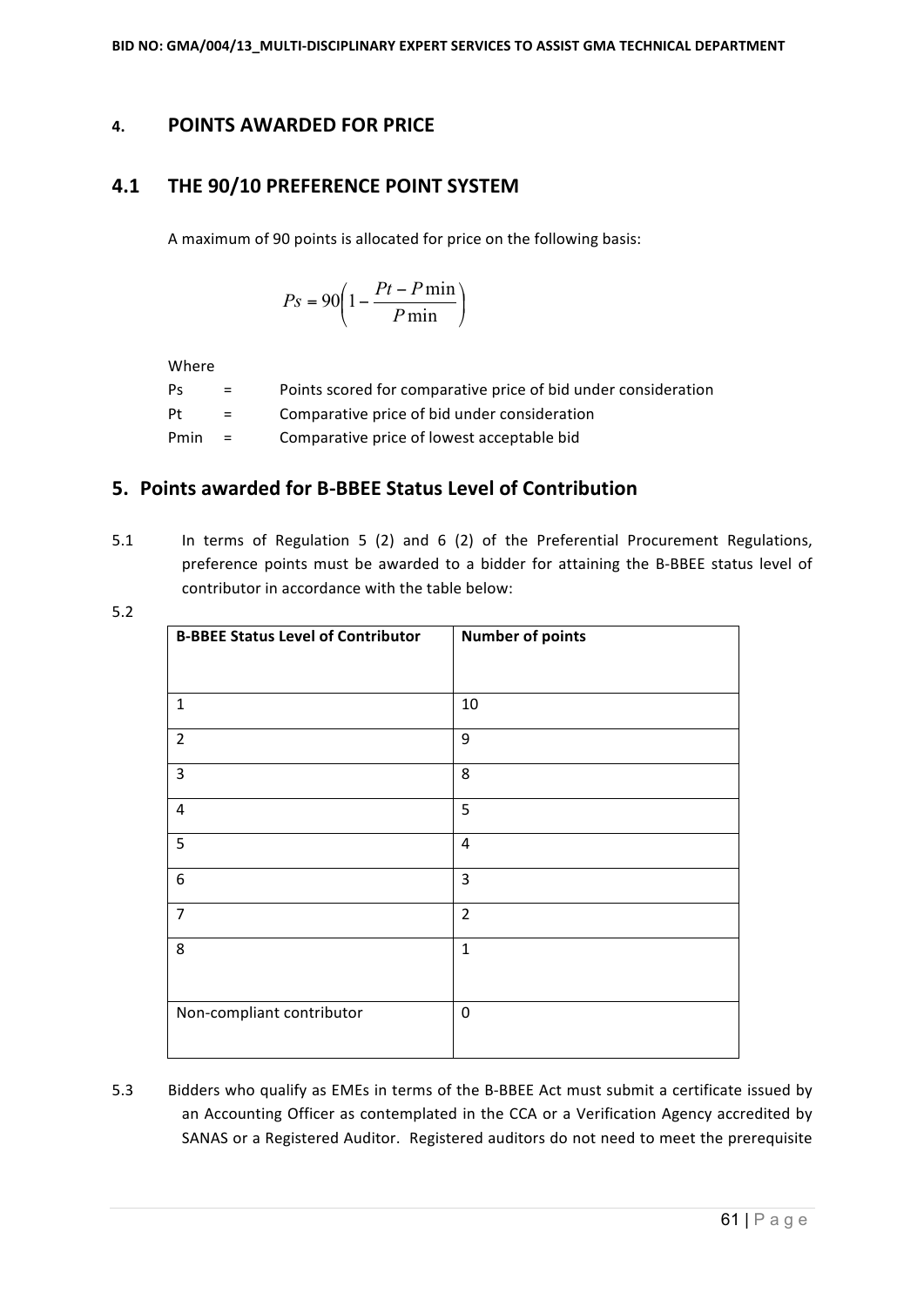## 4. POINTS AWARDED FOR PRICE

## 4.1 THE 90/10 PREFERENCE POINT SYSTEM

A maximum of 90 points is allocated for price on the following basis:

$$Ps = 90\left(1 - \frac{Pt - P\min}{P\min}\right)$$

Where

Ps = Points scored for comparative price of bid under consideration

Pt = Comparative price of bid under consideration

Pmin = Comparative price of lowest acceptable bid

## 5. Points awarded for B-BBEE Status Level of Contribution

5.1 In terms of Regulation 5 (2) and 6 (2) of the Preferential Procurement Regulations, preference points must be awarded to a bidder for attaining the B-BBEE status level of contributor in accordance with the table below:

5.2

| B-BBEE Status Level of Contributor | Number of points |
|---|---|
| 1 | 10 |
| 2 | 9 |
| 3 | 8 |
| 4 | 5 |
| 5 | 4 |
| 6 | 3 |
| 7 | 2 |
| 8 | 1 |
| Non-compliant contributor | 0 |

5.3 Bidders who qualify as EMEs in terms of the B-BBEE Act must submit a certificate issued by an Accounting Officer as contemplated in the CCA or a Verification Agency accredited by SANAS or a Registered Auditor. Registered auditors do not need to meet the prerequisite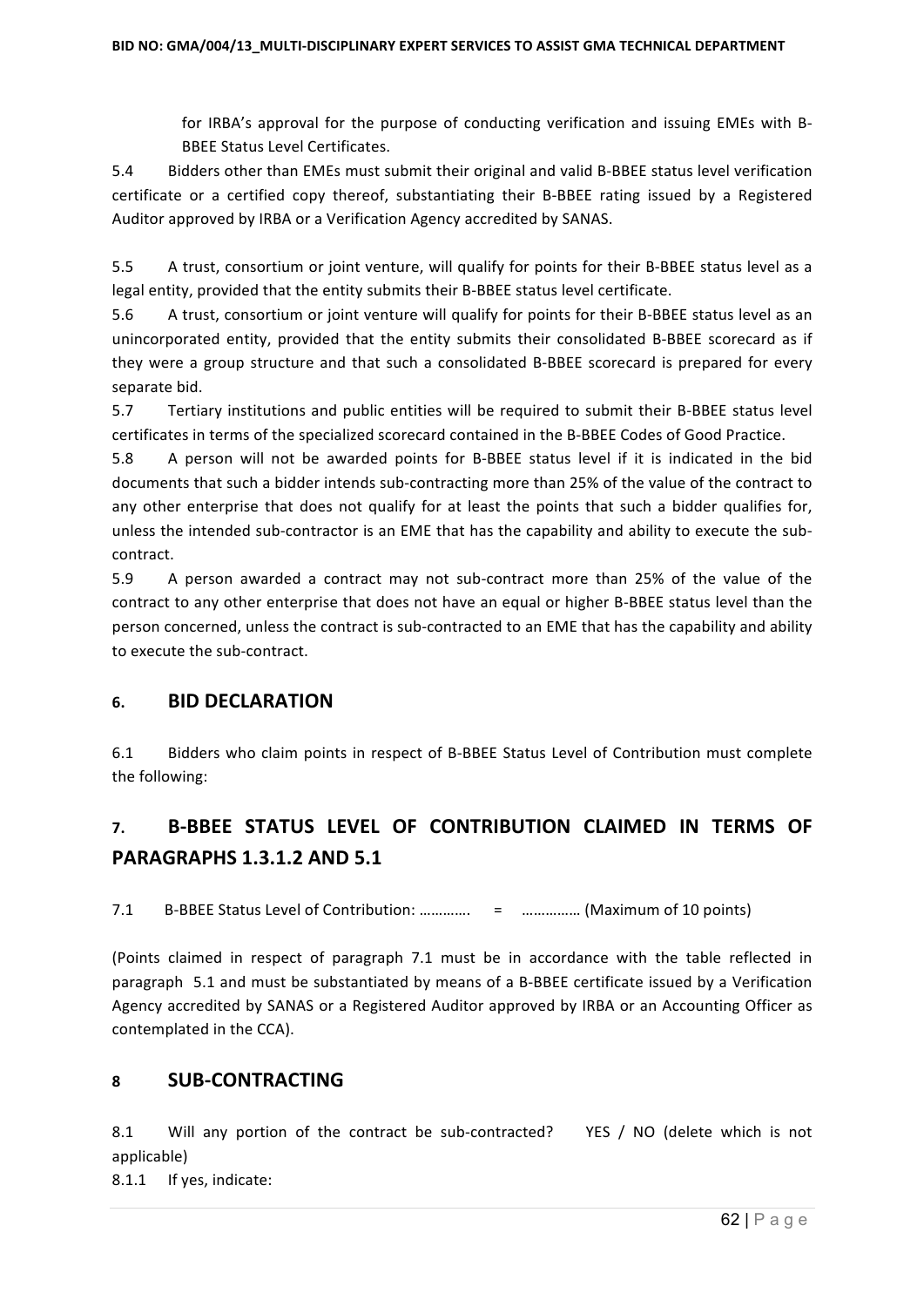for IRBA's approval for the purpose of conducting verification and issuing EMEs with B-BBEE Status Level Certificates.

5.4 Bidders other than EMEs must submit their original and valid B-BBEE status level verification certificate or a certified copy thereof, substantiating their B-BBEE rating issued by a Registered Auditor approved by IRBA or a Verification Agency accredited by SANAS.

5.5 A trust, consortium or joint venture, will qualify for points for their B-BBEE status level as a legal entity, provided that the entity submits their B-BBEE status level certificate.

5.6 A trust, consortium or joint venture will qualify for points for their B-BBEE status level as an unincorporated entity, provided that the entity submits their consolidated B-BBEE scorecard as if they were a group structure and that such a consolidated B-BBEE scorecard is prepared for every separate bid.

5.7 Tertiary institutions and public entities will be required to submit their B-BBEE status level certificates in terms of the specialized scorecard contained in the B-BBEE Codes of Good Practice.

5.8 A person will not be awarded points for B-BBEE status level if it is indicated in the bid documents that such a bidder intends sub-contracting more than 25% of the value of the contract to any other enterprise that does not qualify for at least the points that such a bidder qualifies for, unless the intended sub-contractor is an EME that has the capability and ability to execute the sub-contract.

5.9 A person awarded a contract may not sub-contract more than 25% of the value of the contract to any other enterprise that does not have an equal or higher B-BBEE status level than the person concerned, unless the contract is sub-contracted to an EME that has the capability and ability to execute the sub-contract.

## 6. BID DECLARATION

6.1 Bidders who claim points in respect of B-BBEE Status Level of Contribution must complete the following:

## 7. B-BBEE STATUS LEVEL OF CONTRIBUTION CLAIMED IN TERMS OF PARAGRAPHS 1.3.1.2 AND 5.1

7.1 B-BBEE Status Level of Contribution: …………. = …………… (Maximum of 10 points)

(Points claimed in respect of paragraph 7.1 must be in accordance with the table reflected in paragraph 5.1 and must be substantiated by means of a B-BBEE certificate issued by a Verification Agency accredited by SANAS or a Registered Auditor approved by IRBA or an Accounting Officer as contemplated in the CCA).

## 8 SUB-CONTRACTING

8.1 Will any portion of the contract be sub-contracted? YES / NO (delete which is not applicable)

8.1.1 If yes, indicate: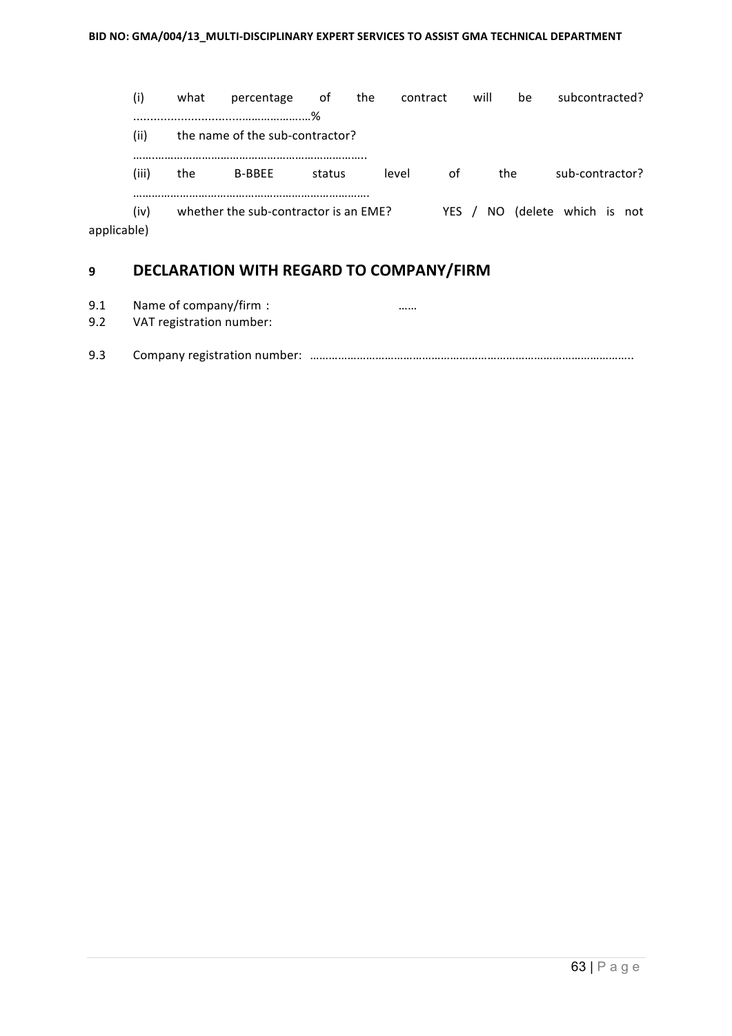(i) what percentage of the contract will be subcontracted? ............................…………………..%

(ii) the name of the sub-contractor? …….…………………………………………………..

(iii) the B-BBEE status level of the sub-contractor? ……………………………………………………………….

(iv) whether the sub-contractor is an EME? YES / NO (delete which is not applicable)

## 9 DECLARATION WITH REGARD TO COMPANY/FIRM

9.1 Name of company/firm : ……

9.2 VAT registration number:

9.3 Company registration number: ………………………………………………………………………………………..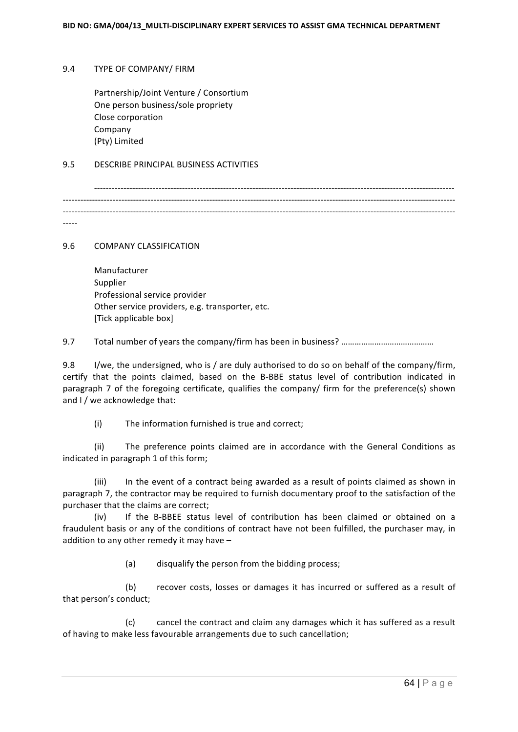9.4 TYPE OF COMPANY/ FIRM

Partnership/Joint Venture / Consortium
One person business/sole propriety
Close corporation
Company
(Pty) Limited

9.5 DESCRIBE PRINCIPAL BUSINESS ACTIVITIES

---------------------------------------------------------------------------------------------------------------------------
---------------------------------------------------------------------------------------------------------------------------------
---------------------------------------------------------------------------------------------------------------------------------
-----

9.6 COMPANY CLASSIFICATION

Manufacturer
Supplier
Professional service provider
Other service providers, e.g. transporter, etc.
[Tick applicable box]

9.7 Total number of years the company/firm has been in business? ……………………………………

9.8 I/we, the undersigned, who is / are duly authorised to do so on behalf of the company/firm, certify that the points claimed, based on the B-BBE status level of contribution indicated in paragraph 7 of the foregoing certificate, qualifies the company/ firm for the preference(s) shown and I / we acknowledge that:

(i) The information furnished is true and correct;

(ii) The preference points claimed are in accordance with the General Conditions as indicated in paragraph 1 of this form;

(iii) In the event of a contract being awarded as a result of points claimed as shown in paragraph 7, the contractor may be required to furnish documentary proof to the satisfaction of the purchaser that the claims are correct;

(iv) If the B-BBEE status level of contribution has been claimed or obtained on a fraudulent basis or any of the conditions of contract have not been fulfilled, the purchaser may, in addition to any other remedy it may have –

(a) disqualify the person from the bidding process;

(b) recover costs, losses or damages it has incurred or suffered as a result of that person's conduct;

(c) cancel the contract and claim any damages which it has suffered as a result of having to make less favourable arrangements due to such cancellation;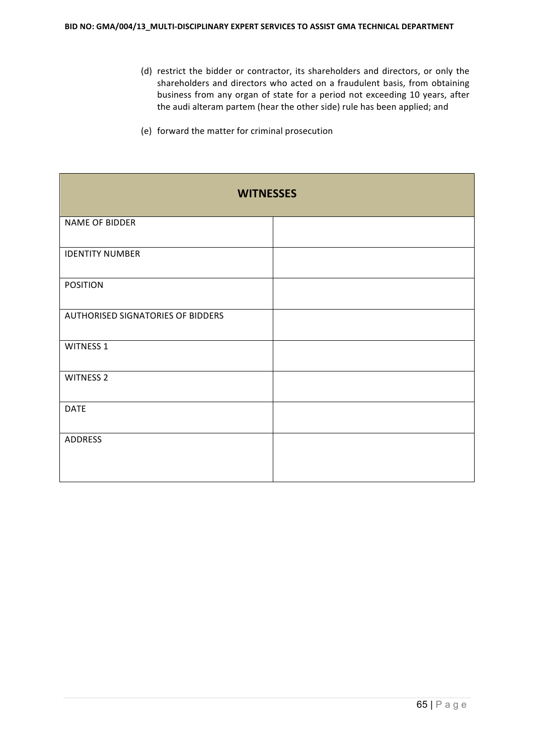(d) restrict the bidder or contractor, its shareholders and directors, or only the shareholders and directors who acted on a fraudulent basis, from obtaining business from any organ of state for a period not exceeding 10 years, after the audi alteram partem (hear the other side) rule has been applied; and

(e) forward the matter for criminal prosecution

| **WITNESSES** | |
|---|---|
| NAME OF BIDDER | |
| IDENTITY NUMBER | |
| POSITION | |
| AUTHORISED SIGNATORIES OF BIDDERS | |
| WITNESS 1 | |
| WITNESS 2 | |
| DATE | |
| ADDRESS | |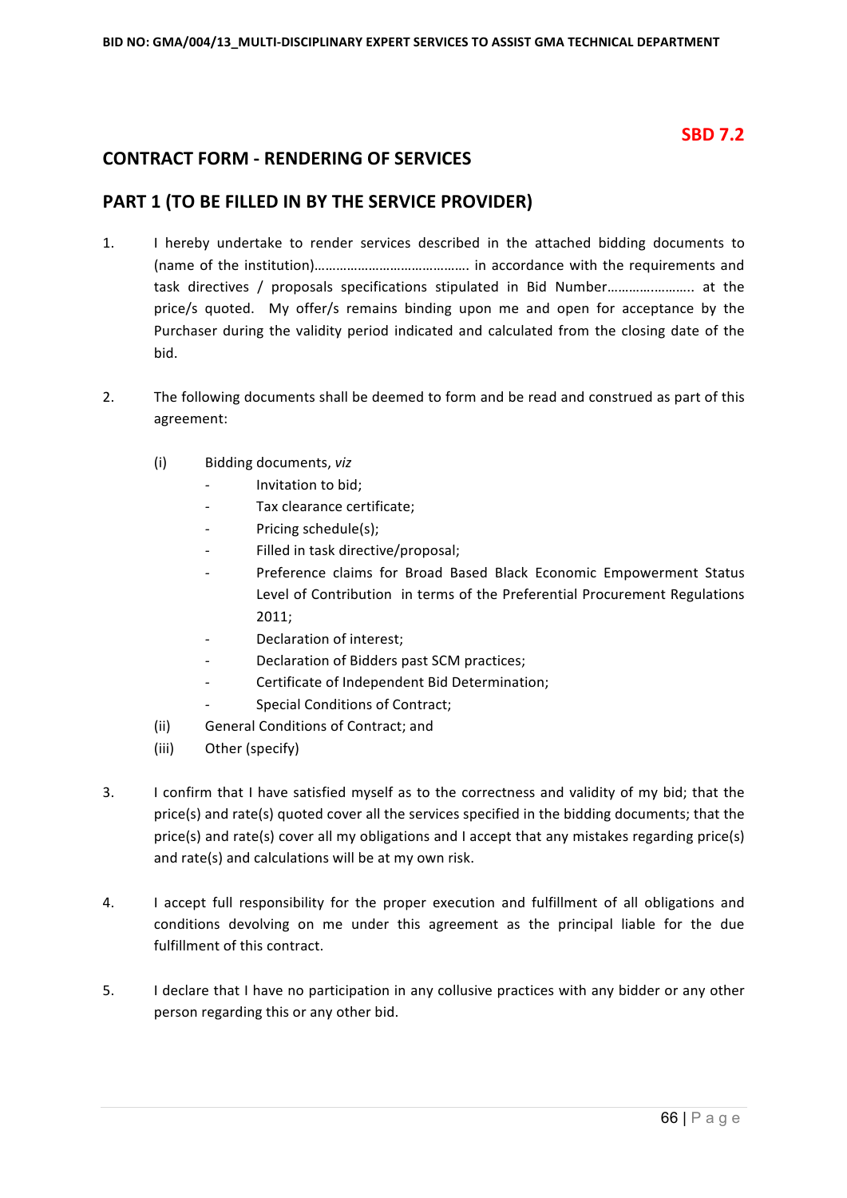**SBD 7.2**

## CONTRACT FORM - RENDERING OF SERVICES

## PART 1 (TO BE FILLED IN BY THE SERVICE PROVIDER)

1. I hereby undertake to render services described in the attached bidding documents to (name of the institution)……………………………………. in accordance with the requirements and task directives / proposals specifications stipulated in Bid Number………….……….. at the price/s quoted. My offer/s remains binding upon me and open for acceptance by the Purchaser during the validity period indicated and calculated from the closing date of the bid.

2. The following documents shall be deemed to form and be read and construed as part of this agreement:

   (i) Bidding documents, *viz*
   - Invitation to bid;
   - Tax clearance certificate;
   - Pricing schedule(s);
   - Filled in task directive/proposal;
   - Preference claims for Broad Based Black Economic Empowerment Status Level of Contribution in terms of the Preferential Procurement Regulations 2011;
   - Declaration of interest;
   - Declaration of Bidders past SCM practices;
   - Certificate of Independent Bid Determination;
   - Special Conditions of Contract;

   (ii) General Conditions of Contract; and

   (iii) Other (specify)

3. I confirm that I have satisfied myself as to the correctness and validity of my bid; that the price(s) and rate(s) quoted cover all the services specified in the bidding documents; that the price(s) and rate(s) cover all my obligations and I accept that any mistakes regarding price(s) and rate(s) and calculations will be at my own risk.

4. I accept full responsibility for the proper execution and fulfillment of all obligations and conditions devolving on me under this agreement as the principal liable for the due fulfillment of this contract.

5. I declare that I have no participation in any collusive practices with any bidder or any other person regarding this or any other bid.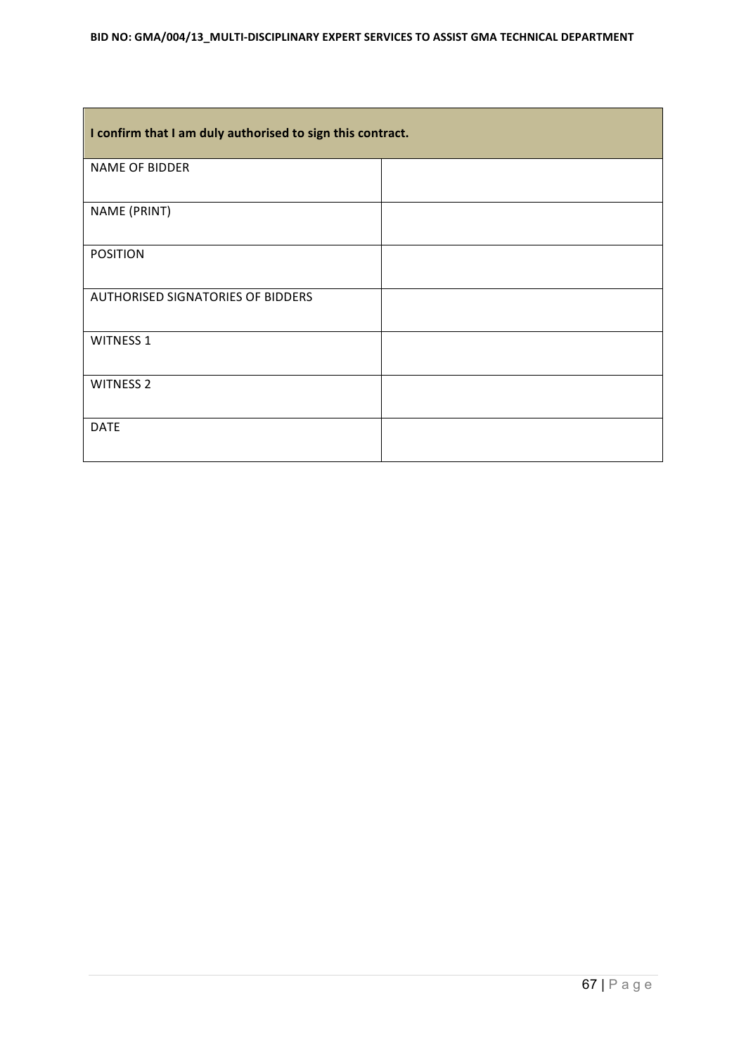| I confirm that I am duly authorised to sign this contract. | |
| --- | --- |
| NAME OF BIDDER | |
| NAME (PRINT) | |
| POSITION | |
| AUTHORISED SIGNATORIES OF BIDDERS | |
| WITNESS 1 | |
| WITNESS 2 | |
| DATE | |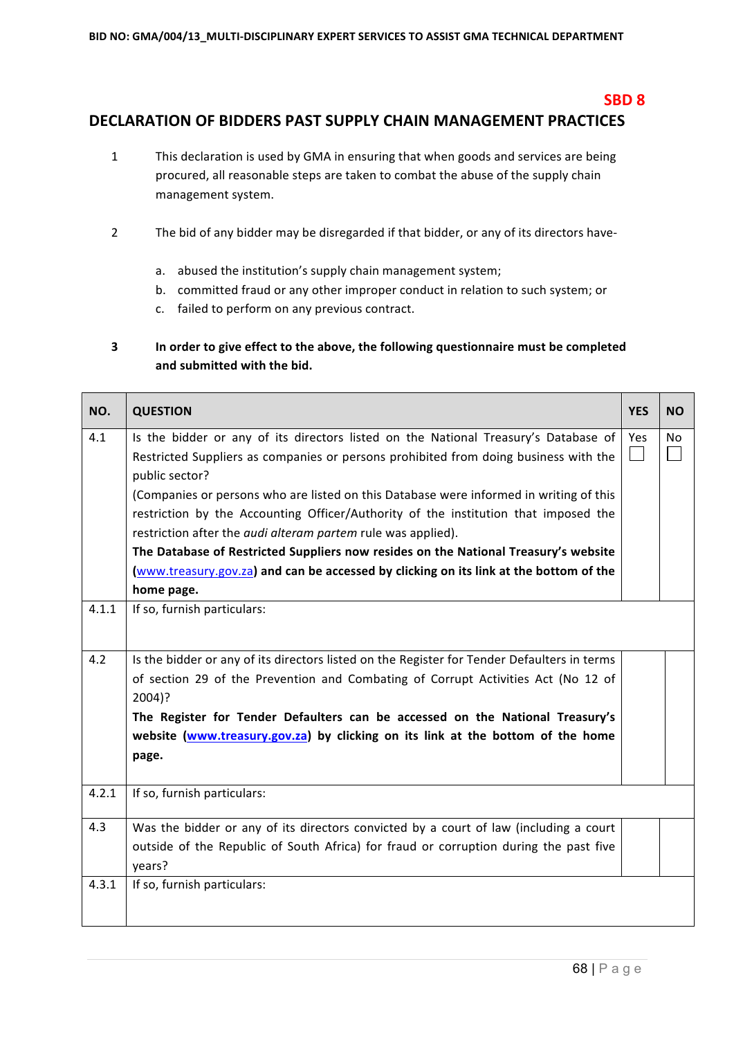**SBD 8**

## DECLARATION OF BIDDERS PAST SUPPLY CHAIN MANAGEMENT PRACTICES

1. This declaration is used by GMA in ensuring that when goods and services are being procured, all reasonable steps are taken to combat the abuse of the supply chain management system.

2. The bid of any bidder may be disregarded if that bidder, or any of its directors have-

   a. abused the institution's supply chain management system;
   b. committed fraud or any other improper conduct in relation to such system; or
   c. failed to perform on any previous contract.

3. **In order to give effect to the above, the following questionnaire must be completed and submitted with the bid.**

| NO. | QUESTION | YES | NO |
|---|---|---|---|
| 4.1 | Is the bidder or any of its directors listed on the National Treasury's Database of Restricted Suppliers as companies or persons prohibited from doing business with the public sector?<br>(Companies or persons who are listed on this Database were informed in writing of this restriction by the Accounting Officer/Authority of the institution that imposed the restriction after the *audi alteram partem* rule was applied).<br>**The Database of Restricted Suppliers now resides on the National Treasury's website (www.treasury.gov.za) and can be accessed by clicking on its link at the bottom of the home page.** | Yes ☐ | No ☐ |
| 4.1.1 | If so, furnish particulars: | | |
| 4.2 | Is the bidder or any of its directors listed on the Register for Tender Defaulters in terms of section 29 of the Prevention and Combating of Corrupt Activities Act (No 12 of 2004)?<br>**The Register for Tender Defaulters can be accessed on the National Treasury's website (www.treasury.gov.za) by clicking on its link at the bottom of the home page.** | | |
| 4.2.1 | If so, furnish particulars: | | |
| 4.3 | Was the bidder or any of its directors convicted by a court of law (including a court outside of the Republic of South Africa) for fraud or corruption during the past five years? | | |
| 4.3.1 | If so, furnish particulars: | | |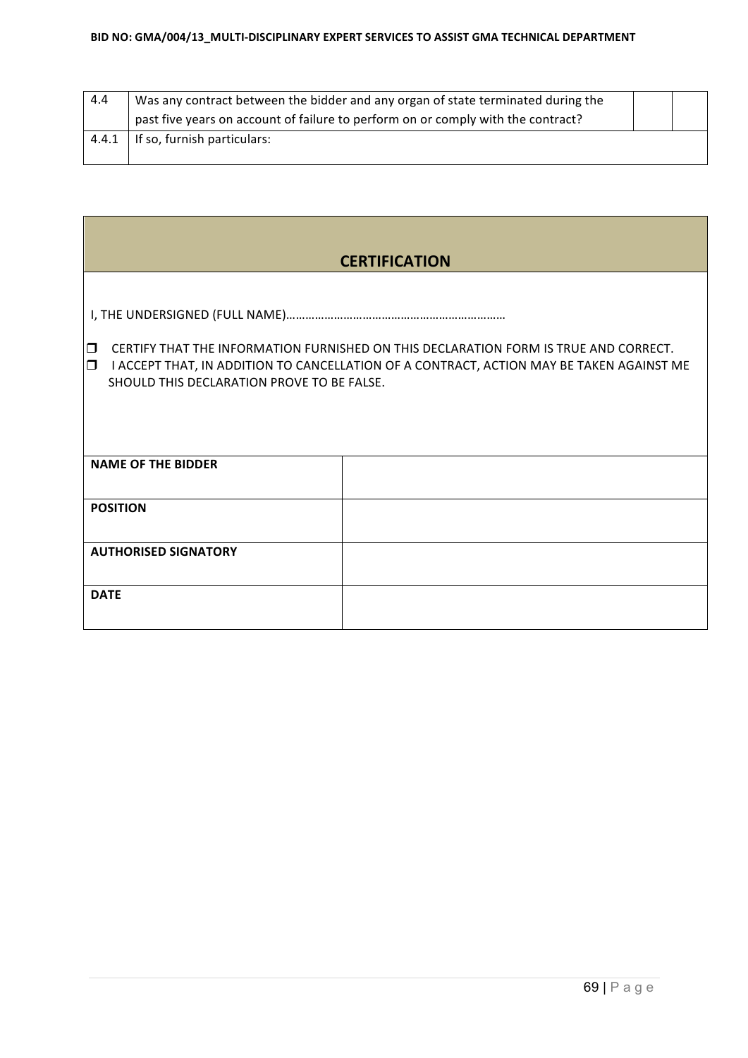| 4.4 | Was any contract between the bidder and any organ of state terminated during the past five years on account of failure to perform on or comply with the contract? | | |
|---|---|---|---|
| 4.4.1 | If so, furnish particulars: | | |

## CERTIFICATION

I, THE UNDERSIGNED (FULL NAME)…………………………………………………………

- ☐ CERTIFY THAT THE INFORMATION FURNISHED ON THIS DECLARATION FORM IS TRUE AND CORRECT.
- ☐ I ACCEPT THAT, IN ADDITION TO CANCELLATION OF A CONTRACT, ACTION MAY BE TAKEN AGAINST ME SHOULD THIS DECLARATION PROVE TO BE FALSE.

| | |
|---|---|
| **NAME OF THE BIDDER** | |
| **POSITION** | |
| **AUTHORISED SIGNATORY** | |
| **DATE** | |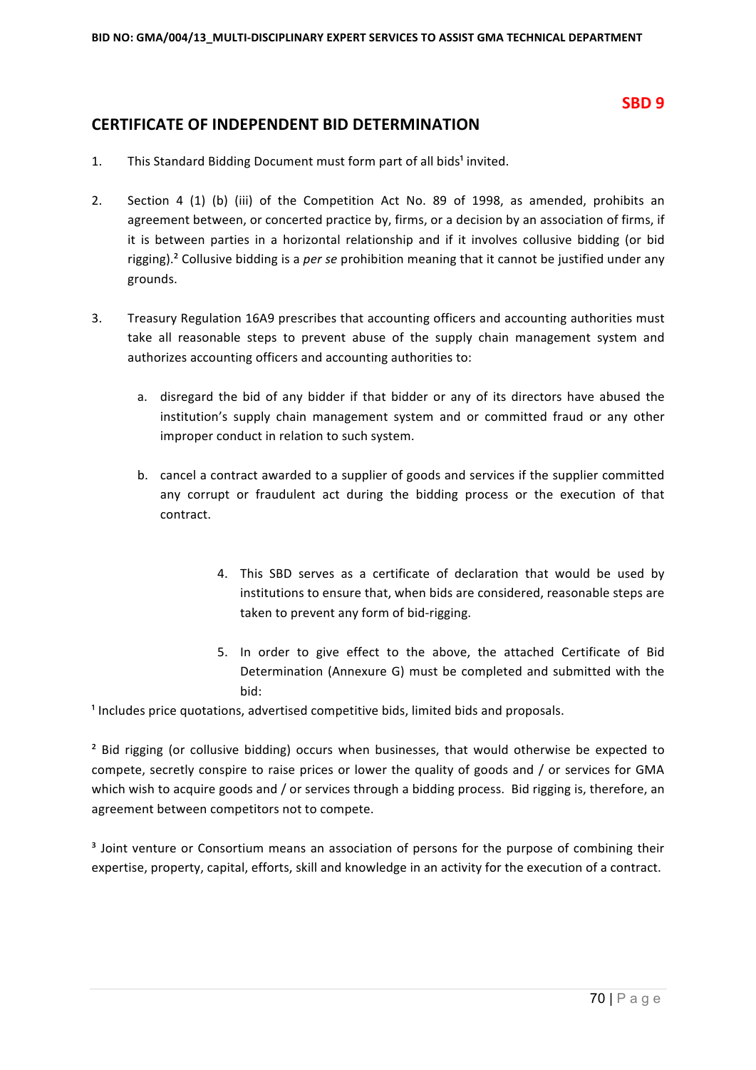**SBD 9**

## CERTIFICATE OF INDEPENDENT BID DETERMINATION

1. This Standard Bidding Document must form part of all bids[1] invited.

2. Section 4 (1) (b) (iii) of the Competition Act No. 89 of 1998, as amended, prohibits an agreement between, or concerted practice by, firms, or a decision by an association of firms, if it is between parties in a horizontal relationship and if it involves collusive bidding (or bid rigging).[2] Collusive bidding is a *per se* prohibition meaning that it cannot be justified under any grounds.

3. Treasury Regulation 16A9 prescribes that accounting officers and accounting authorities must take all reasonable steps to prevent abuse of the supply chain management system and authorizes accounting officers and accounting authorities to:

   a. disregard the bid of any bidder if that bidder or any of its directors have abused the institution's supply chain management system and or committed fraud or any other improper conduct in relation to such system.

   b. cancel a contract awarded to a supplier of goods and services if the supplier committed any corrupt or fraudulent act during the bidding process or the execution of that contract.

4. This SBD serves as a certificate of declaration that would be used by institutions to ensure that, when bids are considered, reasonable steps are taken to prevent any form of bid-rigging.

5. In order to give effect to the above, the attached Certificate of Bid Determination (Annexure G) must be completed and submitted with the bid:

[1] Includes price quotations, advertised competitive bids, limited bids and proposals.

[2] Bid rigging (or collusive bidding) occurs when businesses, that would otherwise be expected to compete, secretly conspire to raise prices or lower the quality of goods and / or services for GMA which wish to acquire goods and / or services through a bidding process. Bid rigging is, therefore, an agreement between competitors not to compete.

[3] Joint venture or Consortium means an association of persons for the purpose of combining their expertise, property, capital, efforts, skill and knowledge in an activity for the execution of a contract.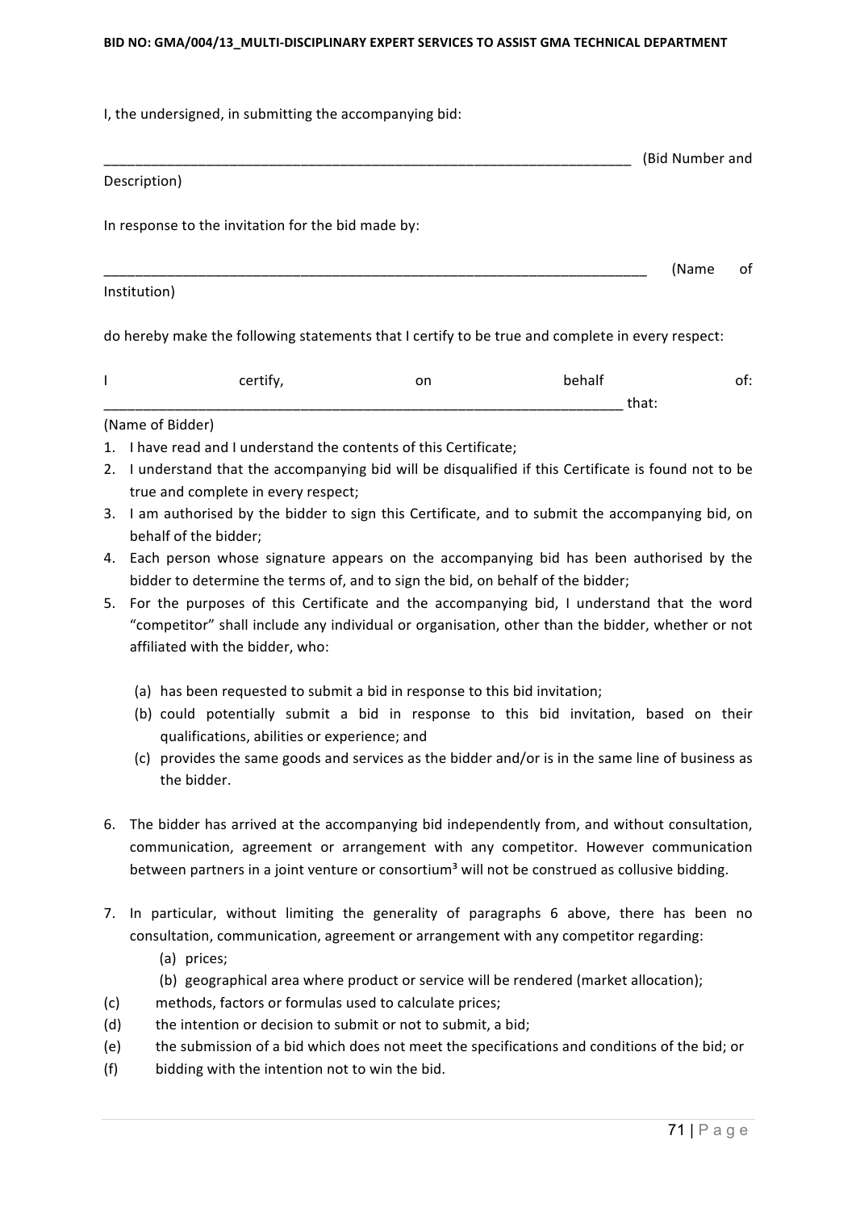I, the undersigned, in submitting the accompanying bid:

_______________________________________________________________________ (Bid Number and Description)

In response to the invitation for the bid made by:

_________________________________________________________________________ (Name of Institution)

do hereby make the following statements that I certify to be true and complete in every respect:

I certify, on behalf of: _____________________________________________________________________ that:
(Name of Bidder)

1. I have read and I understand the contents of this Certificate;
2. I understand that the accompanying bid will be disqualified if this Certificate is found not to be true and complete in every respect;
3. I am authorised by the bidder to sign this Certificate, and to submit the accompanying bid, on behalf of the bidder;
4. Each person whose signature appears on the accompanying bid has been authorised by the bidder to determine the terms of, and to sign the bid, on behalf of the bidder;
5. For the purposes of this Certificate and the accompanying bid, I understand that the word "competitor" shall include any individual or organisation, other than the bidder, whether or not affiliated with the bidder, who:

    (a) has been requested to submit a bid in response to this bid invitation;
    (b) could potentially submit a bid in response to this bid invitation, based on their qualifications, abilities or experience; and
    (c) provides the same goods and services as the bidder and/or is in the same line of business as the bidder.

6. The bidder has arrived at the accompanying bid independently from, and without consultation, communication, agreement or arrangement with any competitor. However communication between partners in a joint venture or consortium[3] will not be construed as collusive bidding.

7. In particular, without limiting the generality of paragraphs 6 above, there has been no consultation, communication, agreement or arrangement with any competitor regarding:
    (a) prices;
    (b) geographical area where product or service will be rendered (market allocation);
    (c) methods, factors or formulas used to calculate prices;
    (d) the intention or decision to submit or not to submit, a bid;
    (e) the submission of a bid which does not meet the specifications and conditions of the bid; or
    (f) bidding with the intention not to win the bid.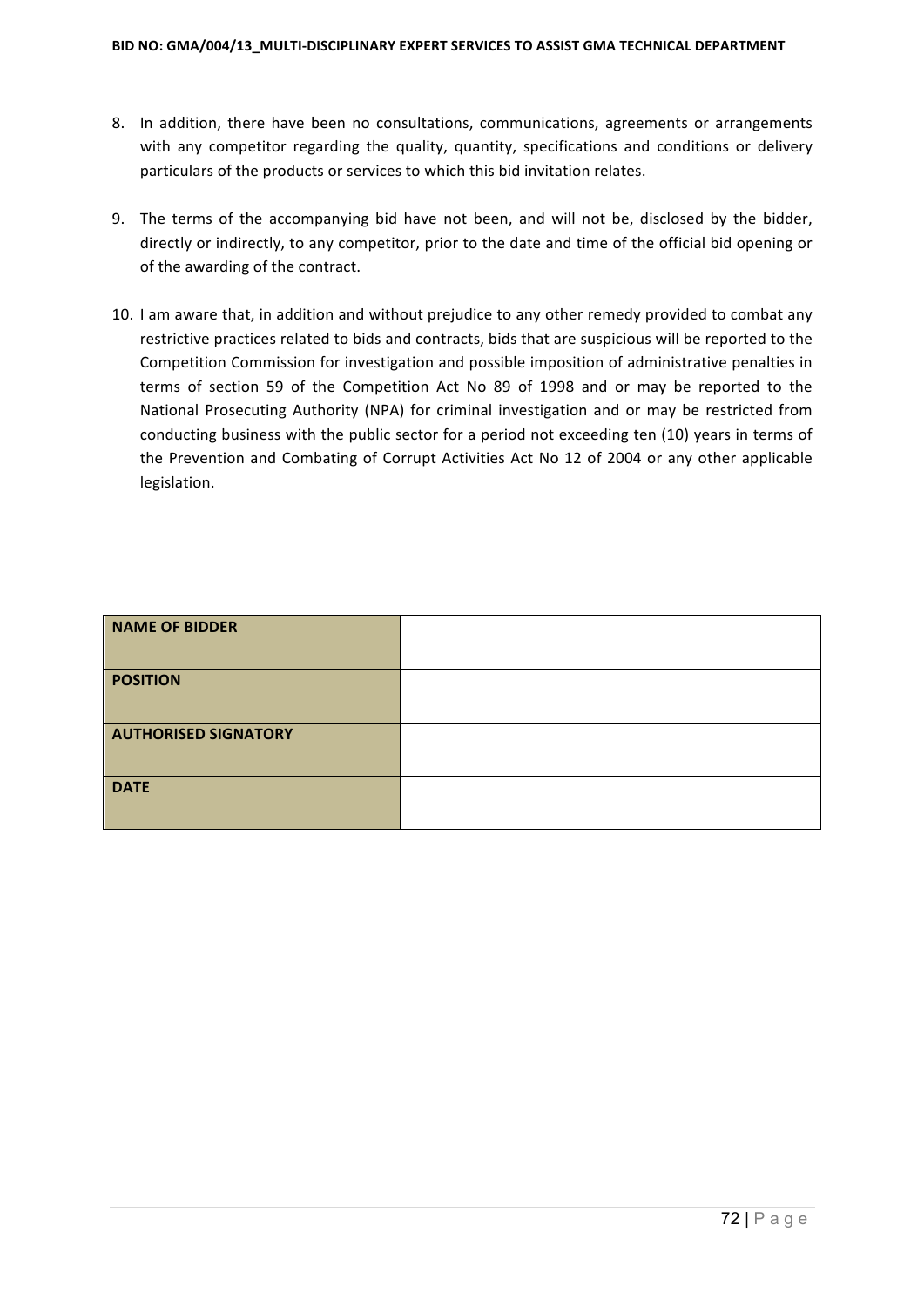8. In addition, there have been no consultations, communications, agreements or arrangements with any competitor regarding the quality, quantity, specifications and conditions or delivery particulars of the products or services to which this bid invitation relates.

9. The terms of the accompanying bid have not been, and will not be, disclosed by the bidder, directly or indirectly, to any competitor, prior to the date and time of the official bid opening or of the awarding of the contract.

10. I am aware that, in addition and without prejudice to any other remedy provided to combat any restrictive practices related to bids and contracts, bids that are suspicious will be reported to the Competition Commission for investigation and possible imposition of administrative penalties in terms of section 59 of the Competition Act No 89 of 1998 and or may be reported to the National Prosecuting Authority (NPA) for criminal investigation and or may be restricted from conducting business with the public sector for a period not exceeding ten (10) years in terms of the Prevention and Combating of Corrupt Activities Act No 12 of 2004 or any other applicable legislation.

| | |
|---|---|
| **NAME OF BIDDER** | |
| **POSITION** | |
| **AUTHORISED SIGNATORY** | |
| **DATE** | |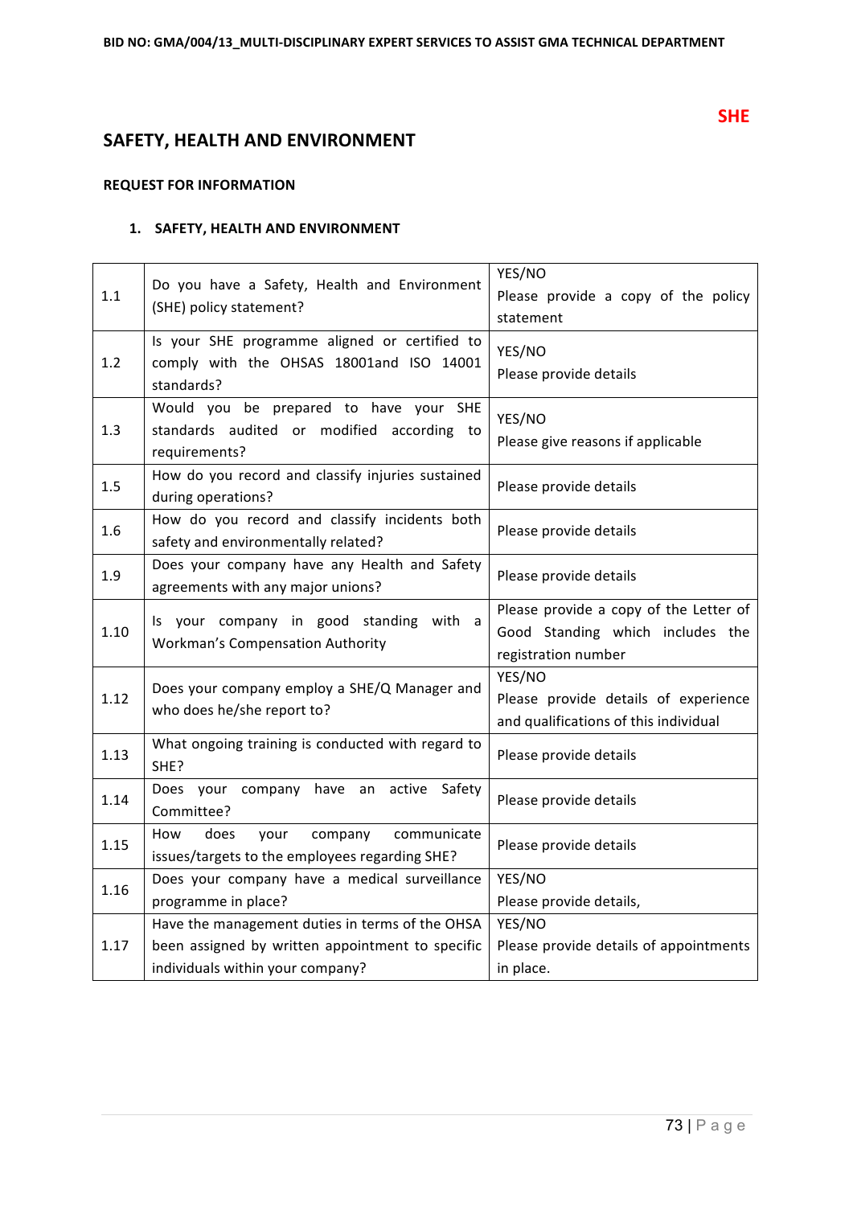**SHE**

# SAFETY, HEALTH AND ENVIRONMENT

**REQUEST FOR INFORMATION**

**1. SAFETY, HEALTH AND ENVIRONMENT**

| | | |
|---|---|---|
| 1.1 | Do you have a Safety, Health and Environment (SHE) policy statement? | YES/NO<br>Please provide a copy of the policy statement |
| 1.2 | Is your SHE programme aligned or certified to comply with the OHSAS 18001and ISO 14001 standards? | YES/NO<br>Please provide details |
| 1.3 | Would you be prepared to have your SHE standards audited or modified according to requirements? | YES/NO<br>Please give reasons if applicable |
| 1.5 | How do you record and classify injuries sustained during operations? | Please provide details |
| 1.6 | How do you record and classify incidents both safety and environmentally related? | Please provide details |
| 1.9 | Does your company have any Health and Safety agreements with any major unions? | Please provide details |
| 1.10 | Is your company in good standing with a Workman's Compensation Authority | Please provide a copy of the Letter of Good Standing which includes the registration number |
| 1.12 | Does your company employ a SHE/Q Manager and who does he/she report to? | YES/NO<br>Please provide details of experience and qualifications of this individual |
| 1.13 | What ongoing training is conducted with regard to SHE? | Please provide details |
| 1.14 | Does your company have an active Safety Committee? | Please provide details |
| 1.15 | How does your company communicate issues/targets to the employees regarding SHE? | Please provide details |
| 1.16 | Does your company have a medical surveillance programme in place? | YES/NO<br>Please provide details, |
| 1.17 | Have the management duties in terms of the OHSA been assigned by written appointment to specific individuals within your company? | YES/NO<br>Please provide details of appointments in place. |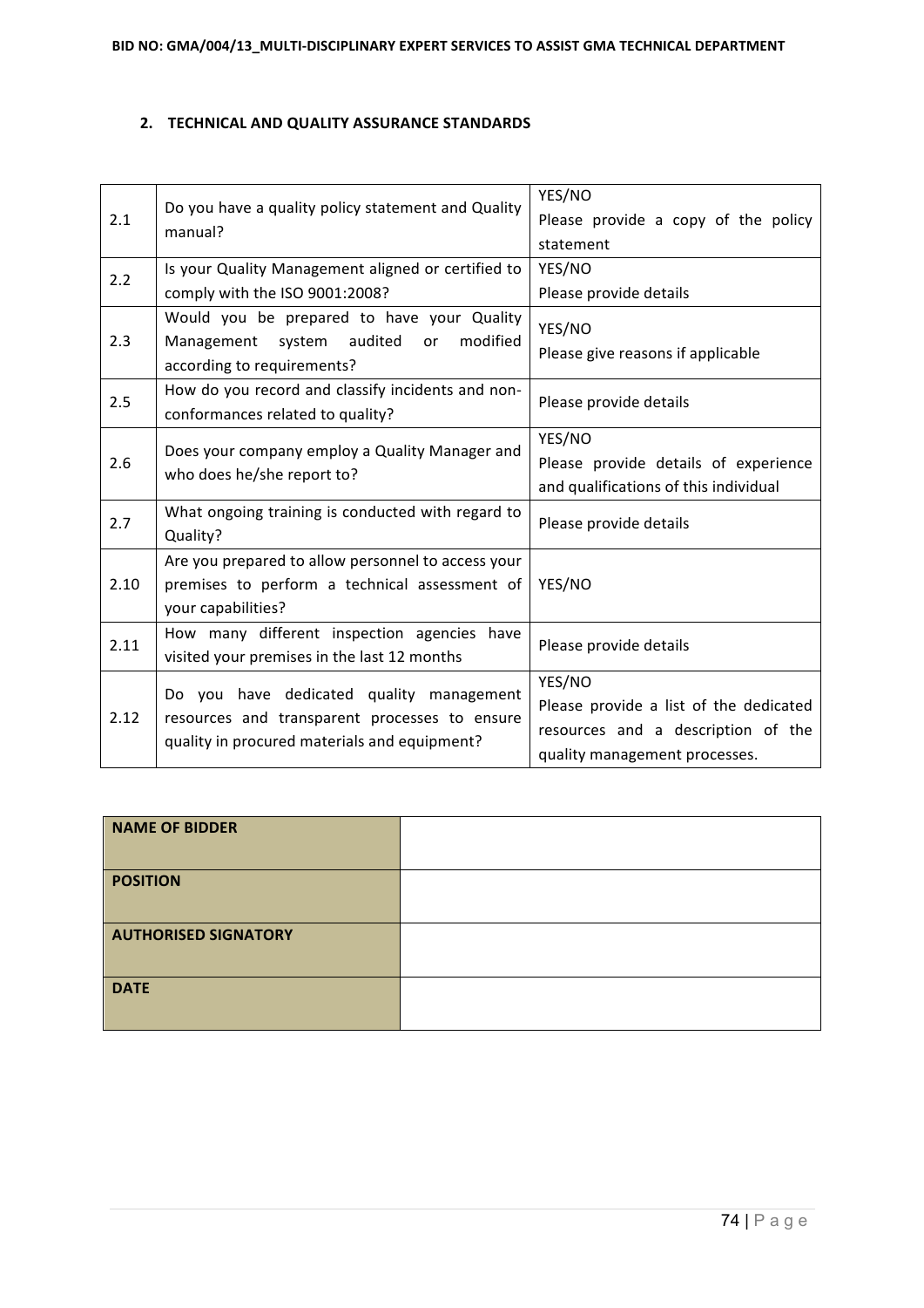## 2. TECHNICAL AND QUALITY ASSURANCE STANDARDS

| | | |
|---|---|---|
| 2.1 | Do you have a quality policy statement and Quality manual? | YES/NO<br>Please provide a copy of the policy statement |
| 2.2 | Is your Quality Management aligned or certified to comply with the ISO 9001:2008? | YES/NO<br>Please provide details |
| 2.3 | Would you be prepared to have your Quality Management system audited or modified according to requirements? | YES/NO<br>Please give reasons if applicable |
| 2.5 | How do you record and classify incidents and non-conformances related to quality? | Please provide details |
| 2.6 | Does your company employ a Quality Manager and who does he/she report to? | YES/NO<br>Please provide details of experience and qualifications of this individual |
| 2.7 | What ongoing training is conducted with regard to Quality? | Please provide details |
| 2.10 | Are you prepared to allow personnel to access your premises to perform a technical assessment of your capabilities? | YES/NO |
| 2.11 | How many different inspection agencies have visited your premises in the last 12 months | Please provide details |
| 2.12 | Do you have dedicated quality management resources and transparent processes to ensure quality in procured materials and equipment? | YES/NO<br>Please provide a list of the dedicated resources and a description of the quality management processes. |

| | |
|---|---|
| **NAME OF BIDDER** | |
| **POSITION** | |
| **AUTHORISED SIGNATORY** | |
| **DATE** | |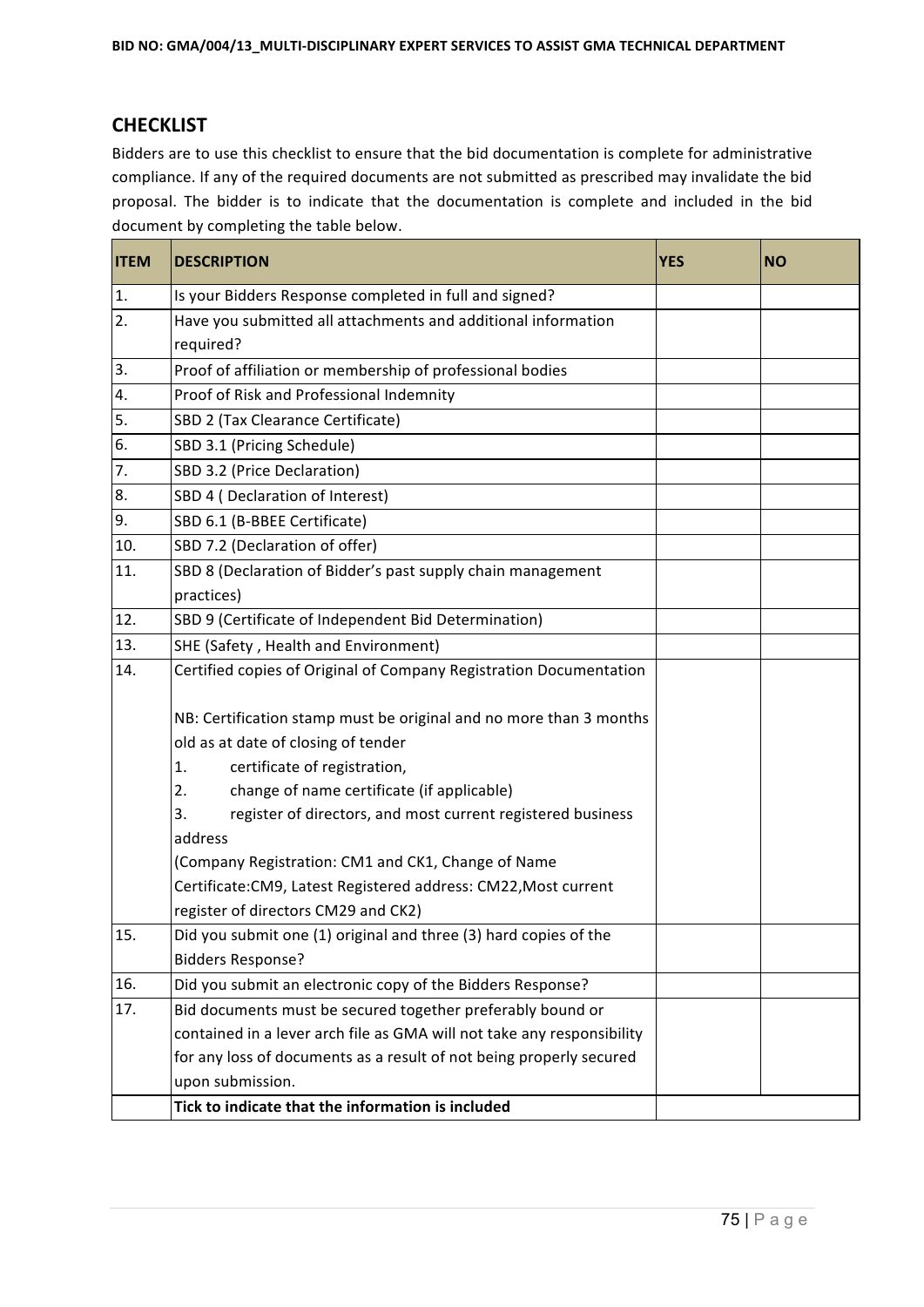## CHECKLIST

Bidders are to use this checklist to ensure that the bid documentation is complete for administrative compliance. If any of the required documents are not submitted as prescribed may invalidate the bid proposal. The bidder is to indicate that the documentation is complete and included in the bid document by completing the table below.

| ITEM | DESCRIPTION | YES | NO |
|---|---|---|---|
| 1. | Is your Bidders Response completed in full and signed? | | |
| 2. | Have you submitted all attachments and additional information required? | | |
| 3. | Proof of affiliation or membership of professional bodies | | |
| 4. | Proof of Risk and Professional Indemnity | | |
| 5. | SBD 2 (Tax Clearance Certificate) | | |
| 6. | SBD 3.1 (Pricing Schedule) | | |
| 7. | SBD 3.2 (Price Declaration) | | |
| 8. | SBD 4 ( Declaration of Interest) | | |
| 9. | SBD 6.1 (B-BBEE Certificate) | | |
| 10. | SBD 7.2 (Declaration of offer) | | |
| 11. | SBD 8 (Declaration of Bidder's past supply chain management practices) | | |
| 12. | SBD 9 (Certificate of Independent Bid Determination) | | |
| 13. | SHE (Safety , Health and Environment) | | |
| 14. | Certified copies of Original of Company Registration Documentation<br><br>NB: Certification stamp must be original and no more than 3 months old as at date of closing of tender<br>1. certificate of registration,<br>2. change of name certificate (if applicable)<br>3. register of directors, and most current registered business address<br>(Company Registration: CM1 and CK1, Change of Name Certificate:CM9, Latest Registered address: CM22,Most current register of directors CM29 and CK2) | | |
| 15. | Did you submit one (1) original and three (3) hard copies of the Bidders Response? | | |
| 16. | Did you submit an electronic copy of the Bidders Response? | | |
| 17. | Bid documents must be secured together preferably bound or contained in a lever arch file as GMA will not take any responsibility for any loss of documents as a result of not being properly secured upon submission. | | |
| | **Tick to indicate that the information is included** | | |